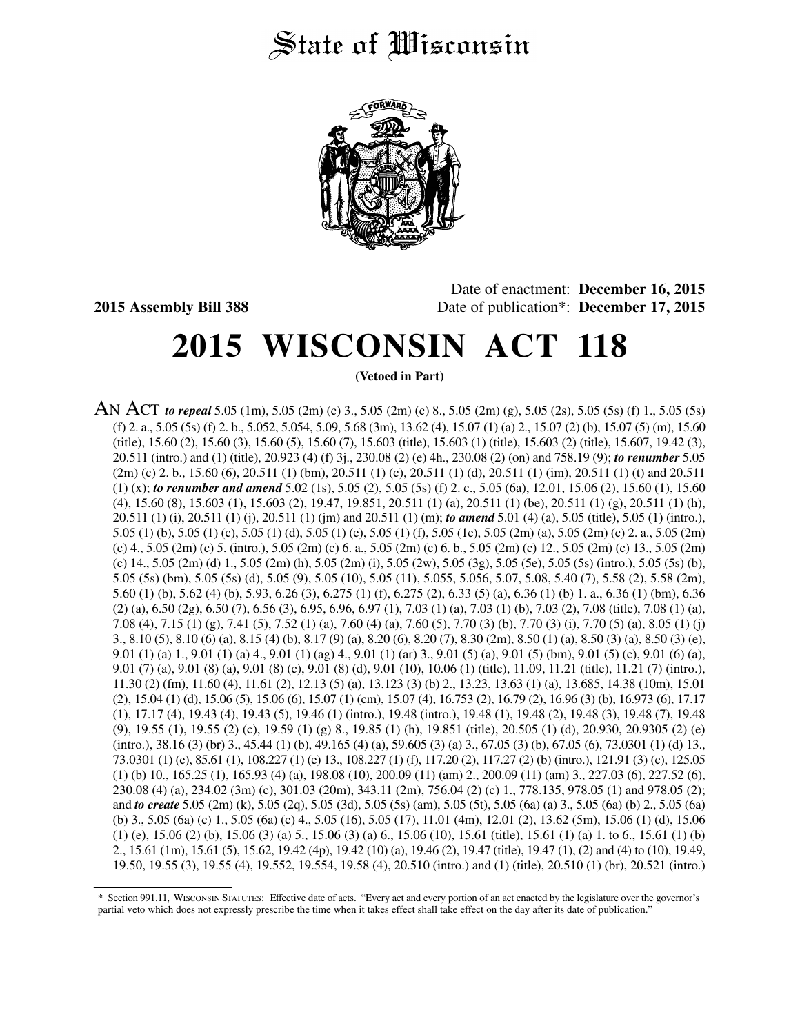# State of Wisconsin

**2015 Assembly Bill 388**

Date of enactment: **December 16, 2015**
Date of publication*: **December 17, 2015**

# 2015 WISCONSIN ACT 118

**(Vetoed in Part)**

AN ACT ***to repeal*** 5.05 (1m), 5.05 (2m) (c) 3., 5.05 (2m) (c) 8., 5.05 (2m) (g), 5.05 (2s), 5.05 (5s) (f) 1., 5.05 (5s) (f) 2. a., 5.05 (5s) (f) 2. b., 5.052, 5.054, 5.09, 5.68 (3m), 13.62 (4), 15.07 (1) (a) 2., 15.07 (2) (b), 15.07 (5) (m), 15.60 (title), 15.60 (2), 15.60 (3), 15.60 (5), 15.60 (7), 15.603 (title), 15.603 (1) (title), 15.603 (2) (title), 15.607, 19.42 (3), 20.511 (intro.) and (1) (title), 20.923 (4) (f) 3j., 230.08 (2) (e) 4h., 230.08 (2) (on) and 758.19 (9); ***to renumber*** 5.05 (2m) (c) 2. b., 15.60 (6), 20.511 (1) (bm), 20.511 (1) (c), 20.511 (1) (d), 20.511 (1) (im), 20.511 (1) (t) and 20.511 (1) (x); ***to renumber and amend*** 5.02 (1s), 5.05 (2), 5.05 (5s) (f) 2. c., 5.05 (6a), 12.01, 15.06 (2), 15.60 (1), 15.60 (4), 15.60 (8), 15.603 (1), 15.603 (2), 19.47, 19.851, 20.511 (1) (a), 20.511 (1) (be), 20.511 (1) (g), 20.511 (1) (h), 20.511 (1) (i), 20.511 (1) (j), 20.511 (1) (jm) and 20.511 (1) (m); ***to amend*** 5.01 (4) (a), 5.05 (title), 5.05 (1) (intro.), 5.05 (1) (b), 5.05 (1) (c), 5.05 (1) (d), 5.05 (1) (e), 5.05 (1) (f), 5.05 (1e), 5.05 (2m) (a), 5.05 (2m) (c) 2. a., 5.05 (2m) (c) 4., 5.05 (2m) (c) 5. (intro.), 5.05 (2m) (c) 6. a., 5.05 (2m) (c) 6. b., 5.05 (2m) (c) 12., 5.05 (2m) (c) 13., 5.05 (2m) (c) 14., 5.05 (2m) (d) 1., 5.05 (2m) (h), 5.05 (2m) (i), 5.05 (2w), 5.05 (3g), 5.05 (5e), 5.05 (5s) (intro.), 5.05 (5s) (b), 5.05 (5s) (bm), 5.05 (5s) (d), 5.05 (9), 5.05 (10), 5.05 (11), 5.055, 5.056, 5.07, 5.08, 5.40 (7), 5.58 (2), 5.58 (2m), 5.60 (1) (b), 5.62 (4) (b), 5.93, 6.26 (3), 6.275 (1) (f), 6.275 (2), 6.33 (5) (a), 6.36 (1) (b) 1. a., 6.36 (1) (bm), 6.36 (2) (a), 6.50 (2g), 6.50 (7), 6.56 (3), 6.95, 6.96, 6.97 (1), 7.03 (1) (a), 7.03 (1) (b), 7.03 (2), 7.08 (title), 7.08 (1) (a), 7.08 (4), 7.15 (1) (g), 7.41 (5), 7.52 (1) (a), 7.60 (4) (a), 7.60 (5), 7.70 (3) (b), 7.70 (3) (i), 7.70 (5) (a), 8.05 (1) (j) 3., 8.10 (5), 8.10 (6) (a), 8.15 (4) (b), 8.17 (9) (a), 8.20 (6), 8.20 (7), 8.30 (2m), 8.50 (1) (a), 8.50 (3) (a), 8.50 (3) (e), 9.01 (1) (a) 1., 9.01 (1) (a) 4., 9.01 (1) (ag) 4., 9.01 (1) (ar) 3., 9.01 (5) (a), 9.01 (5) (bm), 9.01 (5) (c), 9.01 (6) (a), 9.01 (7) (a), 9.01 (8) (a), 9.01 (8) (c), 9.01 (8) (d), 9.01 (10), 10.06 (1) (title), 11.09, 11.21 (title), 11.21 (7) (intro.), 11.30 (2) (fm), 11.60 (4), 11.61 (2), 12.13 (5) (a), 13.123 (3) (b) 2., 13.23, 13.63 (1) (a), 13.685, 14.38 (10m), 15.01 (2), 15.04 (1) (d), 15.06 (5), 15.06 (6), 15.07 (1) (cm), 15.07 (4), 16.753 (2), 16.79 (2), 16.96 (3) (b), 16.973 (6), 17.17 (1), 17.17 (4), 19.43 (4), 19.43 (5), 19.46 (1) (intro.), 19.48 (intro.), 19.48 (1), 19.48 (2), 19.48 (3), 19.48 (7), 19.48 (9), 19.55 (1), 19.55 (2) (c), 19.59 (1) (g) 8., 19.85 (1) (h), 19.851 (title), 20.505 (1) (d), 20.930, 20.9305 (2) (e) (intro.), 38.16 (3) (br) 3., 45.44 (1) (b), 49.165 (4) (a), 59.605 (3) (a) 3., 67.05 (3) (b), 67.05 (6), 73.0301 (1) (d) 13., 73.0301 (1) (e), 85.61 (1), 108.227 (1) (e) 13., 108.227 (1) (f), 117.20 (2), 117.27 (2) (b) (intro.), 121.91 (3) (c), 125.05 (1) (b) 10., 165.25 (1), 165.93 (4) (a), 198.08 (10), 200.09 (11) (am) 2., 200.09 (11) (am) 3., 227.03 (6), 227.52 (6), 230.08 (4) (a), 234.02 (3m) (c), 301.03 (20m), 343.11 (2m), 756.04 (2) (c) 1., 778.135, 978.05 (1) and 978.05 (2); and ***to create*** 5.05 (2m) (k), 5.05 (2q), 5.05 (3d), 5.05 (5s) (am), 5.05 (5t), 5.05 (6a) (a) 3., 5.05 (6a) (b) 2., 5.05 (6a) (b) 3., 5.05 (6a) (c) 1., 5.05 (6a) (c) 4., 5.05 (16), 5.05 (17), 11.01 (4m), 12.01 (2), 13.62 (5m), 15.06 (1) (d), 15.06 (1) (e), 15.06 (2) (b), 15.06 (3) (a) 5., 15.06 (3) (a) 6., 15.06 (10), 15.61 (title), 15.61 (1) (a) 1. to 6., 15.61 (1) (b) 2., 15.61 (1m), 15.61 (5), 15.62, 19.42 (4p), 19.42 (10) (a), 19.46 (2), 19.47 (title), 19.47 (1), (2) and (4) to (10), 19.49, 19.50, 19.55 (3), 19.55 (4), 19.552, 19.554, 19.58 (4), 20.510 (intro.) and (1) (title), 20.510 (1) (br), 20.521 (intro.)

---

\* Section 991.11, WISCONSIN STATUTES: Effective date of acts. "Every act and every portion of an act enacted by the legislature over the governor's partial veto which does not expressly prescribe the time when it takes effect shall take effect on the day after its date of publication."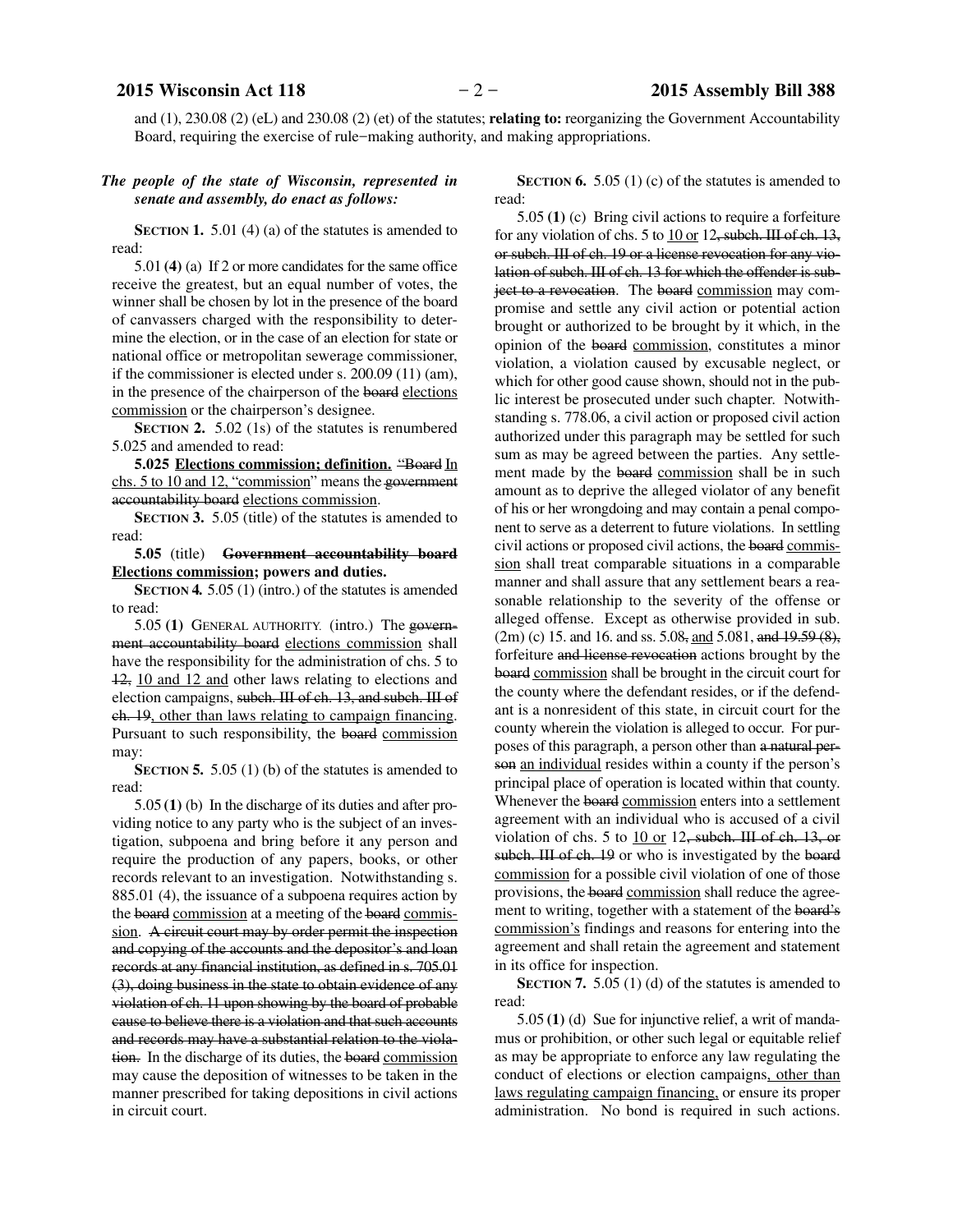and (1), 230.08 (2) (eL) and 230.08 (2) (et) of the statutes; **relating to:** reorganizing the Government Accountability Board, requiring the exercise of rule−making authority, and making appropriations.

***The people of the state of Wisconsin, represented in senate and assembly, do enact as follows:***

**SECTION 1.** 5.01 (4) (a) of the statutes is amended to read:

5.01 **(4)** (a) If 2 or more candidates for the same office receive the greatest, but an equal number of votes, the winner shall be chosen by lot in the presence of the board of canvassers charged with the responsibility to determine the election, or in the case of an election for state or national office or metropolitan sewerage commissioner, if the commissioner is elected under s. 200.09 (11) (am), in the presence of the chairperson of the ~~board~~ <u>elections commission</u> or the chairperson's designee.

**SECTION 2.** 5.02 (1s) of the statutes is renumbered 5.025 and amended to read:

**5.025** <u>**Elections commission; definition.**</u> ~~"Board~~ <u>In chs. 5 to 10 and 12, "commission</u>" means the ~~government accountability board~~ <u>elections commission</u>.

**SECTION 3.** 5.05 (title) of the statutes is amended to read:

**5.05** (title) ~~**Government accountability board**~~ <u>**Elections commission**</u>**; powers and duties.**

**SECTION 4.** 5.05 (1) (intro.) of the statutes is amended to read:

5.05 **(1)** GENERAL AUTHORITY. (intro.) The ~~government accountability board~~ <u>elections commission</u> shall have the responsibility for the administration of chs. 5 to ~~12,~~ <u>10 and 12 and</u> other laws relating to elections and election campaigns, ~~subch. III of ch. 13, and subch. III of ch. 19~~<u>, other than laws relating to campaign financing</u>. Pursuant to such responsibility, the ~~board~~ <u>commission</u> may:

**SECTION 5.** 5.05 (1) (b) of the statutes is amended to read:

5.05 **(1)** (b) In the discharge of its duties and after providing notice to any party who is the subject of an investigation, subpoena and bring before it any person and require the production of any papers, books, or other records relevant to an investigation. Notwithstanding s. 885.01 (4), the issuance of a subpoena requires action by the ~~board~~ <u>commission</u> at a meeting of the ~~board~~ <u>commission</u>. ~~A circuit court may by order permit the inspection and copying of the accounts and the depositor's and loan records at any financial institution, as defined in s. 705.01 (3), doing business in the state to obtain evidence of any violation of ch. 11 upon showing by the board of probable cause to believe there is a violation and that such accounts and records may have a substantial relation to the violation.~~ In the discharge of its duties, the ~~board~~ <u>commission</u> may cause the deposition of witnesses to be taken in the manner prescribed for taking depositions in civil actions in circuit court.

**SECTION 6.** 5.05 (1) (c) of the statutes is amended to read:

5.05 **(1)** (c) Bring civil actions to require a forfeiture for any violation of chs. 5 to <u>10 or</u> 12~~, subch. III of ch. 13, or subch. III of ch. 19 or a license revocation for any violation of subch. III of ch. 13 for which the offender is subject to a revocation~~. The ~~board~~ <u>commission</u> may compromise and settle any civil action or potential action brought or authorized to be brought by it which, in the opinion of the ~~board~~ <u>commission</u>, constitutes a minor violation, a violation caused by excusable neglect, or which for other good cause shown, should not in the public interest be prosecuted under such chapter. Notwithstanding s. 778.06, a civil action or proposed civil action authorized under this paragraph may be settled for such sum as may be agreed between the parties. Any settlement made by the ~~board~~ <u>commission</u> shall be in such amount as to deprive the alleged violator of any benefit of his or her wrongdoing and may contain a penal component to serve as a deterrent to future violations. In settling civil actions or proposed civil actions, the ~~board~~ <u>commission</u> shall treat comparable situations in a comparable manner and shall assure that any settlement bears a reasonable relationship to the severity of the offense or alleged offense. Except as otherwise provided in sub. (2m) (c) 15. and 16. and ss. 5.08~~,~~ <u>and</u> 5.081, ~~and 19.59 (8),~~ forfeiture ~~and license revocation~~ actions brought by the ~~board~~ <u>commission</u> shall be brought in the circuit court for the county where the defendant resides, or if the defendant is a nonresident of this state, in circuit court for the county wherein the violation is alleged to occur. For purposes of this paragraph, a person other than ~~a natural person~~ <u>an individual</u> resides within a county if the person's principal place of operation is located within that county. Whenever the ~~board~~ <u>commission</u> enters into a settlement agreement with an individual who is accused of a civil violation of chs. 5 to <u>10 or</u> 12~~, subch. III of ch. 13, or subch. III of ch. 19~~ or who is investigated by the ~~board~~ <u>commission</u> for a possible civil violation of one of those provisions, the ~~board~~ <u>commission</u> shall reduce the agreement to writing, together with a statement of the ~~board's~~ <u>commission's</u> findings and reasons for entering into the agreement and shall retain the agreement and statement in its office for inspection.

**SECTION 7.** 5.05 (1) (d) of the statutes is amended to read:

5.05 **(1)** (d) Sue for injunctive relief, a writ of mandamus or prohibition, or other such legal or equitable relief as may be appropriate to enforce any law regulating the conduct of elections or election campaigns<u>, other than laws regulating campaign financing,</u> or ensure its proper administration. No bond is required in such actions.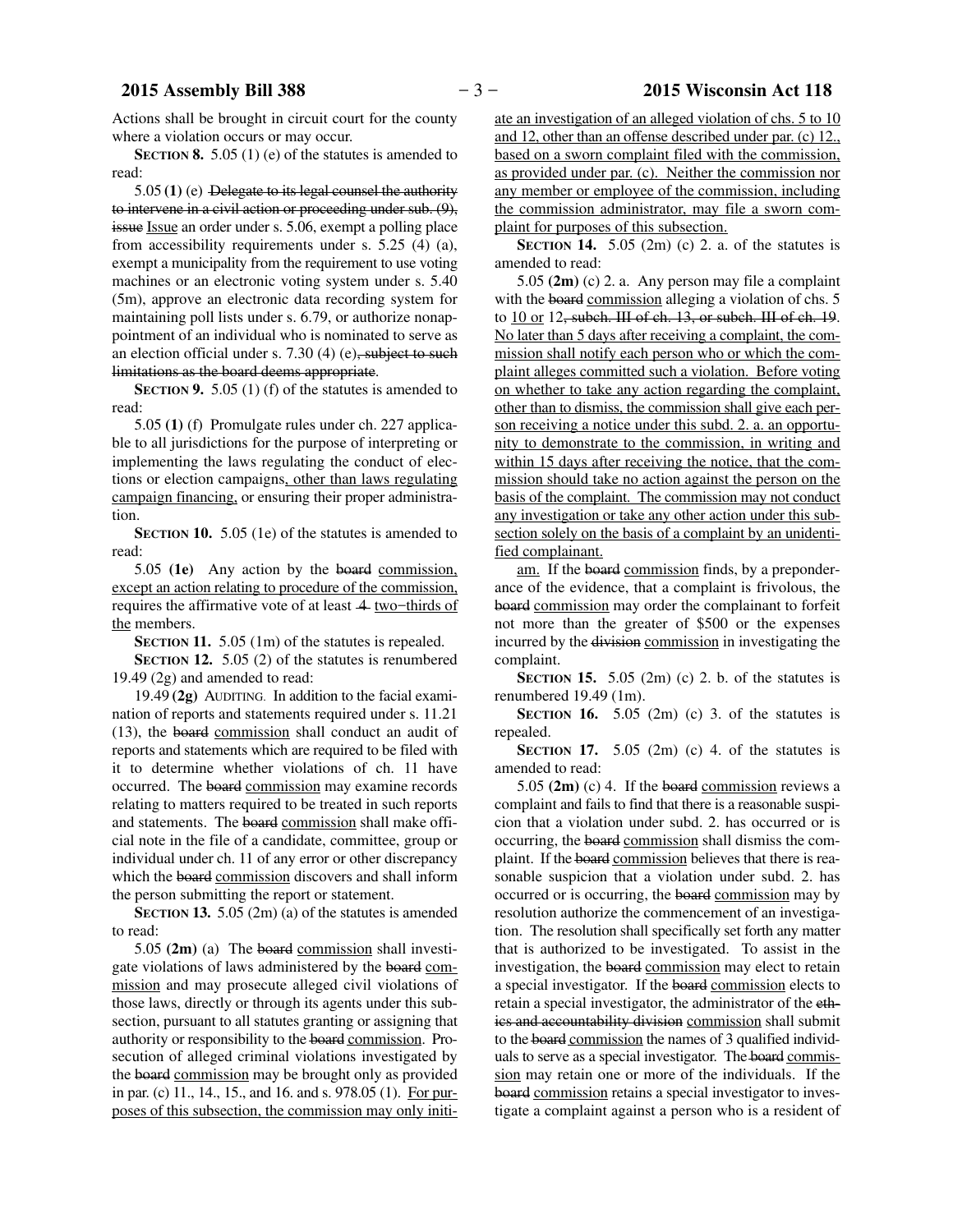Actions shall be brought in circuit court for the county where a violation occurs or may occur.

**SECTION 8.** 5.05 (1) (e) of the statutes is amended to read:

5.05 **(1)** (e) ~~Delegate to its legal counsel the authority to intervene in a civil action or proceeding under sub. (9), issue~~ <u>Issue</u> an order under s. 5.06, exempt a polling place from accessibility requirements under s. 5.25 (4) (a), exempt a municipality from the requirement to use voting machines or an electronic voting system under s. 5.40 (5m), approve an electronic data recording system for maintaining poll lists under s. 6.79, or authorize nonappointment of an individual who is nominated to serve as an election official under s. 7.30 (4) (e)~~, subject to such limitations as the board deems appropriate~~.

**SECTION 9.** 5.05 (1) (f) of the statutes is amended to read:

5.05 **(1)** (f) Promulgate rules under ch. 227 applicable to all jurisdictions for the purpose of interpreting or implementing the laws regulating the conduct of elections or election campaigns<u>, other than laws regulating campaign financing,</u> or ensuring their proper administration.

**SECTION 10.** 5.05 (1e) of the statutes is amended to read:

5.05 **(1e)** Any action by the ~~board~~ <u>commission, except an action relating to procedure of the commission,</u> requires the affirmative vote of at least ~~4~~ <u>two−thirds of the</u> members.

**SECTION 11.** 5.05 (1m) of the statutes is repealed.

**SECTION 12.** 5.05 (2) of the statutes is renumbered 19.49 (2g) and amended to read:

19.49 **(2g)** AUDITING. In addition to the facial examination of reports and statements required under s. 11.21 (13), the ~~board~~ <u>commission</u> shall conduct an audit of reports and statements which are required to be filed with it to determine whether violations of ch. 11 have occurred. The ~~board~~ <u>commission</u> may examine records relating to matters required to be treated in such reports and statements. The ~~board~~ <u>commission</u> shall make official note in the file of a candidate, committee, group or individual under ch. 11 of any error or other discrepancy which the ~~board~~ <u>commission</u> discovers and shall inform the person submitting the report or statement.

**SECTION 13.** 5.05 (2m) (a) of the statutes is amended to read:

5.05 **(2m)** (a) The ~~board~~ <u>commission</u> shall investigate violations of laws administered by the ~~board~~ <u>commission</u> and may prosecute alleged civil violations of those laws, directly or through its agents under this subsection, pursuant to all statutes granting or assigning that authority or responsibility to the ~~board~~ <u>commission</u>. Prosecution of alleged criminal violations investigated by the ~~board~~ <u>commission</u> may be brought only as provided in par. (c) 11., 14., 15., and 16. and s. 978.05 (1). <u>For purposes of this subsection, the commission may only initiate an investigation of an alleged violation of chs. 5 to 10 and 12, other than an offense described under par. (c) 12., based on a sworn complaint filed with the commission, as provided under par. (c). Neither the commission nor any member or employee of the commission, including the commission administrator, may file a sworn complaint for purposes of this subsection.</u>

**SECTION 14.** 5.05 (2m) (c) 2. a. of the statutes is amended to read:

5.05 **(2m)** (c) 2. a. Any person may file a complaint with the ~~board~~ <u>commission</u> alleging a violation of chs. 5 to <u>10 or</u> 12~~, subch. III of ch. 13, or subch. III of ch. 19~~. <u>No later than 5 days after receiving a complaint, the commission shall notify each person who or which the complaint alleges committed such a violation. Before voting on whether to take any action regarding the complaint, other than to dismiss, the commission shall give each person receiving a notice under this subd. 2. a. an opportunity to demonstrate to the commission, in writing and within 15 days after receiving the notice, that the commission should take no action against the person on the basis of the complaint. The commission may not conduct any investigation or take any other action under this subsection solely on the basis of a complaint by an unidentified complainant.</u>

<u>am.</u> If the ~~board~~ <u>commission</u> finds, by a preponderance of the evidence, that a complaint is frivolous, the ~~board~~ <u>commission</u> may order the complainant to forfeit not more than the greater of $500 or the expenses incurred by the ~~division~~ <u>commission</u> in investigating the complaint.

**SECTION 15.** 5.05 (2m) (c) 2. b. of the statutes is renumbered 19.49 (1m).

**SECTION 16.** 5.05 (2m) (c) 3. of the statutes is repealed.

**SECTION 17.** 5.05 (2m) (c) 4. of the statutes is amended to read:

5.05 **(2m)** (c) 4. If the ~~board~~ <u>commission</u> reviews a complaint and fails to find that there is a reasonable suspicion that a violation under subd. 2. has occurred or is occurring, the ~~board~~ <u>commission</u> shall dismiss the complaint. If the ~~board~~ <u>commission</u> believes that there is reasonable suspicion that a violation under subd. 2. has occurred or is occurring, the ~~board~~ <u>commission</u> may by resolution authorize the commencement of an investigation. The resolution shall specifically set forth any matter that is authorized to be investigated. To assist in the investigation, the ~~board~~ <u>commission</u> may elect to retain a special investigator. If the ~~board~~ <u>commission</u> elects to retain a special investigator, the administrator of the ~~ethics and accountability division~~ <u>commission</u> shall submit to the ~~board~~ <u>commission</u> the names of 3 qualified individuals to serve as a special investigator. The ~~board~~ <u>commission</u> may retain one or more of the individuals. If the ~~board~~ <u>commission</u> retains a special investigator to investigate a complaint against a person who is a resident of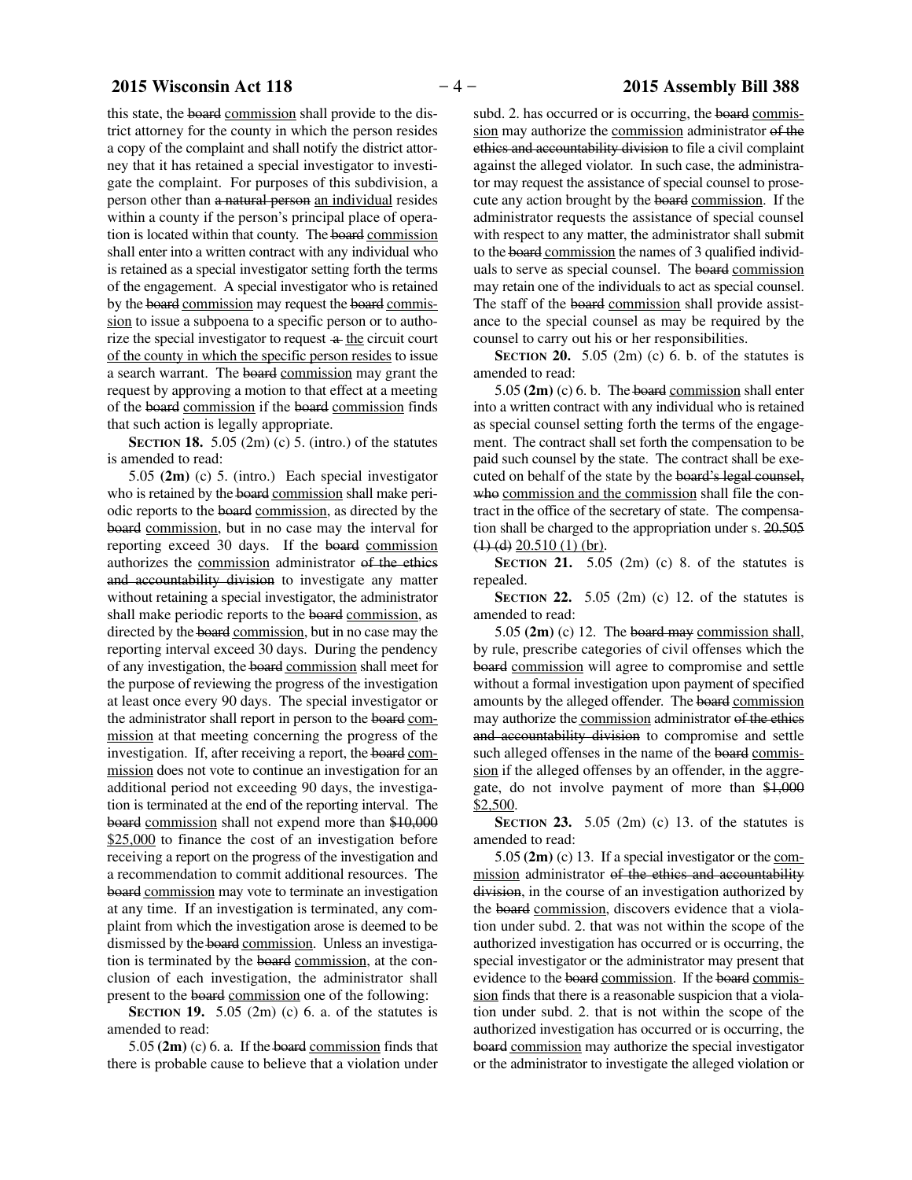this state, the ~~board~~ <u>commission</u> shall provide to the district attorney for the county in which the person resides a copy of the complaint and shall notify the district attorney that it has retained a special investigator to investigate the complaint. For purposes of this subdivision, a person other than ~~a natural person~~ <u>an individual</u> resides within a county if the person's principal place of operation is located within that county. The ~~board~~ <u>commission</u> shall enter into a written contract with any individual who is retained as a special investigator setting forth the terms of the engagement. A special investigator who is retained by the ~~board~~ <u>commission</u> may request the ~~board~~ <u>commission</u> to issue a subpoena to a specific person or to authorize the special investigator to request ~~a~~ <u>the</u> circuit court <u>of the county in which the specific person resides</u> to issue a search warrant. The ~~board~~ <u>commission</u> may grant the request by approving a motion to that effect at a meeting of the ~~board~~ <u>commission</u> if the ~~board~~ <u>commission</u> finds that such action is legally appropriate.

**SECTION 18.** 5.05 (2m) (c) 5. (intro.) of the statutes is amended to read:

5.05 **(2m)** (c) 5. (intro.) Each special investigator who is retained by the ~~board~~ <u>commission</u> shall make periodic reports to the ~~board~~ <u>commission</u>, as directed by the ~~board~~ <u>commission</u>, but in no case may the interval for reporting exceed 30 days. If the ~~board~~ <u>commission</u> authorizes the <u>commission</u> administrator ~~of the ethics and accountability division~~ to investigate any matter without retaining a special investigator, the administrator shall make periodic reports to the ~~board~~ <u>commission</u>, as directed by the ~~board~~ <u>commission</u>, but in no case may the reporting interval exceed 30 days. During the pendency of any investigation, the ~~board~~ <u>commission</u> shall meet for the purpose of reviewing the progress of the investigation at least once every 90 days. The special investigator or the administrator shall report in person to the ~~board~~ <u>commission</u> at that meeting concerning the progress of the investigation. If, after receiving a report, the ~~board~~ <u>commission</u> does not vote to continue an investigation for an additional period not exceeding 90 days, the investigation is terminated at the end of the reporting interval. The ~~board~~ <u>commission</u> shall not expend more than ~~$10,000~~ <u>$25,000</u> to finance the cost of an investigation before receiving a report on the progress of the investigation and a recommendation to commit additional resources. The ~~board~~ <u>commission</u> may vote to terminate an investigation at any time. If an investigation is terminated, any complaint from which the investigation arose is deemed to be dismissed by the ~~board~~ <u>commission</u>. Unless an investigation is terminated by the ~~board~~ <u>commission</u>, at the conclusion of each investigation, the administrator shall present to the ~~board~~ <u>commission</u> one of the following:

**SECTION 19.** 5.05 (2m) (c) 6. a. of the statutes is amended to read:

5.05 **(2m)** (c) 6. a. If the ~~board~~ <u>commission</u> finds that there is probable cause to believe that a violation under subd. 2. has occurred or is occurring, the ~~board~~ <u>commission</u> may authorize the <u>commission</u> administrator ~~of the ethics and accountability division~~ to file a civil complaint against the alleged violator. In such case, the administrator may request the assistance of special counsel to prosecute any action brought by the ~~board~~ <u>commission</u>. If the administrator requests the assistance of special counsel with respect to any matter, the administrator shall submit to the ~~board~~ <u>commission</u> the names of 3 qualified individuals to serve as special counsel. The ~~board~~ <u>commission</u> may retain one of the individuals to act as special counsel. The staff of the ~~board~~ <u>commission</u> shall provide assistance to the special counsel as may be required by the counsel to carry out his or her responsibilities.

**SECTION 20.** 5.05 (2m) (c) 6. b. of the statutes is amended to read:

5.05 **(2m)** (c) 6. b. The ~~board~~ <u>commission</u> shall enter into a written contract with any individual who is retained as special counsel setting forth the terms of the engagement. The contract shall set forth the compensation to be paid such counsel by the state. The contract shall be executed on behalf of the state by the ~~board's legal counsel, who~~ <u>commission and the commission</u> shall file the contract in the office of the secretary of state. The compensation shall be charged to the appropriation under s. ~~20.505 (1) (d)~~ <u>20.510 (1) (br)</u>.

**SECTION 21.** 5.05 (2m) (c) 8. of the statutes is repealed.

**SECTION 22.** 5.05 (2m) (c) 12. of the statutes is amended to read:

5.05 **(2m)** (c) 12. The ~~board may~~ <u>commission shall</u>, by rule, prescribe categories of civil offenses which the ~~board~~ <u>commission</u> will agree to compromise and settle without a formal investigation upon payment of specified amounts by the alleged offender. The ~~board~~ <u>commission</u> may authorize the <u>commission</u> administrator ~~of the ethics and accountability division~~ to compromise and settle such alleged offenses in the name of the ~~board~~ <u>commission</u> if the alleged offenses by an offender, in the aggregate, do not involve payment of more than ~~$1,000~~ <u>$2,500</u>.

**SECTION 23.** 5.05 (2m) (c) 13. of the statutes is amended to read:

5.05 **(2m)** (c) 13. If a special investigator or the <u>commission</u> administrator ~~of the ethics and accountability division~~, in the course of an investigation authorized by the ~~board~~ <u>commission</u>, discovers evidence that a violation under subd. 2. that was not within the scope of the authorized investigation has occurred or is occurring, the special investigator or the administrator may present that evidence to the ~~board~~ <u>commission</u>. If the ~~board~~ <u>commission</u> finds that there is a reasonable suspicion that a violation under subd. 2. that is not within the scope of the authorized investigation has occurred or is occurring, the ~~board~~ <u>commission</u> may authorize the special investigator or the administrator to investigate the alleged violation or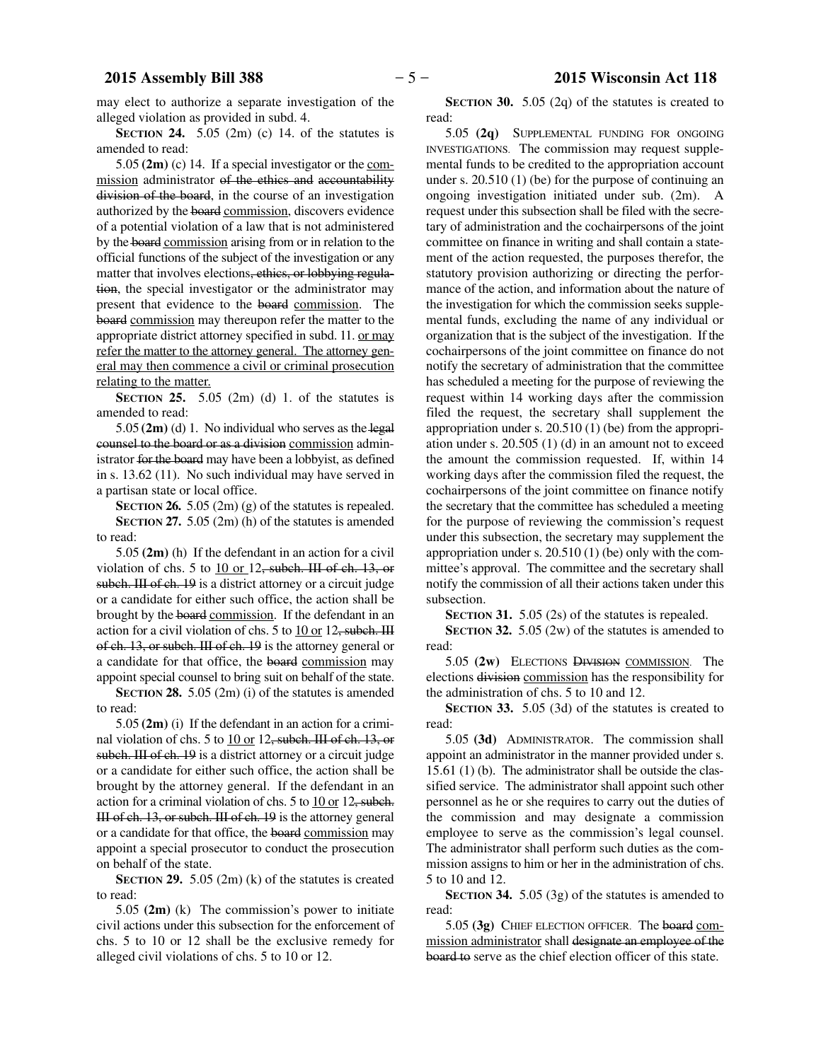may elect to authorize a separate investigation of the alleged violation as provided in subd. 4.

**SECTION 24.** 5.05 (2m) (c) 14. of the statutes is amended to read:

5.05 **(2m)** (c) 14. If a special investigator or the commission administrator ~~of the ethics and accountability division of the board~~, in the course of an investigation authorized by the ~~board~~ commission, discovers evidence of a potential violation of a law that is not administered by the ~~board~~ commission arising from or in relation to the official functions of the subject of the investigation or any matter that involves elections~~, ethics, or lobbying regulation~~, the special investigator or the administrator may present that evidence to the ~~board~~ commission. The ~~board~~ commission may thereupon refer the matter to the appropriate district attorney specified in subd. 11. or may refer the matter to the attorney general. The attorney general may then commence a civil or criminal prosecution relating to the matter.

**SECTION 25.** 5.05 (2m) (d) 1. of the statutes is amended to read:

5.05 **(2m)** (d) 1. No individual who serves as the ~~legal counsel to the board or as a division~~ commission administrator ~~for the board~~ may have been a lobbyist, as defined in s. 13.62 (11). No such individual may have served in a partisan state or local office.

**SECTION 26.** 5.05 (2m) (g) of the statutes is repealed.

**SECTION 27.** 5.05 (2m) (h) of the statutes is amended to read:

5.05 **(2m)** (h) If the defendant in an action for a civil violation of chs. 5 to 10 or 12~~, subch. III of ch. 13, or subch. III of ch. 19~~ is a district attorney or a circuit judge or a candidate for either such office, the action shall be brought by the ~~board~~ commission. If the defendant in an action for a civil violation of chs. 5 to 10 or 12~~, subch. III of ch. 13, or subch. III of ch. 19~~ is the attorney general or a candidate for that office, the ~~board~~ commission may appoint special counsel to bring suit on behalf of the state.

**SECTION 28.** 5.05 (2m) (i) of the statutes is amended to read:

5.05 **(2m)** (i) If the defendant in an action for a criminal violation of chs. 5 to 10 or 12~~, subch. III of ch. 13, or subch. III of ch. 19~~ is a district attorney or a circuit judge or a candidate for either such office, the action shall be brought by the attorney general. If the defendant in an action for a criminal violation of chs. 5 to 10 or 12~~, subch. III of ch. 13, or subch. III of ch. 19~~ is the attorney general or a candidate for that office, the ~~board~~ commission may appoint a special prosecutor to conduct the prosecution on behalf of the state.

**SECTION 29.** 5.05 (2m) (k) of the statutes is created to read:

5.05 **(2m)** (k) The commission's power to initiate civil actions under this subsection for the enforcement of chs. 5 to 10 or 12 shall be the exclusive remedy for alleged civil violations of chs. 5 to 10 or 12.

**SECTION 30.** 5.05 (2q) of the statutes is created to read:

5.05 **(2q)** SUPPLEMENTAL FUNDING FOR ONGOING INVESTIGATIONS. The commission may request supplemental funds to be credited to the appropriation account under s. 20.510 (1) (be) for the purpose of continuing an ongoing investigation initiated under sub. (2m). A request under this subsection shall be filed with the secretary of administration and the cochairpersons of the joint committee on finance in writing and shall contain a statement of the action requested, the purposes therefor, the statutory provision authorizing or directing the performance of the action, and information about the nature of the investigation for which the commission seeks supplemental funds, excluding the name of any individual or organization that is the subject of the investigation. If the cochairpersons of the joint committee on finance do not notify the secretary of administration that the committee has scheduled a meeting for the purpose of reviewing the request within 14 working days after the commission filed the request, the secretary shall supplement the appropriation under s. 20.510 (1) (be) from the appropriation under s. 20.505 (1) (d) in an amount not to exceed the amount the commission requested. If, within 14 working days after the commission filed the request, the cochairpersons of the joint committee on finance notify the secretary that the committee has scheduled a meeting for the purpose of reviewing the commission's request under this subsection, the secretary may supplement the appropriation under s. 20.510 (1) (be) only with the committee's approval. The committee and the secretary shall notify the commission of all their actions taken under this subsection.

**SECTION 31.** 5.05 (2s) of the statutes is repealed.

**SECTION 32.** 5.05 (2w) of the statutes is amended to read:

5.05 **(2w)** ELECTIONS ~~DIVISION~~ COMMISSION. The elections ~~division~~ commission has the responsibility for the administration of chs. 5 to 10 and 12.

**SECTION 33.** 5.05 (3d) of the statutes is created to read:

5.05 **(3d)** ADMINISTRATOR. The commission shall appoint an administrator in the manner provided under s. 15.61 (1) (b). The administrator shall be outside the classified service. The administrator shall appoint such other personnel as he or she requires to carry out the duties of the commission and may designate a commission employee to serve as the commission's legal counsel. The administrator shall perform such duties as the commission assigns to him or her in the administration of chs. 5 to 10 and 12.

**SECTION 34.** 5.05 (3g) of the statutes is amended to read:

5.05 **(3g)** CHIEF ELECTION OFFICER. The ~~board~~ commission administrator shall ~~designate an employee of the board to~~ serve as the chief election officer of this state.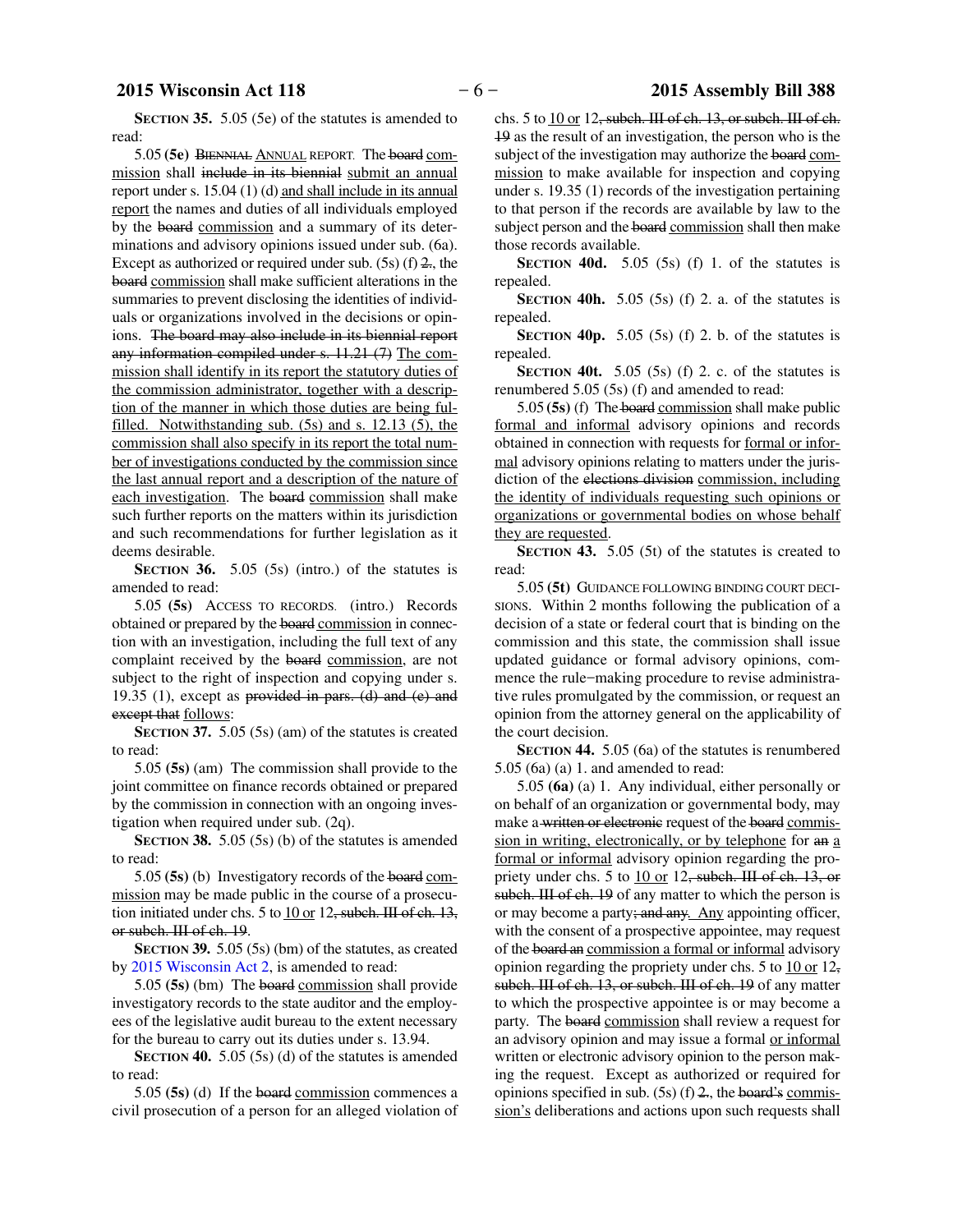**SECTION 35.** 5.05 (5e) of the statutes is amended to read:

5.05 **(5e)** ~~BIENNIAL~~ ANNUAL REPORT. The ~~board~~ commission shall ~~include in its biennial~~ submit an annual report under s. 15.04 (1) (d) and shall include in its annual report the names and duties of all individuals employed by the ~~board~~ commission and a summary of its determinations and advisory opinions issued under sub. (6a). Except as authorized or required under sub. (5s) (f) ~~2.~~, the ~~board~~ commission shall make sufficient alterations in the summaries to prevent disclosing the identities of individuals or organizations involved in the decisions or opinions. ~~The board may also include in its biennial report any information compiled under s. 11.21 (7)~~ The commission shall identify in its report the statutory duties of the commission administrator, together with a description of the manner in which those duties are being fulfilled. Notwithstanding sub. (5s) and s. 12.13 (5), the commission shall also specify in its report the total number of investigations conducted by the commission since the last annual report and a description of the nature of each investigation. The ~~board~~ commission shall make such further reports on the matters within its jurisdiction and such recommendations for further legislation as it deems desirable.

**SECTION 36.** 5.05 (5s) (intro.) of the statutes is amended to read:

5.05 **(5s)** ACCESS TO RECORDS. (intro.) Records obtained or prepared by the ~~board~~ commission in connection with an investigation, including the full text of any complaint received by the ~~board~~ commission, are not subject to the right of inspection and copying under s. 19.35 (1), except as ~~provided in pars. (d) and (e) and except that~~ follows:

**SECTION 37.** 5.05 (5s) (am) of the statutes is created to read:

5.05 **(5s)** (am) The commission shall provide to the joint committee on finance records obtained or prepared by the commission in connection with an ongoing investigation when required under sub. (2q).

**SECTION 38.** 5.05 (5s) (b) of the statutes is amended to read:

5.05 **(5s)** (b) Investigatory records of the ~~board~~ commission may be made public in the course of a prosecution initiated under chs. 5 to 10 or 12~~, subch. III of ch. 13, or subch. III of ch. 19~~.

**SECTION 39.** 5.05 (5s) (bm) of the statutes, as created by 2015 Wisconsin Act 2, is amended to read:

5.05 **(5s)** (bm) The ~~board~~ commission shall provide investigatory records to the state auditor and the employees of the legislative audit bureau to the extent necessary for the bureau to carry out its duties under s. 13.94.

**SECTION 40.** 5.05 (5s) (d) of the statutes is amended to read:

5.05 **(5s)** (d) If the ~~board~~ commission commences a civil prosecution of a person for an alleged violation of chs. 5 to 10 or 12~~, subch. III of ch. 13, or subch. III of ch. 19~~ as the result of an investigation, the person who is the subject of the investigation may authorize the ~~board~~ commission to make available for inspection and copying under s. 19.35 (1) records of the investigation pertaining to that person if the records are available by law to the subject person and the ~~board~~ commission shall then make those records available.

**SECTION 40d.** 5.05 (5s) (f) 1. of the statutes is repealed.

**SECTION 40h.** 5.05 (5s) (f) 2. a. of the statutes is repealed.

**SECTION 40p.** 5.05 (5s) (f) 2. b. of the statutes is repealed.

**SECTION 40t.** 5.05 (5s) (f) 2. c. of the statutes is renumbered 5.05 (5s) (f) and amended to read:

5.05 **(5s)** (f) The ~~board~~ commission shall make public formal and informal advisory opinions and records obtained in connection with requests for formal or informal advisory opinions relating to matters under the jurisdiction of the ~~elections division~~ commission, including the identity of individuals requesting such opinions or organizations or governmental bodies on whose behalf they are requested.

**SECTION 43.** 5.05 (5t) of the statutes is created to read:

5.05 **(5t)** GUIDANCE FOLLOWING BINDING COURT DECISIONS. Within 2 months following the publication of a decision of a state or federal court that is binding on the commission and this state, the commission shall issue updated guidance or formal advisory opinions, commence the rule−making procedure to revise administrative rules promulgated by the commission, or request an opinion from the attorney general on the applicability of the court decision.

**SECTION 44.** 5.05 (6a) of the statutes is renumbered 5.05 (6a) (a) 1. and amended to read:

5.05 **(6a)** (a) 1. Any individual, either personally or on behalf of an organization or governmental body, may make a ~~written or electronic~~ request of the ~~board~~ commission in writing, electronically, or by telephone for ~~an~~ a formal or informal advisory opinion regarding the propriety under chs. 5 to 10 or 12~~, subch. III of ch. 13, or subch. III of ch. 19~~ of any matter to which the person is or may become a party~~; and any~~. Any appointing officer, with the consent of a prospective appointee, may request of the ~~board an~~ commission a formal or informal advisory opinion regarding the propriety under chs. 5 to 10 or 12~~, subch. III of ch. 13, or subch. III of ch. 19~~ of any matter to which the prospective appointee is or may become a party. The ~~board~~ commission shall review a request for an advisory opinion and may issue a formal or informal written or electronic advisory opinion to the person making the request. Except as authorized or required for opinions specified in sub. (5s) (f) ~~2.~~, the ~~board's~~ commission's deliberations and actions upon such requests shall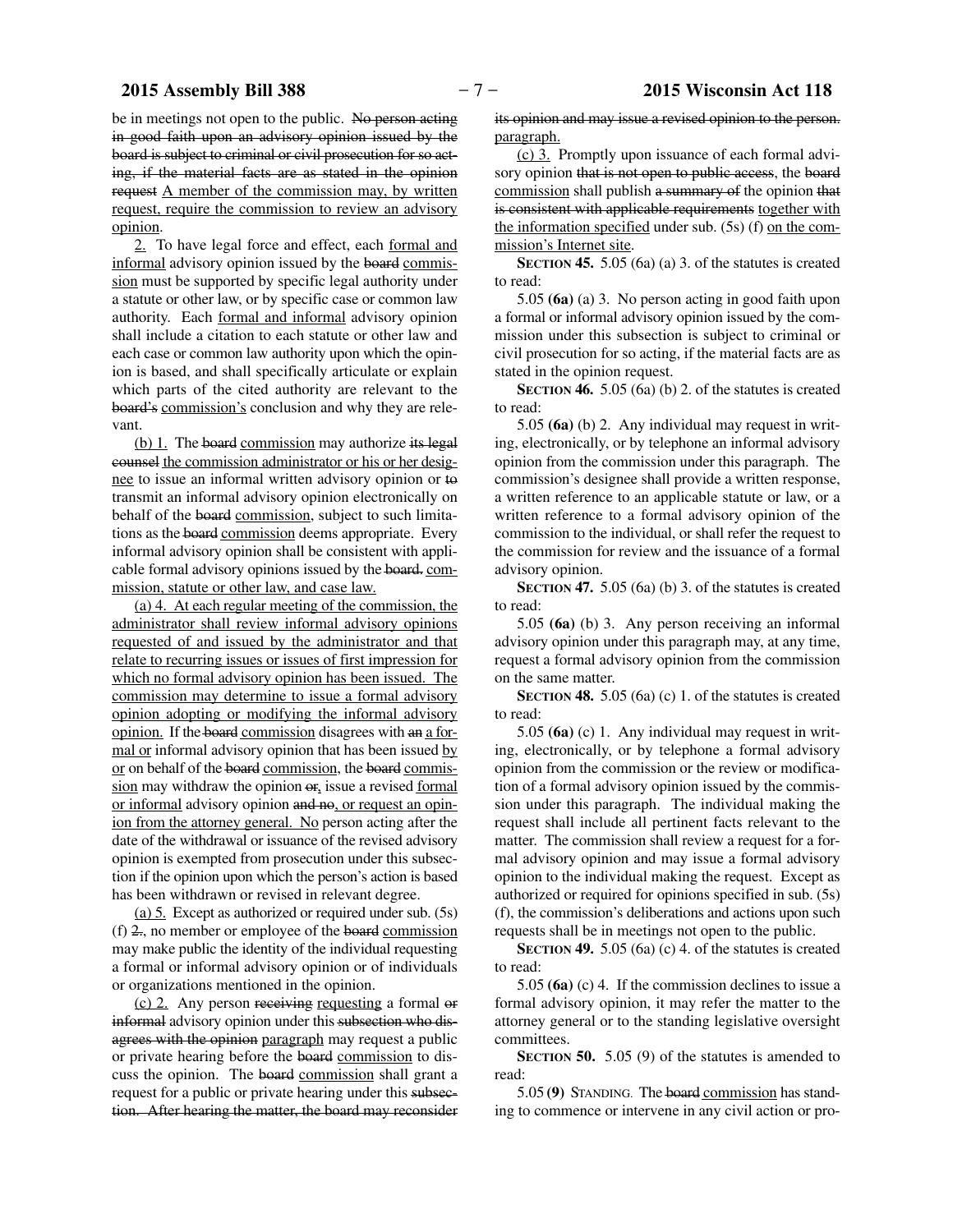be in meetings not open to the public. ~~No person acting in good faith upon an advisory opinion issued by the board is subject to criminal or civil prosecution for so acting, if the material facts are as stated in the opinion request~~ A member of the commission may, by written request, require the commission to review an advisory opinion.

2. To have legal force and effect, each formal and informal advisory opinion issued by the ~~board~~ commission must be supported by specific legal authority under a statute or other law, or by specific case or common law authority. Each formal and informal advisory opinion shall include a citation to each statute or other law and each case or common law authority upon which the opinion is based, and shall specifically articulate or explain which parts of the cited authority are relevant to the ~~board's~~ commission's conclusion and why they are relevant.

(b) 1. The ~~board~~ commission may authorize ~~its legal counsel~~ the commission administrator or his or her designee to issue an informal written advisory opinion or ~~to~~ transmit an informal advisory opinion electronically on behalf of the ~~board~~ commission, subject to such limitations as the ~~board~~ commission deems appropriate. Every informal advisory opinion shall be consistent with applicable formal advisory opinions issued by the ~~board.~~ commission, statute or other law, and case law.

(a) 4. At each regular meeting of the commission, the administrator shall review informal advisory opinions requested of and issued by the administrator and that relate to recurring issues or issues of first impression for which no formal advisory opinion has been issued. The commission may determine to issue a formal advisory opinion adopting or modifying the informal advisory opinion. If the ~~board~~ commission disagrees with ~~an~~ a formal or informal advisory opinion that has been issued by or on behalf of the ~~board~~ commission, the ~~board~~ commission may withdraw the opinion ~~or~~, issue a revised formal or informal advisory opinion ~~and no~~, or request an opinion from the attorney general. No person acting after the date of the withdrawal or issuance of the revised advisory opinion is exempted from prosecution under this subsection if the opinion upon which the person's action is based has been withdrawn or revised in relevant degree.

(a) 5. Except as authorized or required under sub. (5s) (f) ~~2.~~, no member or employee of the ~~board~~ commission may make public the identity of the individual requesting a formal or informal advisory opinion or of individuals or organizations mentioned in the opinion.

(c) 2. Any person ~~receiving~~ requesting a formal ~~or informal~~ advisory opinion under this ~~subsection who disagrees with the opinion~~ paragraph may request a public or private hearing before the ~~board~~ commission to discuss the opinion. The ~~board~~ commission shall grant a request for a public or private hearing under this ~~subsection. After hearing the matter, the board may reconsider its opinion and may issue a revised opinion to the person.~~ paragraph.

(c) 3. Promptly upon issuance of each formal advisory opinion ~~that is not open to public access~~, the ~~board~~ commission shall publish ~~a summary of~~ the opinion ~~that is consistent with applicable requirements~~ together with the information specified under sub. (5s) (f) on the commission's Internet site.

**SECTION 45.** 5.05 (6a) (a) 3. of the statutes is created to read:

5.05 **(6a)** (a) 3. No person acting in good faith upon a formal or informal advisory opinion issued by the commission under this subsection is subject to criminal or civil prosecution for so acting, if the material facts are as stated in the opinion request.

**SECTION 46.** 5.05 (6a) (b) 2. of the statutes is created to read:

5.05 **(6a)** (b) 2. Any individual may request in writing, electronically, or by telephone an informal advisory opinion from the commission under this paragraph. The commission's designee shall provide a written response, a written reference to an applicable statute or law, or a written reference to a formal advisory opinion of the commission to the individual, or shall refer the request to the commission for review and the issuance of a formal advisory opinion.

**SECTION 47.** 5.05 (6a) (b) 3. of the statutes is created to read:

5.05 **(6a)** (b) 3. Any person receiving an informal advisory opinion under this paragraph may, at any time, request a formal advisory opinion from the commission on the same matter.

**SECTION 48.** 5.05 (6a) (c) 1. of the statutes is created to read:

5.05 **(6a)** (c) 1. Any individual may request in writing, electronically, or by telephone a formal advisory opinion from the commission or the review or modification of a formal advisory opinion issued by the commission under this paragraph. The individual making the request shall include all pertinent facts relevant to the matter. The commission shall review a request for a formal advisory opinion and may issue a formal advisory opinion to the individual making the request. Except as authorized or required for opinions specified in sub. (5s) (f), the commission's deliberations and actions upon such requests shall be in meetings not open to the public.

**SECTION 49.** 5.05 (6a) (c) 4. of the statutes is created to read:

5.05 **(6a)** (c) 4. If the commission declines to issue a formal advisory opinion, it may refer the matter to the attorney general or to the standing legislative oversight committees.

**SECTION 50.** 5.05 (9) of the statutes is amended to read:

5.05 **(9)** STANDING. The ~~board~~ commission has standing to commence or intervene in any civil action or pro-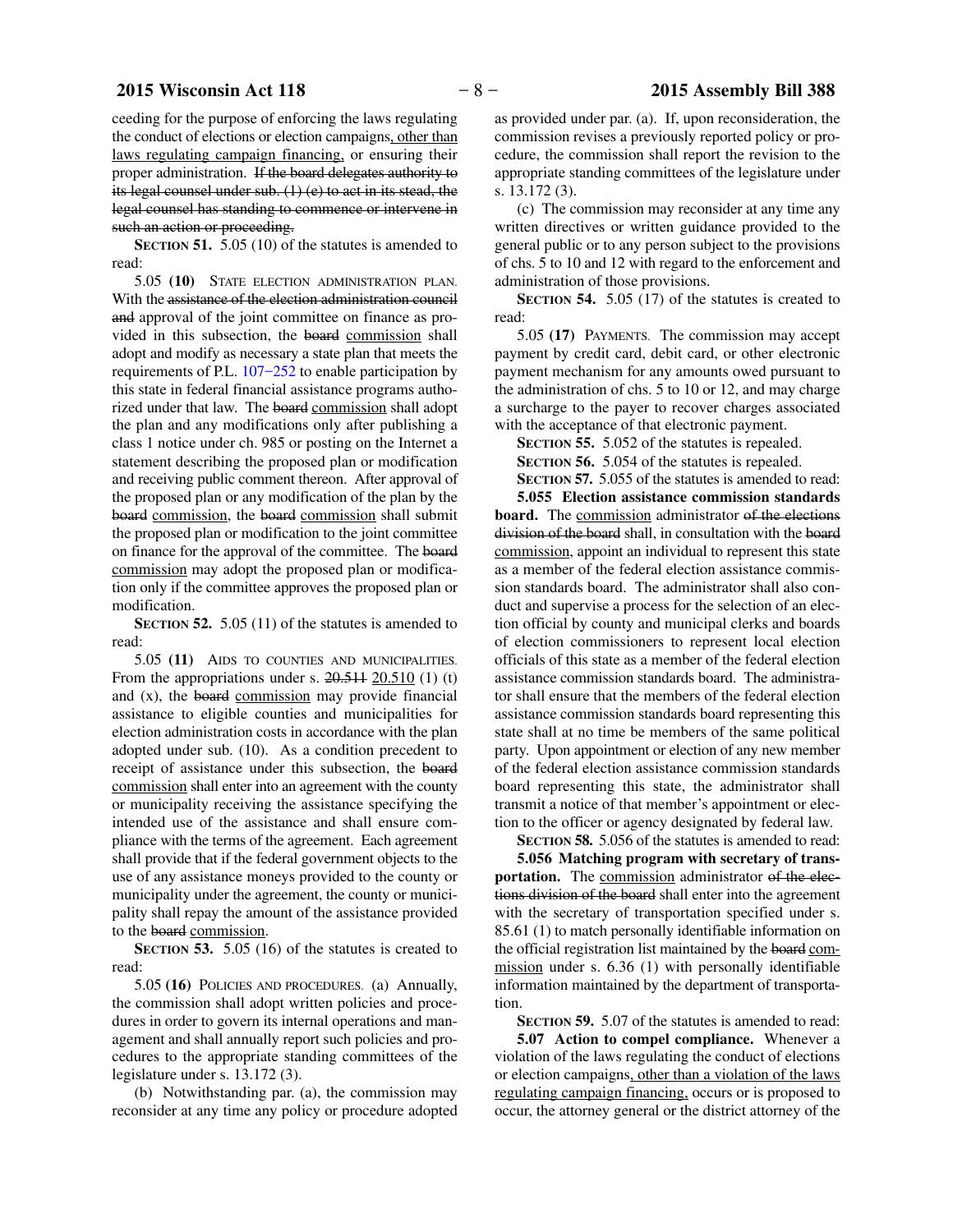ceeding for the purpose of enforcing the laws regulating the conduct of elections or election campaigns<u>, other than laws regulating campaign financing,</u> or ensuring their proper administration. ~~If the board delegates authority to its legal counsel under sub. (1) (e) to act in its stead, the legal counsel has standing to commence or intervene in such an action or proceeding.~~

**SECTION 51.** 5.05 (10) of the statutes is amended to read:

5.05 **(10)** STATE ELECTION ADMINISTRATION PLAN. With the ~~assistance of the election administration council and~~ approval of the joint committee on finance as provided in this subsection, the ~~board~~ <u>commission</u> shall adopt and modify as necessary a state plan that meets the requirements of P.L. 107−252 to enable participation by this state in federal financial assistance programs authorized under that law. The ~~board~~ <u>commission</u> shall adopt the plan and any modifications only after publishing a class 1 notice under ch. 985 or posting on the Internet a statement describing the proposed plan or modification and receiving public comment thereon. After approval of the proposed plan or any modification of the plan by the ~~board~~ <u>commission</u>, the ~~board~~ <u>commission</u> shall submit the proposed plan or modification to the joint committee on finance for the approval of the committee. The ~~board~~ <u>commission</u> may adopt the proposed plan or modification only if the committee approves the proposed plan or modification.

**SECTION 52.** 5.05 (11) of the statutes is amended to read:

5.05 **(11)** AIDS TO COUNTIES AND MUNICIPALITIES. From the appropriations under s. ~~20.511~~ <u>20.510</u> (1) (t) and (x), the ~~board~~ <u>commission</u> may provide financial assistance to eligible counties and municipalities for election administration costs in accordance with the plan adopted under sub. (10). As a condition precedent to receipt of assistance under this subsection, the ~~board~~ <u>commission</u> shall enter into an agreement with the county or municipality receiving the assistance specifying the intended use of the assistance and shall ensure compliance with the terms of the agreement. Each agreement shall provide that if the federal government objects to the use of any assistance moneys provided to the county or municipality under the agreement, the county or municipality shall repay the amount of the assistance provided to the ~~board~~ <u>commission</u>.

**SECTION 53.** 5.05 (16) of the statutes is created to read:

5.05 **(16)** POLICIES AND PROCEDURES. (a) Annually, the commission shall adopt written policies and procedures in order to govern its internal operations and management and shall annually report such policies and procedures to the appropriate standing committees of the legislature under s. 13.172 (3).

(b) Notwithstanding par. (a), the commission may reconsider at any time any policy or procedure adopted as provided under par. (a). If, upon reconsideration, the commission revises a previously reported policy or procedure, the commission shall report the revision to the appropriate standing committees of the legislature under s. 13.172 (3).

(c) The commission may reconsider at any time any written directives or written guidance provided to the general public or to any person subject to the provisions of chs. 5 to 10 and 12 with regard to the enforcement and administration of those provisions.

**SECTION 54.** 5.05 (17) of the statutes is created to read:

5.05 **(17)** PAYMENTS. The commission may accept payment by credit card, debit card, or other electronic payment mechanism for any amounts owed pursuant to the administration of chs. 5 to 10 or 12, and may charge a surcharge to the payer to recover charges associated with the acceptance of that electronic payment.

**SECTION 55.** 5.052 of the statutes is repealed.

**SECTION 56.** 5.054 of the statutes is repealed.

**SECTION 57.** 5.055 of the statutes is amended to read:

**5.055 Election assistance commission standards board.** The <u>commission</u> administrator ~~of the elections division of the board~~ shall, in consultation with the ~~board~~ <u>commission</u>, appoint an individual to represent this state as a member of the federal election assistance commission standards board. The administrator shall also conduct and supervise a process for the selection of an election official by county and municipal clerks and boards of election commissioners to represent local election officials of this state as a member of the federal election assistance commission standards board. The administrator shall ensure that the members of the federal election assistance commission standards board representing this state shall at no time be members of the same political party. Upon appointment or election of any new member of the federal election assistance commission standards board representing this state, the administrator shall transmit a notice of that member's appointment or election to the officer or agency designated by federal law.

**SECTION 58.** 5.056 of the statutes is amended to read:

**5.056 Matching program with secretary of transportation.** The <u>commission</u> administrator ~~of the elections division of the board~~ shall enter into the agreement with the secretary of transportation specified under s. 85.61 (1) to match personally identifiable information on the official registration list maintained by the ~~board~~ <u>commission</u> under s. 6.36 (1) with personally identifiable information maintained by the department of transportation.

**SECTION 59.** 5.07 of the statutes is amended to read:

**5.07 Action to compel compliance.** Whenever a violation of the laws regulating the conduct of elections or election campaigns<u>, other than a violation of the laws regulating campaign financing,</u> occurs or is proposed to occur, the attorney general or the district attorney of the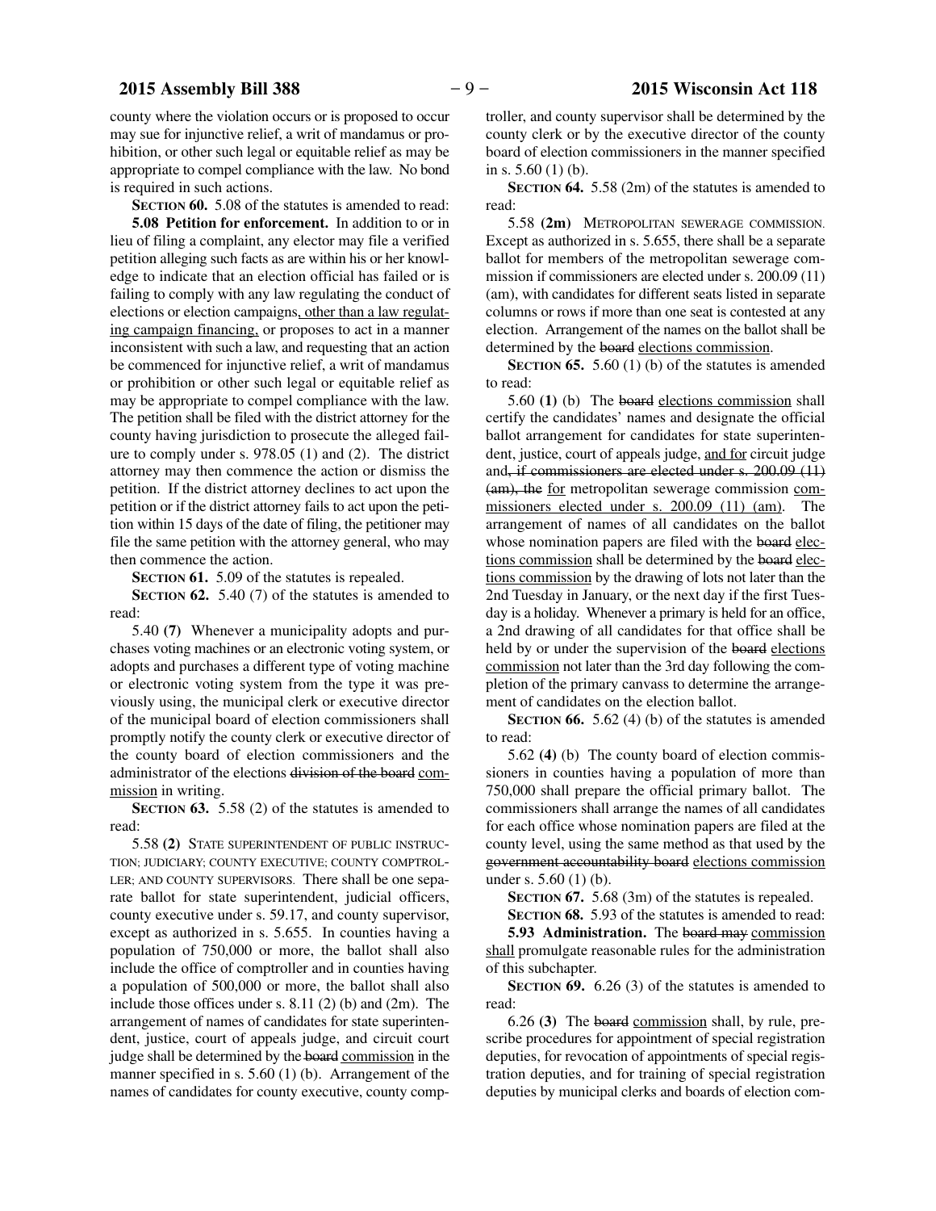county where the violation occurs or is proposed to occur may sue for injunctive relief, a writ of mandamus or prohibition, or other such legal or equitable relief as may be appropriate to compel compliance with the law. No bond is required in such actions.

**SECTION 60.** 5.08 of the statutes is amended to read:

**5.08 Petition for enforcement.** In addition to or in lieu of filing a complaint, any elector may file a verified petition alleging such facts as are within his or her knowledge to indicate that an election official has failed or is failing to comply with any law regulating the conduct of elections or election campaigns, other than a law regulating campaign financing, or proposes to act in a manner inconsistent with such a law, and requesting that an action be commenced for injunctive relief, a writ of mandamus or prohibition or other such legal or equitable relief as may be appropriate to compel compliance with the law. The petition shall be filed with the district attorney for the county having jurisdiction to prosecute the alleged failure to comply under s. 978.05 (1) and (2). The district attorney may then commence the action or dismiss the petition. If the district attorney declines to act upon the petition or if the district attorney fails to act upon the petition within 15 days of the date of filing, the petitioner may file the same petition with the attorney general, who may then commence the action.

**SECTION 61.** 5.09 of the statutes is repealed.

**SECTION 62.** 5.40 (7) of the statutes is amended to read:

5.40 **(7)** Whenever a municipality adopts and purchases voting machines or an electronic voting system, or adopts and purchases a different type of voting machine or electronic voting system from the type it was previously using, the municipal clerk or executive director of the municipal board of election commissioners shall promptly notify the county clerk or executive director of the county board of election commissioners and the administrator of the elections ~~division of the board~~ commission in writing.

**SECTION 63.** 5.58 (2) of the statutes is amended to read:

5.58 **(2)** STATE SUPERINTENDENT OF PUBLIC INSTRUCTION; JUDICIARY; COUNTY EXECUTIVE; COUNTY COMPTROLLER; AND COUNTY SUPERVISORS. There shall be one separate ballot for state superintendent, judicial officers, county executive under s. 59.17, and county supervisor, except as authorized in s. 5.655. In counties having a population of 750,000 or more, the ballot shall also include the office of comptroller and in counties having a population of 500,000 or more, the ballot shall also include those offices under s. 8.11 (2) (b) and (2m). The arrangement of names of candidates for state superintendent, justice, court of appeals judge, and circuit court judge shall be determined by the ~~board~~ commission in the manner specified in s. 5.60 (1) (b). Arrangement of the names of candidates for county executive, county comptroller, and county supervisor shall be determined by the county clerk or by the executive director of the county board of election commissioners in the manner specified in s. 5.60 (1) (b).

**SECTION 64.** 5.58 (2m) of the statutes is amended to read:

5.58 **(2m)** METROPOLITAN SEWERAGE COMMISSION. Except as authorized in s. 5.655, there shall be a separate ballot for members of the metropolitan sewerage commission if commissioners are elected under s. 200.09 (11) (am), with candidates for different seats listed in separate columns or rows if more than one seat is contested at any election. Arrangement of the names on the ballot shall be determined by the ~~board~~ elections commission.

**SECTION 65.** 5.60 (1) (b) of the statutes is amended to read:

5.60 **(1)** (b) The ~~board~~ elections commission shall certify the candidates' names and designate the official ballot arrangement for candidates for state superintendent, justice, court of appeals judge, and for circuit judge and~~, if commissioners are elected under s. 200.09 (11) (am), the~~ for metropolitan sewerage commission commissioners elected under s. 200.09 (11) (am). The arrangement of names of all candidates on the ballot whose nomination papers are filed with the ~~board~~ elections commission shall be determined by the ~~board~~ elections commission by the drawing of lots not later than the 2nd Tuesday in January, or the next day if the first Tuesday is a holiday. Whenever a primary is held for an office, a 2nd drawing of all candidates for that office shall be held by or under the supervision of the ~~board~~ elections commission not later than the 3rd day following the completion of the primary canvass to determine the arrangement of candidates on the election ballot.

**SECTION 66.** 5.62 (4) (b) of the statutes is amended to read:

5.62 **(4)** (b) The county board of election commissioners in counties having a population of more than 750,000 shall prepare the official primary ballot. The commissioners shall arrange the names of all candidates for each office whose nomination papers are filed at the county level, using the same method as that used by the ~~government accountability board~~ elections commission under s. 5.60 (1) (b).

**SECTION 67.** 5.68 (3m) of the statutes is repealed.

**SECTION 68.** 5.93 of the statutes is amended to read:

**5.93 Administration.** The ~~board may~~ commission shall promulgate reasonable rules for the administration of this subchapter.

**SECTION 69.** 6.26 (3) of the statutes is amended to read:

6.26 **(3)** The ~~board~~ commission shall, by rule, prescribe procedures for appointment of special registration deputies, for revocation of appointments of special registration deputies, and for training of special registration deputies by municipal clerks and boards of election com-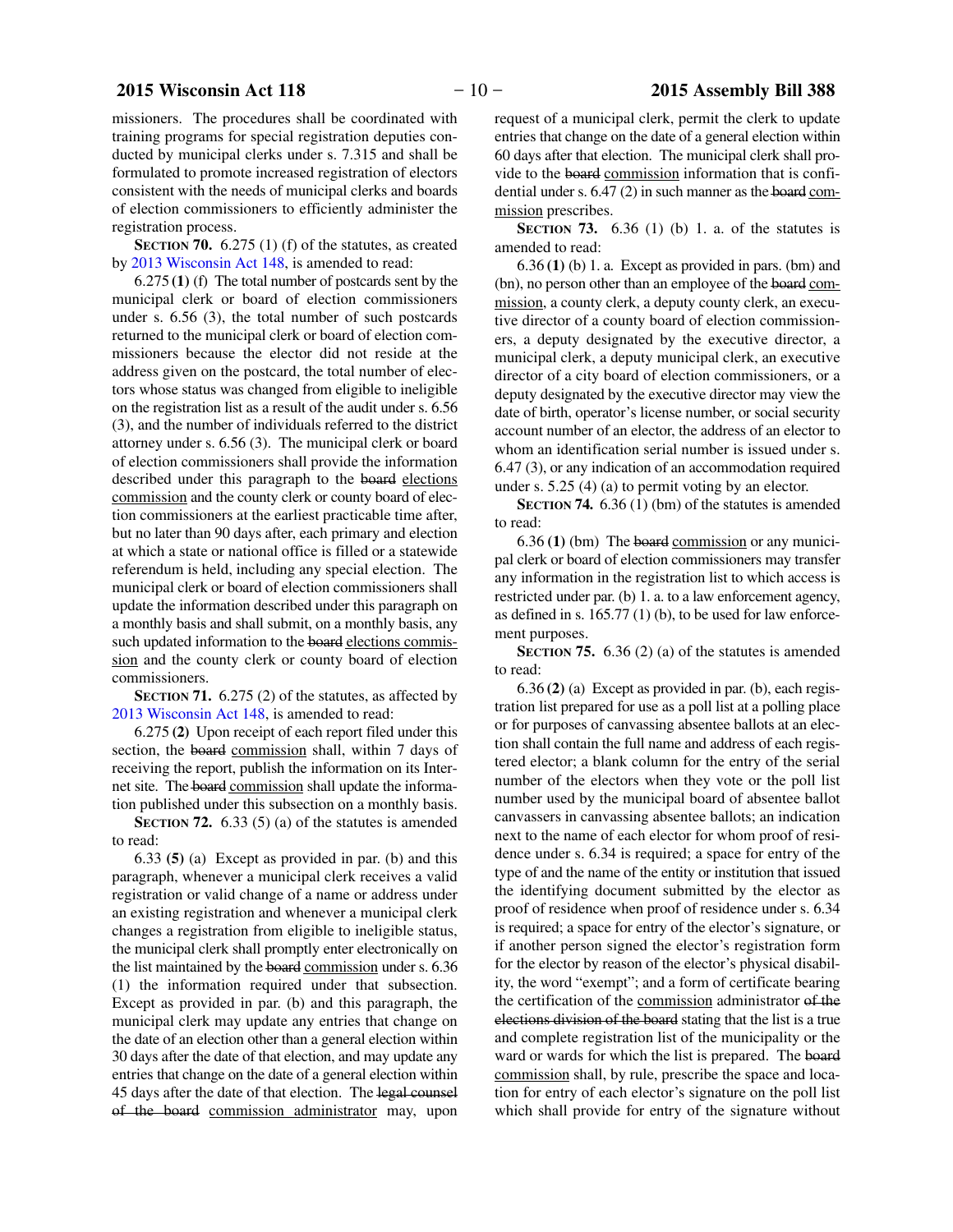missioners. The procedures shall be coordinated with training programs for special registration deputies conducted by municipal clerks under s. 7.315 and shall be formulated to promote increased registration of electors consistent with the needs of municipal clerks and boards of election commissioners to efficiently administer the registration process.

**SECTION 70.** 6.275 (1) (f) of the statutes, as created by 2013 Wisconsin Act 148, is amended to read:

6.275 **(1)** (f) The total number of postcards sent by the municipal clerk or board of election commissioners under s. 6.56 (3), the total number of such postcards returned to the municipal clerk or board of election commissioners because the elector did not reside at the address given on the postcard, the total number of electors whose status was changed from eligible to ineligible on the registration list as a result of the audit under s. 6.56 (3), and the number of individuals referred to the district attorney under s. 6.56 (3). The municipal clerk or board of election commissioners shall provide the information described under this paragraph to the ~~board~~ elections commission and the county clerk or county board of election commissioners at the earliest practicable time after, but no later than 90 days after, each primary and election at which a state or national office is filled or a statewide referendum is held, including any special election. The municipal clerk or board of election commissioners shall update the information described under this paragraph on a monthly basis and shall submit, on a monthly basis, any such updated information to the ~~board~~ elections commission and the county clerk or county board of election commissioners.

**SECTION 71.** 6.275 (2) of the statutes, as affected by 2013 Wisconsin Act 148, is amended to read:

6.275 **(2)** Upon receipt of each report filed under this section, the ~~board~~ commission shall, within 7 days of receiving the report, publish the information on its Internet site. The ~~board~~ commission shall update the information published under this subsection on a monthly basis.

**SECTION 72.** 6.33 (5) (a) of the statutes is amended to read:

6.33 **(5)** (a) Except as provided in par. (b) and this paragraph, whenever a municipal clerk receives a valid registration or valid change of a name or address under an existing registration and whenever a municipal clerk changes a registration from eligible to ineligible status, the municipal clerk shall promptly enter electronically on the list maintained by the ~~board~~ commission under s. 6.36 (1) the information required under that subsection. Except as provided in par. (b) and this paragraph, the municipal clerk may update any entries that change on the date of an election other than a general election within 30 days after the date of that election, and may update any entries that change on the date of a general election within 45 days after the date of that election. The ~~legal counsel of the board~~ commission administrator may, upon request of a municipal clerk, permit the clerk to update entries that change on the date of a general election within 60 days after that election. The municipal clerk shall provide to the ~~board~~ commission information that is confidential under s. 6.47 (2) in such manner as the ~~board~~ commission prescribes.

**SECTION 73.** 6.36 (1) (b) 1. a. of the statutes is amended to read:

6.36 **(1)** (b) 1. a. Except as provided in pars. (bm) and (bn), no person other than an employee of the ~~board~~ commission, a county clerk, a deputy county clerk, an executive director of a county board of election commissioners, a deputy designated by the executive director, a municipal clerk, a deputy municipal clerk, an executive director of a city board of election commissioners, or a deputy designated by the executive director may view the date of birth, operator's license number, or social security account number of an elector, the address of an elector to whom an identification serial number is issued under s. 6.47 (3), or any indication of an accommodation required under s. 5.25 (4) (a) to permit voting by an elector.

**SECTION 74.** 6.36 (1) (bm) of the statutes is amended to read:

6.36 **(1)** (bm) The ~~board~~ commission or any municipal clerk or board of election commissioners may transfer any information in the registration list to which access is restricted under par. (b) 1. a. to a law enforcement agency, as defined in s. 165.77 (1) (b), to be used for law enforcement purposes.

**SECTION 75.** 6.36 (2) (a) of the statutes is amended to read:

6.36 **(2)** (a) Except as provided in par. (b), each registration list prepared for use as a poll list at a polling place or for purposes of canvassing absentee ballots at an election shall contain the full name and address of each registered elector; a blank column for the entry of the serial number of the electors when they vote or the poll list number used by the municipal board of absentee ballot canvassers in canvassing absentee ballots; an indication next to the name of each elector for whom proof of residence under s. 6.34 is required; a space for entry of the type of and the name of the entity or institution that issued the identifying document submitted by the elector as proof of residence when proof of residence under s. 6.34 is required; a space for entry of the elector's signature, or if another person signed the elector's registration form for the elector by reason of the elector's physical disability, the word "exempt"; and a form of certificate bearing the certification of the commission administrator ~~of the elections division of the board~~ stating that the list is a true and complete registration list of the municipality or the ward or wards for which the list is prepared. The ~~board~~ commission shall, by rule, prescribe the space and location for entry of each elector's signature on the poll list which shall provide for entry of the signature without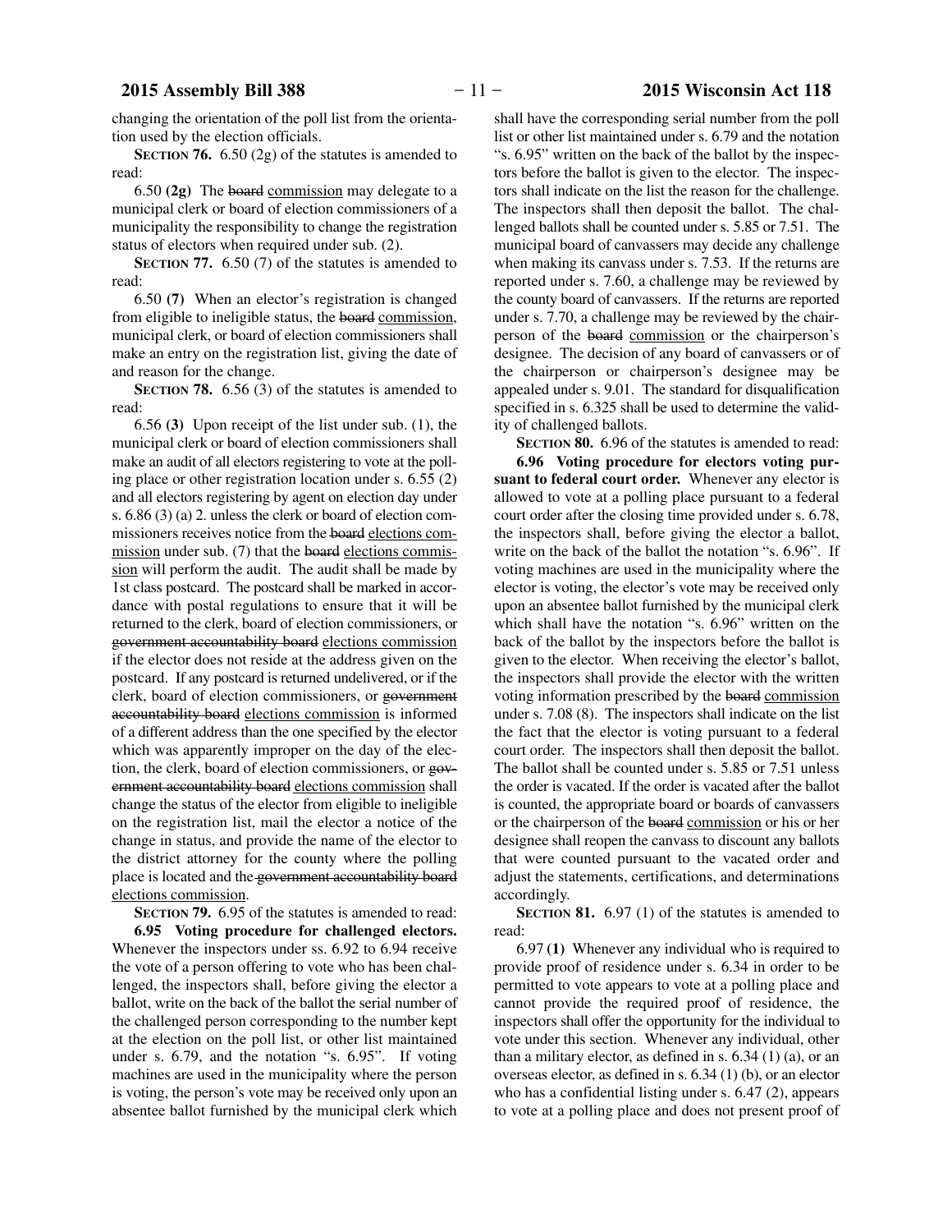changing the orientation of the poll list from the orientation used by the election officials.

**SECTION 76.** 6.50 (2g) of the statutes is amended to read:

6.50 **(2g)** The ~~board~~ commission may delegate to a municipal clerk or board of election commissioners of a municipality the responsibility to change the registration status of electors when required under sub. (2).

**SECTION 77.** 6.50 (7) of the statutes is amended to read:

6.50 **(7)** When an elector's registration is changed from eligible to ineligible status, the ~~board~~ commission, municipal clerk, or board of election commissioners shall make an entry on the registration list, giving the date of and reason for the change.

**SECTION 78.** 6.56 (3) of the statutes is amended to read:

6.56 **(3)** Upon receipt of the list under sub. (1), the municipal clerk or board of election commissioners shall make an audit of all electors registering to vote at the polling place or other registration location under s. 6.55 (2) and all electors registering by agent on election day under s. 6.86 (3) (a) 2. unless the clerk or board of election commissioners receives notice from the ~~board~~ elections commission under sub. (7) that the ~~board~~ elections commission will perform the audit. The audit shall be made by 1st class postcard. The postcard shall be marked in accordance with postal regulations to ensure that it will be returned to the clerk, board of election commissioners, or ~~government accountability board~~ elections commission if the elector does not reside at the address given on the postcard. If any postcard is returned undelivered, or if the clerk, board of election commissioners, or ~~government accountability board~~ elections commission is informed of a different address than the one specified by the elector which was apparently improper on the day of the election, the clerk, board of election commissioners, or ~~government accountability board~~ elections commission shall change the status of the elector from eligible to ineligible on the registration list, mail the elector a notice of the change in status, and provide the name of the elector to the district attorney for the county where the polling place is located and the ~~government accountability board~~ elections commission.

**SECTION 79.** 6.95 of the statutes is amended to read:

**6.95 Voting procedure for challenged electors.** Whenever the inspectors under ss. 6.92 to 6.94 receive the vote of a person offering to vote who has been challenged, the inspectors shall, before giving the elector a ballot, write on the back of the ballot the serial number of the challenged person corresponding to the number kept at the election on the poll list, or other list maintained under s. 6.79, and the notation "s. 6.95". If voting machines are used in the municipality where the person is voting, the person's vote may be received only upon an absentee ballot furnished by the municipal clerk which shall have the corresponding serial number from the poll list or other list maintained under s. 6.79 and the notation "s. 6.95" written on the back of the ballot by the inspectors before the ballot is given to the elector. The inspectors shall indicate on the list the reason for the challenge. The inspectors shall then deposit the ballot. The challenged ballots shall be counted under s. 5.85 or 7.51. The municipal board of canvassers may decide any challenge when making its canvass under s. 7.53. If the returns are reported under s. 7.60, a challenge may be reviewed by the county board of canvassers. If the returns are reported under s. 7.70, a challenge may be reviewed by the chairperson of the ~~board~~ commission or the chairperson's designee. The decision of any board of canvassers or of the chairperson or chairperson's designee may be appealed under s. 9.01. The standard for disqualification specified in s. 6.325 shall be used to determine the validity of challenged ballots.

**SECTION 80.** 6.96 of the statutes is amended to read:

**6.96 Voting procedure for electors voting pursuant to federal court order.** Whenever any elector is allowed to vote at a polling place pursuant to a federal court order after the closing time provided under s. 6.78, the inspectors shall, before giving the elector a ballot, write on the back of the ballot the notation "s. 6.96". If voting machines are used in the municipality where the elector is voting, the elector's vote may be received only upon an absentee ballot furnished by the municipal clerk which shall have the notation "s. 6.96" written on the back of the ballot by the inspectors before the ballot is given to the elector. When receiving the elector's ballot, the inspectors shall provide the elector with the written voting information prescribed by the ~~board~~ commission under s. 7.08 (8). The inspectors shall indicate on the list the fact that the elector is voting pursuant to a federal court order. The inspectors shall then deposit the ballot. The ballot shall be counted under s. 5.85 or 7.51 unless the order is vacated. If the order is vacated after the ballot is counted, the appropriate board or boards of canvassers or the chairperson of the ~~board~~ commission or his or her designee shall reopen the canvass to discount any ballots that were counted pursuant to the vacated order and adjust the statements, certifications, and determinations accordingly.

**SECTION 81.** 6.97 (1) of the statutes is amended to read:

6.97 **(1)** Whenever any individual who is required to provide proof of residence under s. 6.34 in order to be permitted to vote appears to vote at a polling place and cannot provide the required proof of residence, the inspectors shall offer the opportunity for the individual to vote under this section. Whenever any individual, other than a military elector, as defined in s. 6.34 (1) (a), or an overseas elector, as defined in s. 6.34 (1) (b), or an elector who has a confidential listing under s. 6.47 (2), appears to vote at a polling place and does not present proof of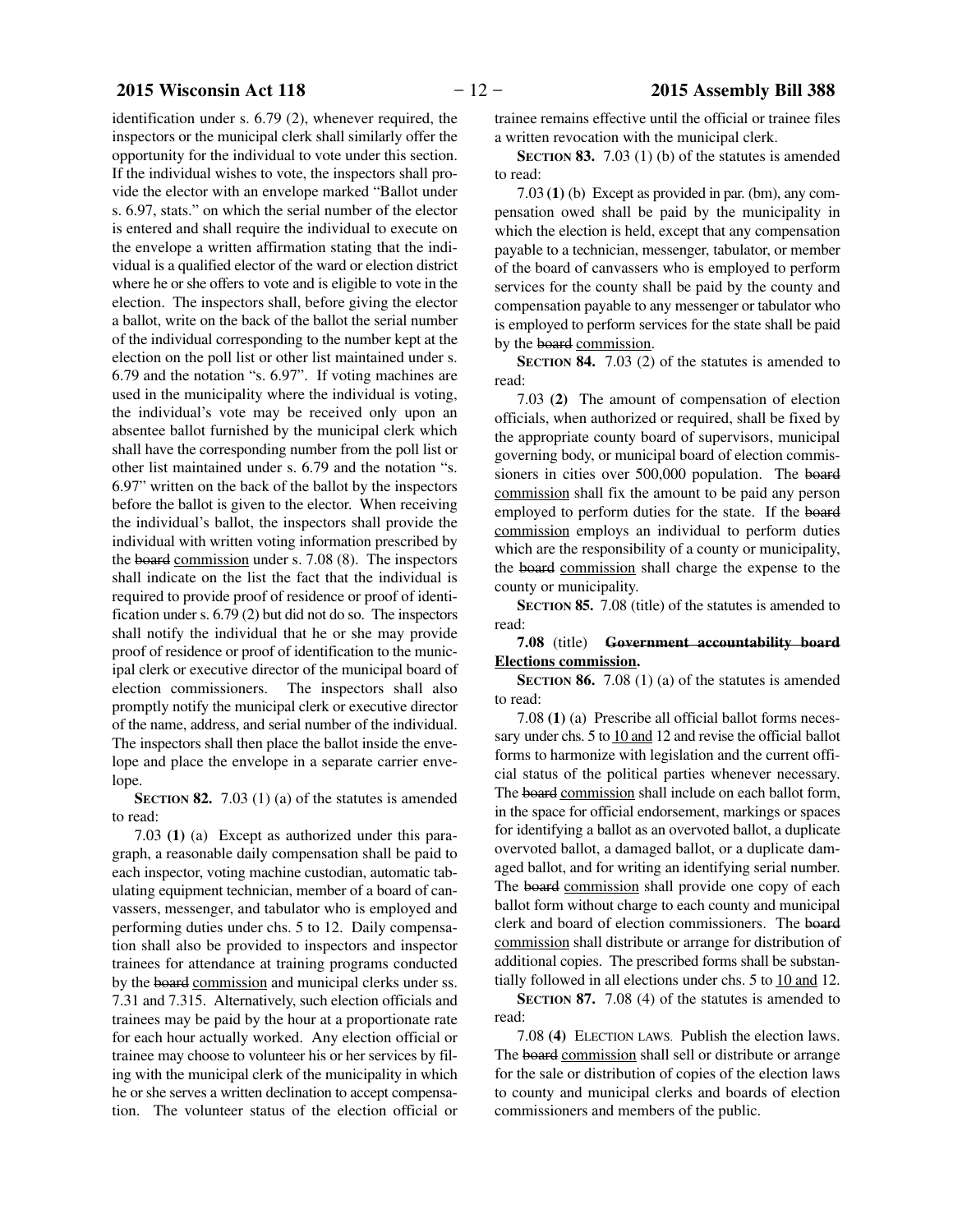identification under s. 6.79 (2), whenever required, the inspectors or the municipal clerk shall similarly offer the opportunity for the individual to vote under this section. If the individual wishes to vote, the inspectors shall provide the elector with an envelope marked "Ballot under s. 6.97, stats." on which the serial number of the elector is entered and shall require the individual to execute on the envelope a written affirmation stating that the individual is a qualified elector of the ward or election district where he or she offers to vote and is eligible to vote in the election. The inspectors shall, before giving the elector a ballot, write on the back of the ballot the serial number of the individual corresponding to the number kept at the election on the poll list or other list maintained under s. 6.79 and the notation "s. 6.97". If voting machines are used in the municipality where the individual is voting, the individual's vote may be received only upon an absentee ballot furnished by the municipal clerk which shall have the corresponding number from the poll list or other list maintained under s. 6.79 and the notation "s. 6.97" written on the back of the ballot by the inspectors before the ballot is given to the elector. When receiving the individual's ballot, the inspectors shall provide the individual with written voting information prescribed by the ~~board~~ commission under s. 7.08 (8). The inspectors shall indicate on the list the fact that the individual is required to provide proof of residence or proof of identification under s. 6.79 (2) but did not do so. The inspectors shall notify the individual that he or she may provide proof of residence or proof of identification to the municipal clerk or executive director of the municipal board of election commissioners. The inspectors shall also promptly notify the municipal clerk or executive director of the name, address, and serial number of the individual. The inspectors shall then place the ballot inside the envelope and place the envelope in a separate carrier envelope.

**SECTION 82.** 7.03 (1) (a) of the statutes is amended to read:

7.03 **(1)** (a) Except as authorized under this paragraph, a reasonable daily compensation shall be paid to each inspector, voting machine custodian, automatic tabulating equipment technician, member of a board of canvassers, messenger, and tabulator who is employed and performing duties under chs. 5 to 12. Daily compensation shall also be provided to inspectors and inspector trainees for attendance at training programs conducted by the ~~board~~ commission and municipal clerks under ss. 7.31 and 7.315. Alternatively, such election officials and trainees may be paid by the hour at a proportionate rate for each hour actually worked. Any election official or trainee may choose to volunteer his or her services by filing with the municipal clerk of the municipality in which he or she serves a written declination to accept compensation. The volunteer status of the election official or trainee remains effective until the official or trainee files a written revocation with the municipal clerk.

**SECTION 83.** 7.03 (1) (b) of the statutes is amended to read:

7.03 **(1)** (b) Except as provided in par. (bm), any compensation owed shall be paid by the municipality in which the election is held, except that any compensation payable to a technician, messenger, tabulator, or member of the board of canvassers who is employed to perform services for the county shall be paid by the county and compensation payable to any messenger or tabulator who is employed to perform services for the state shall be paid by the ~~board~~ commission.

**SECTION 84.** 7.03 (2) of the statutes is amended to read:

7.03 **(2)** The amount of compensation of election officials, when authorized or required, shall be fixed by the appropriate county board of supervisors, municipal governing body, or municipal board of election commissioners in cities over 500,000 population. The ~~board~~ commission shall fix the amount to be paid any person employed to perform duties for the state. If the ~~board~~ commission employs an individual to perform duties which are the responsibility of a county or municipality, the ~~board~~ commission shall charge the expense to the county or municipality.

**SECTION 85.** 7.08 (title) of the statutes is amended to read:

**7.08** (title) **~~Government accountability board~~ Elections commission.**

**SECTION 86.** 7.08 (1) (a) of the statutes is amended to read:

7.08 **(1)** (a) Prescribe all official ballot forms necessary under chs. 5 to 10 and 12 and revise the official ballot forms to harmonize with legislation and the current official status of the political parties whenever necessary. The ~~board~~ commission shall include on each ballot form, in the space for official endorsement, markings or spaces for identifying a ballot as an overvoted ballot, a duplicate overvoted ballot, a damaged ballot, or a duplicate damaged ballot, and for writing an identifying serial number. The ~~board~~ commission shall provide one copy of each ballot form without charge to each county and municipal clerk and board of election commissioners. The ~~board~~ commission shall distribute or arrange for distribution of additional copies. The prescribed forms shall be substantially followed in all elections under chs. 5 to 10 and 12.

**SECTION 87.** 7.08 (4) of the statutes is amended to read:

7.08 **(4)** ELECTION LAWS. Publish the election laws. The ~~board~~ commission shall sell or distribute or arrange for the sale or distribution of copies of the election laws to county and municipal clerks and boards of election commissioners and members of the public.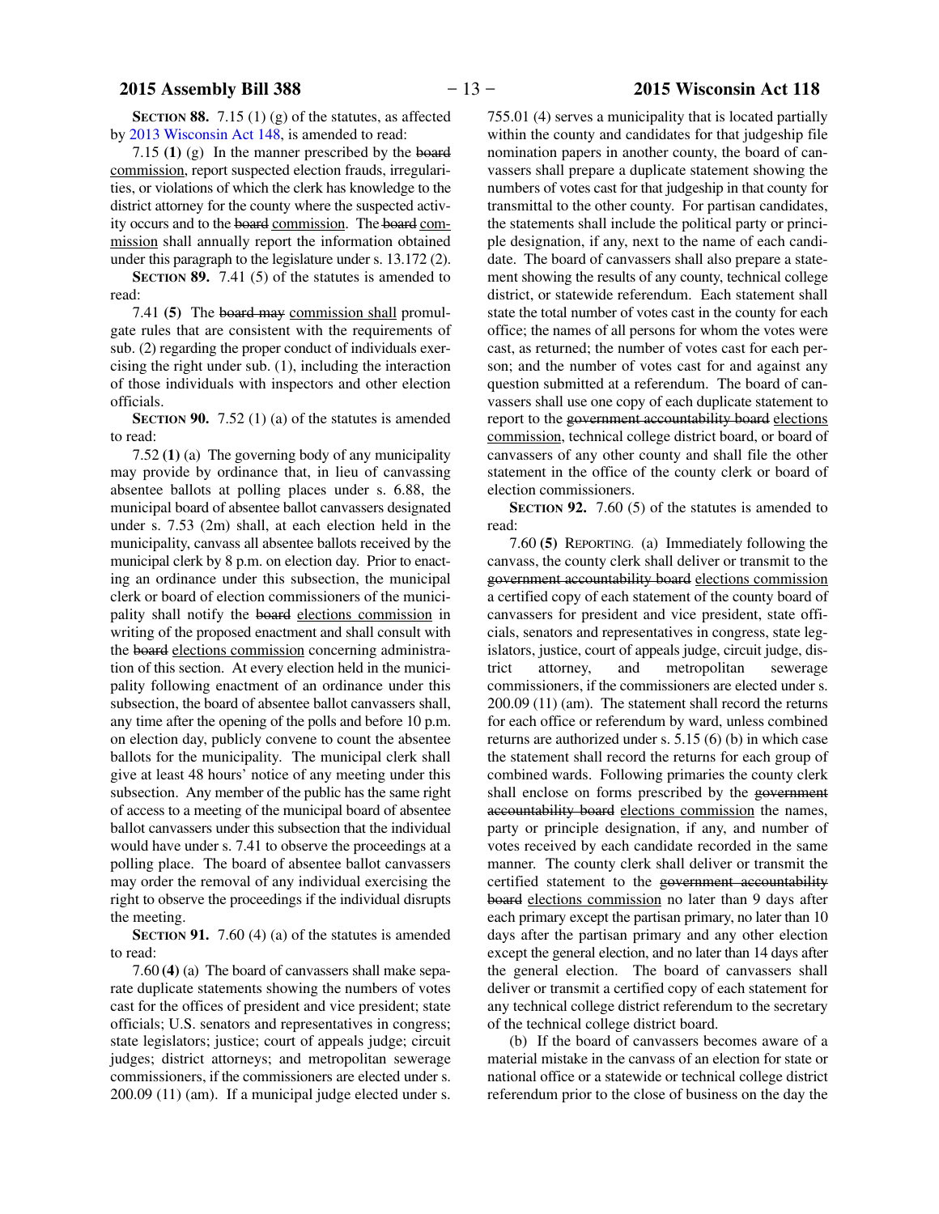**SECTION 88.** 7.15 (1) (g) of the statutes, as affected by 2013 Wisconsin Act 148, is amended to read:

7.15 **(1)** (g) In the manner prescribed by the ~~board~~ commission, report suspected election frauds, irregularities, or violations of which the clerk has knowledge to the district attorney for the county where the suspected activity occurs and to the ~~board~~ commission. The ~~board~~ commission shall annually report the information obtained under this paragraph to the legislature under s. 13.172 (2).

**SECTION 89.** 7.41 (5) of the statutes is amended to read:

7.41 **(5)** The ~~board may~~ commission shall promulgate rules that are consistent with the requirements of sub. (2) regarding the proper conduct of individuals exercising the right under sub. (1), including the interaction of those individuals with inspectors and other election officials.

**SECTION 90.** 7.52 (1) (a) of the statutes is amended to read:

7.52 **(1)** (a) The governing body of any municipality may provide by ordinance that, in lieu of canvassing absentee ballots at polling places under s. 6.88, the municipal board of absentee ballot canvassers designated under s. 7.53 (2m) shall, at each election held in the municipality, canvass all absentee ballots received by the municipal clerk by 8 p.m. on election day. Prior to enacting an ordinance under this subsection, the municipal clerk or board of election commissioners of the municipality shall notify the ~~board~~ elections commission in writing of the proposed enactment and shall consult with the ~~board~~ elections commission concerning administration of this section. At every election held in the municipality following enactment of an ordinance under this subsection, the board of absentee ballot canvassers shall, any time after the opening of the polls and before 10 p.m. on election day, publicly convene to count the absentee ballots for the municipality. The municipal clerk shall give at least 48 hours' notice of any meeting under this subsection. Any member of the public has the same right of access to a meeting of the municipal board of absentee ballot canvassers under this subsection that the individual would have under s. 7.41 to observe the proceedings at a polling place. The board of absentee ballot canvassers may order the removal of any individual exercising the right to observe the proceedings if the individual disrupts the meeting.

**SECTION 91.** 7.60 (4) (a) of the statutes is amended to read:

7.60 **(4)** (a) The board of canvassers shall make separate duplicate statements showing the numbers of votes cast for the offices of president and vice president; state officials; U.S. senators and representatives in congress; state legislators; justice; court of appeals judge; circuit judges; district attorneys; and metropolitan sewerage commissioners, if the commissioners are elected under s. 200.09 (11) (am). If a municipal judge elected under s. 755.01 (4) serves a municipality that is located partially within the county and candidates for that judgeship file nomination papers in another county, the board of canvassers shall prepare a duplicate statement showing the numbers of votes cast for that judgeship in that county for transmittal to the other county. For partisan candidates, the statements shall include the political party or principle designation, if any, next to the name of each candidate. The board of canvassers shall also prepare a statement showing the results of any county, technical college district, or statewide referendum. Each statement shall state the total number of votes cast in the county for each office; the names of all persons for whom the votes were cast, as returned; the number of votes cast for each person; and the number of votes cast for and against any question submitted at a referendum. The board of canvassers shall use one copy of each duplicate statement to report to the ~~government accountability board~~ elections commission, technical college district board, or board of canvassers of any other county and shall file the other statement in the office of the county clerk or board of election commissioners.

**SECTION 92.** 7.60 (5) of the statutes is amended to read:

7.60 **(5)** REPORTING. (a) Immediately following the canvass, the county clerk shall deliver or transmit to the ~~government accountability board~~ elections commission a certified copy of each statement of the county board of canvassers for president and vice president, state officials, senators and representatives in congress, state legislators, justice, court of appeals judge, circuit judge, district attorney, and metropolitan sewerage commissioners, if the commissioners are elected under s. 200.09 (11) (am). The statement shall record the returns for each office or referendum by ward, unless combined returns are authorized under s. 5.15 (6) (b) in which case the statement shall record the returns for each group of combined wards. Following primaries the county clerk shall enclose on forms prescribed by the ~~government accountability board~~ elections commission the names, party or principle designation, if any, and number of votes received by each candidate recorded in the same manner. The county clerk shall deliver or transmit the certified statement to the ~~government accountability board~~ elections commission no later than 9 days after each primary except the partisan primary, no later than 10 days after the partisan primary and any other election except the general election, and no later than 14 days after the general election. The board of canvassers shall deliver or transmit a certified copy of each statement for any technical college district referendum to the secretary of the technical college district board.

(b) If the board of canvassers becomes aware of a material mistake in the canvass of an election for state or national office or a statewide or technical college district referendum prior to the close of business on the day the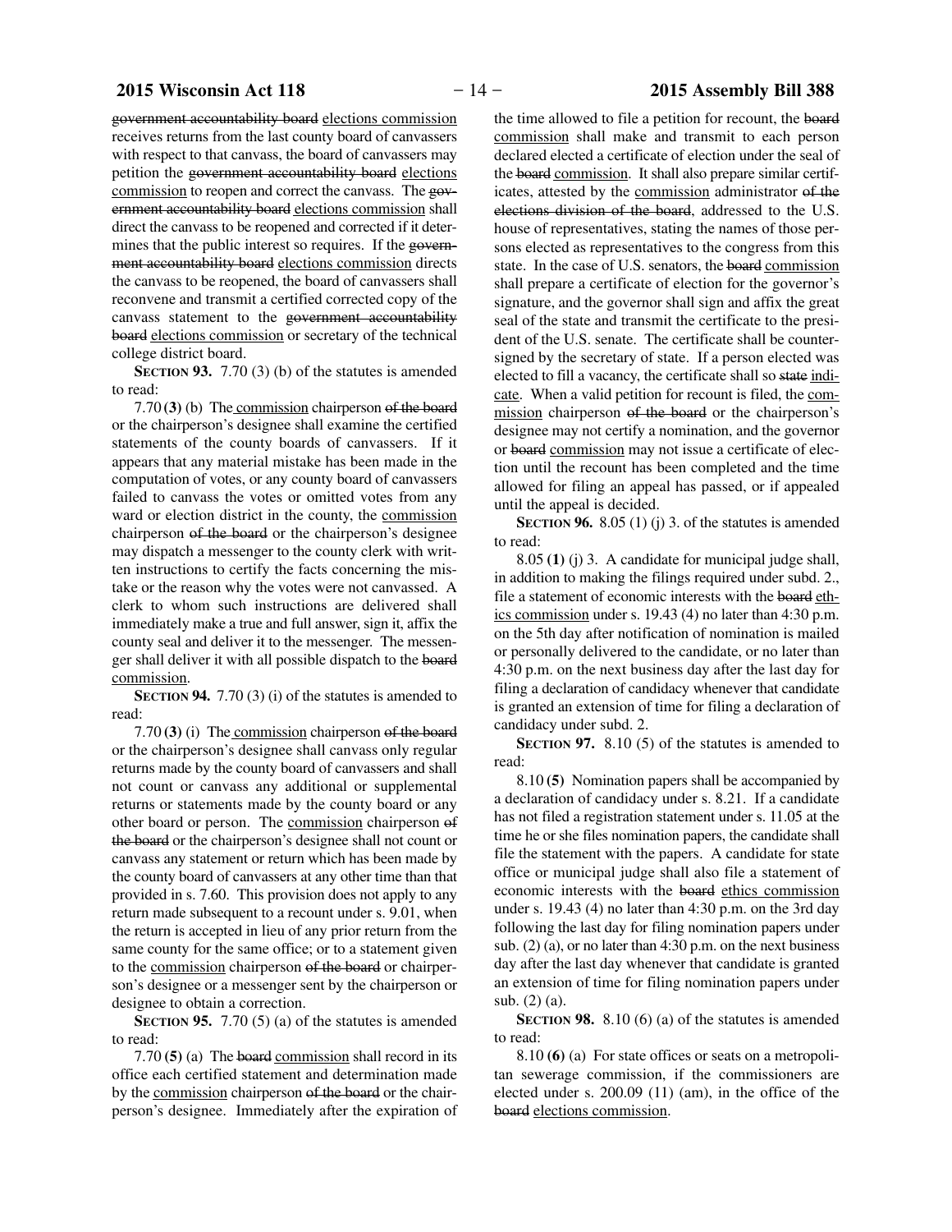~~government accountability board~~ <u>elections commission</u> receives returns from the last county board of canvassers with respect to that canvass, the board of canvassers may petition the ~~government accountability board~~ <u>elections commission</u> to reopen and correct the canvass. The ~~government accountability board~~ <u>elections commission</u> shall direct the canvass to be reopened and corrected if it determines that the public interest so requires. If the ~~government accountability board~~ <u>elections commission</u> directs the canvass to be reopened, the board of canvassers shall reconvene and transmit a certified corrected copy of the canvass statement to the ~~government accountability board~~ <u>elections commission</u> or secretary of the technical college district board.

**SECTION 93.** 7.70 (3) (b) of the statutes is amended to read:

7.70 **(3)** (b) The <u>commission</u> chairperson ~~of the board~~ or the chairperson's designee shall examine the certified statements of the county boards of canvassers. If it appears that any material mistake has been made in the computation of votes, or any county board of canvassers failed to canvass the votes or omitted votes from any ward or election district in the county, the <u>commission</u> chairperson ~~of the board~~ or the chairperson's designee may dispatch a messenger to the county clerk with written instructions to certify the facts concerning the mistake or the reason why the votes were not canvassed. A clerk to whom such instructions are delivered shall immediately make a true and full answer, sign it, affix the county seal and deliver it to the messenger. The messenger shall deliver it with all possible dispatch to the ~~board~~ <u>commission</u>.

**SECTION 94.** 7.70 (3) (i) of the statutes is amended to read:

7.70 **(3)** (i) The <u>commission</u> chairperson ~~of the board~~ or the chairperson's designee shall canvass only regular returns made by the county board of canvassers and shall not count or canvass any additional or supplemental returns or statements made by the county board or any other board or person. The <u>commission</u> chairperson ~~of the board~~ or the chairperson's designee shall not count or canvass any statement or return which has been made by the county board of canvassers at any other time than that provided in s. 7.60. This provision does not apply to any return made subsequent to a recount under s. 9.01, when the return is accepted in lieu of any prior return from the same county for the same office; or to a statement given to the <u>commission</u> chairperson ~~of the board~~ or chairperson's designee or a messenger sent by the chairperson or designee to obtain a correction.

**SECTION 95.** 7.70 (5) (a) of the statutes is amended to read:

7.70 **(5)** (a) The ~~board~~ <u>commission</u> shall record in its office each certified statement and determination made by the <u>commission</u> chairperson ~~of the board~~ or the chairperson's designee. Immediately after the expiration of the time allowed to file a petition for recount, the ~~board~~ <u>commission</u> shall make and transmit to each person declared elected a certificate of election under the seal of the ~~board~~ <u>commission</u>. It shall also prepare similar certificates, attested by the <u>commission</u> administrator ~~of the elections division of the board~~, addressed to the U.S. house of representatives, stating the names of those persons elected as representatives to the congress from this state. In the case of U.S. senators, the ~~board~~ <u>commission</u> shall prepare a certificate of election for the governor's signature, and the governor shall sign and affix the great seal of the state and transmit the certificate to the president of the U.S. senate. The certificate shall be countersigned by the secretary of state. If a person elected was elected to fill a vacancy, the certificate shall so ~~state~~ <u>indicate</u>. When a valid petition for recount is filed, the <u>commission</u> chairperson ~~of the board~~ or the chairperson's designee may not certify a nomination, and the governor or ~~board~~ <u>commission</u> may not issue a certificate of election until the recount has been completed and the time allowed for filing an appeal has passed, or if appealed until the appeal is decided.

**SECTION 96.** 8.05 (1) (j) 3. of the statutes is amended to read:

8.05 **(1)** (j) 3. A candidate for municipal judge shall, in addition to making the filings required under subd. 2., file a statement of economic interests with the ~~board~~ <u>ethics commission</u> under s. 19.43 (4) no later than 4:30 p.m. on the 5th day after notification of nomination is mailed or personally delivered to the candidate, or no later than 4:30 p.m. on the next business day after the last day for filing a declaration of candidacy whenever that candidate is granted an extension of time for filing a declaration of candidacy under subd. 2.

**SECTION 97.** 8.10 (5) of the statutes is amended to read:

8.10 **(5)** Nomination papers shall be accompanied by a declaration of candidacy under s. 8.21. If a candidate has not filed a registration statement under s. 11.05 at the time he or she files nomination papers, the candidate shall file the statement with the papers. A candidate for state office or municipal judge shall also file a statement of economic interests with the ~~board~~ <u>ethics commission</u> under s. 19.43 (4) no later than 4:30 p.m. on the 3rd day following the last day for filing nomination papers under sub. (2) (a), or no later than 4:30 p.m. on the next business day after the last day whenever that candidate is granted an extension of time for filing nomination papers under sub. (2) (a).

**SECTION 98.** 8.10 (6) (a) of the statutes is amended to read:

8.10 **(6)** (a) For state offices or seats on a metropolitan sewerage commission, if the commissioners are elected under s. 200.09 (11) (am), in the office of the ~~board~~ <u>elections commission</u>.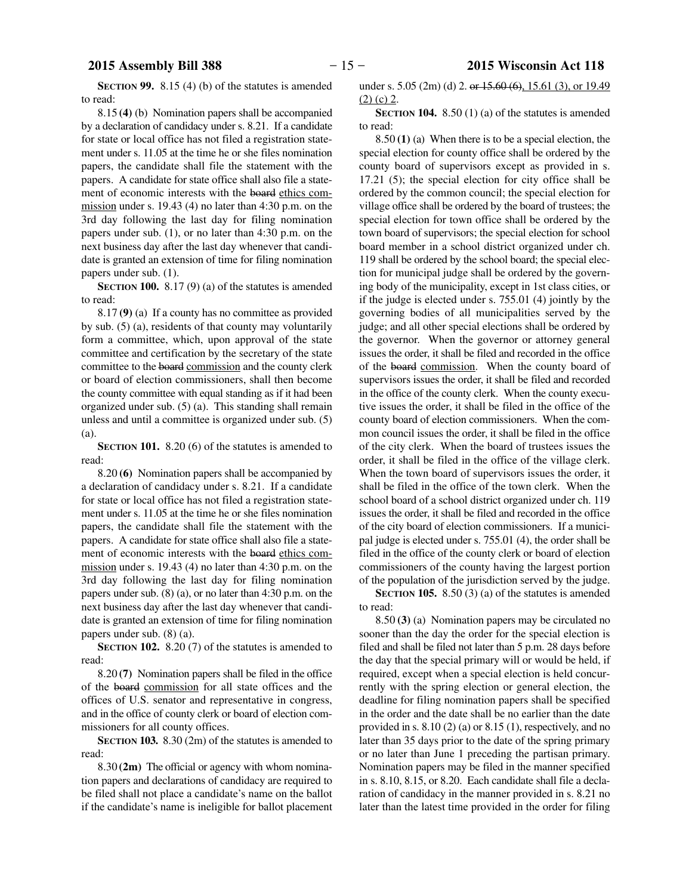**SECTION 99.** 8.15 (4) (b) of the statutes is amended to read:

8.15 **(4)** (b) Nomination papers shall be accompanied by a declaration of candidacy under s. 8.21. If a candidate for state or local office has not filed a registration statement under s. 11.05 at the time he or she files nomination papers, the candidate shall file the statement with the papers. A candidate for state office shall also file a statement of economic interests with the ~~board~~ ethics commission under s. 19.43 (4) no later than 4:30 p.m. on the 3rd day following the last day for filing nomination papers under sub. (1), or no later than 4:30 p.m. on the next business day after the last day whenever that candidate is granted an extension of time for filing nomination papers under sub. (1).

**SECTION 100.** 8.17 (9) (a) of the statutes is amended to read:

8.17 **(9)** (a) If a county has no committee as provided by sub. (5) (a), residents of that county may voluntarily form a committee, which, upon approval of the state committee and certification by the secretary of the state committee to the ~~board~~ commission and the county clerk or board of election commissioners, shall then become the county committee with equal standing as if it had been organized under sub. (5) (a). This standing shall remain unless and until a committee is organized under sub. (5) (a).

**SECTION 101.** 8.20 (6) of the statutes is amended to read:

8.20 **(6)** Nomination papers shall be accompanied by a declaration of candidacy under s. 8.21. If a candidate for state or local office has not filed a registration statement under s. 11.05 at the time he or she files nomination papers, the candidate shall file the statement with the papers. A candidate for state office shall also file a statement of economic interests with the ~~board~~ ethics commission under s. 19.43 (4) no later than 4:30 p.m. on the 3rd day following the last day for filing nomination papers under sub. (8) (a), or no later than 4:30 p.m. on the next business day after the last day whenever that candidate is granted an extension of time for filing nomination papers under sub. (8) (a).

**SECTION 102.** 8.20 (7) of the statutes is amended to read:

8.20 **(7)** Nomination papers shall be filed in the office of the ~~board~~ commission for all state offices and the offices of U.S. senator and representative in congress, and in the office of county clerk or board of election commissioners for all county offices.

**SECTION 103.** 8.30 (2m) of the statutes is amended to read:

8.30 **(2m)** The official or agency with whom nomination papers and declarations of candidacy are required to be filed shall not place a candidate's name on the ballot if the candidate's name is ineligible for ballot placement under s. 5.05 (2m) (d) 2. ~~or 15.60 (6)~~, 15.61 (3), or 19.49 (2) (c) 2.

**SECTION 104.** 8.50 (1) (a) of the statutes is amended to read:

8.50 **(1)** (a) When there is to be a special election, the special election for county office shall be ordered by the county board of supervisors except as provided in s. 17.21 (5); the special election for city office shall be ordered by the common council; the special election for village office shall be ordered by the board of trustees; the special election for town office shall be ordered by the town board of supervisors; the special election for school board member in a school district organized under ch. 119 shall be ordered by the school board; the special election for municipal judge shall be ordered by the governing body of the municipality, except in 1st class cities, or if the judge is elected under s. 755.01 (4) jointly by the governing bodies of all municipalities served by the judge; and all other special elections shall be ordered by the governor. When the governor or attorney general issues the order, it shall be filed and recorded in the office of the ~~board~~ commission. When the county board of supervisors issues the order, it shall be filed and recorded in the office of the county clerk. When the county executive issues the order, it shall be filed in the office of the county board of election commissioners. When the common council issues the order, it shall be filed in the office of the city clerk. When the board of trustees issues the order, it shall be filed in the office of the village clerk. When the town board of supervisors issues the order, it shall be filed in the office of the town clerk. When the school board of a school district organized under ch. 119 issues the order, it shall be filed and recorded in the office of the city board of election commissioners. If a municipal judge is elected under s. 755.01 (4), the order shall be filed in the office of the county clerk or board of election commissioners of the county having the largest portion of the population of the jurisdiction served by the judge.

**SECTION 105.** 8.50 (3) (a) of the statutes is amended to read:

8.50 **(3)** (a) Nomination papers may be circulated no sooner than the day the order for the special election is filed and shall be filed not later than 5 p.m. 28 days before the day that the special primary will or would be held, if required, except when a special election is held concurrently with the spring election or general election, the deadline for filing nomination papers shall be specified in the order and the date shall be no earlier than the date provided in s. 8.10 (2) (a) or 8.15 (1), respectively, and no later than 35 days prior to the date of the spring primary or no later than June 1 preceding the partisan primary. Nomination papers may be filed in the manner specified in s. 8.10, 8.15, or 8.20. Each candidate shall file a declaration of candidacy in the manner provided in s. 8.21 no later than the latest time provided in the order for filing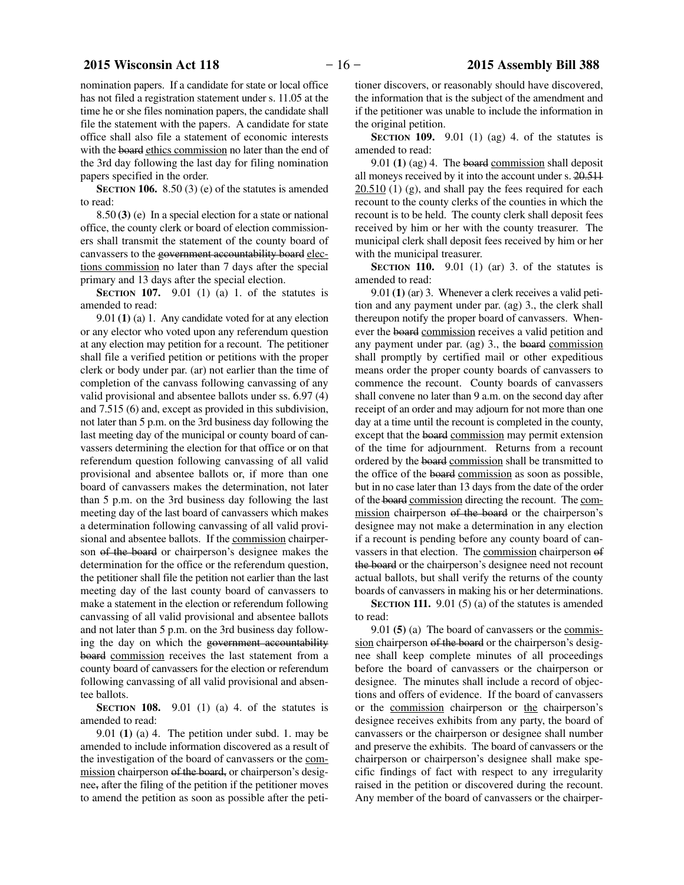nomination papers. If a candidate for state or local office has not filed a registration statement under s. 11.05 at the time he or she files nomination papers, the candidate shall file the statement with the papers. A candidate for state office shall also file a statement of economic interests with the ~~board~~ ethics commission no later than the end of the 3rd day following the last day for filing nomination papers specified in the order.

**SECTION 106.** 8.50 (3) (e) of the statutes is amended to read:

8.50 **(3)** (e) In a special election for a state or national office, the county clerk or board of election commissioners shall transmit the statement of the county board of canvassers to the ~~government accountability board~~ elections commission no later than 7 days after the special primary and 13 days after the special election.

**SECTION 107.** 9.01 (1) (a) 1. of the statutes is amended to read:

9.01 **(1)** (a) 1. Any candidate voted for at any election or any elector who voted upon any referendum question at any election may petition for a recount. The petitioner shall file a verified petition or petitions with the proper clerk or body under par. (ar) not earlier than the time of completion of the canvass following canvassing of any valid provisional and absentee ballots under ss. 6.97 (4) and 7.515 (6) and, except as provided in this subdivision, not later than 5 p.m. on the 3rd business day following the last meeting day of the municipal or county board of canvassers determining the election for that office or on that referendum question following canvassing of all valid provisional and absentee ballots or, if more than one board of canvassers makes the determination, not later than 5 p.m. on the 3rd business day following the last meeting day of the last board of canvassers which makes a determination following canvassing of all valid provisional and absentee ballots. If the commission chairperson ~~of the board~~ or chairperson's designee makes the determination for the office or the referendum question, the petitioner shall file the petition not earlier than the last meeting day of the last county board of canvassers to make a statement in the election or referendum following canvassing of all valid provisional and absentee ballots and not later than 5 p.m. on the 3rd business day following the day on which the ~~government accountability board~~ commission receives the last statement from a county board of canvassers for the election or referendum following canvassing of all valid provisional and absentee ballots.

**SECTION 108.** 9.01 (1) (a) 4. of the statutes is amended to read:

9.01 **(1)** (a) 4. The petition under subd. 1. may be amended to include information discovered as a result of the investigation of the board of canvassers or the commission chairperson ~~of the board,~~ or chairperson's designee~~,~~ after the filing of the petition if the petitioner moves to amend the petition as soon as possible after the petitioner discovers, or reasonably should have discovered, the information that is the subject of the amendment and if the petitioner was unable to include the information in the original petition.

**SECTION 109.** 9.01 (1) (ag) 4. of the statutes is amended to read:

9.01 **(1)** (ag) 4. The ~~board~~ commission shall deposit all moneys received by it into the account under s. ~~20.511~~ 20.510 (1) (g), and shall pay the fees required for each recount to the county clerks of the counties in which the recount is to be held. The county clerk shall deposit fees received by him or her with the county treasurer. The municipal clerk shall deposit fees received by him or her with the municipal treasurer.

**SECTION 110.** 9.01 (1) (ar) 3. of the statutes is amended to read:

9.01 **(1)** (ar) 3. Whenever a clerk receives a valid petition and any payment under par. (ag) 3., the clerk shall thereupon notify the proper board of canvassers. Whenever the ~~board~~ commission receives a valid petition and any payment under par. (ag) 3., the ~~board~~ commission shall promptly by certified mail or other expeditious means order the proper county boards of canvassers to commence the recount. County boards of canvassers shall convene no later than 9 a.m. on the second day after receipt of an order and may adjourn for not more than one day at a time until the recount is completed in the county, except that the ~~board~~ commission may permit extension of the time for adjournment. Returns from a recount ordered by the ~~board~~ commission shall be transmitted to the office of the ~~board~~ commission as soon as possible, but in no case later than 13 days from the date of the order of the ~~board~~ commission directing the recount. The commission chairperson ~~of the board~~ or the chairperson's designee may not make a determination in any election if a recount is pending before any county board of canvassers in that election. The commission chairperson ~~of the board~~ or the chairperson's designee need not recount actual ballots, but shall verify the returns of the county boards of canvassers in making his or her determinations.

**SECTION 111.** 9.01 (5) (a) of the statutes is amended to read:

9.01 **(5)** (a) The board of canvassers or the commission chairperson ~~of the board~~ or the chairperson's designee shall keep complete minutes of all proceedings before the board of canvassers or the chairperson or designee. The minutes shall include a record of objections and offers of evidence. If the board of canvassers or the commission chairperson or the chairperson's designee receives exhibits from any party, the board of canvassers or the chairperson or designee shall number and preserve the exhibits. The board of canvassers or the chairperson or chairperson's designee shall make specific findings of fact with respect to any irregularity raised in the petition or discovered during the recount. Any member of the board of canvassers or the chairper-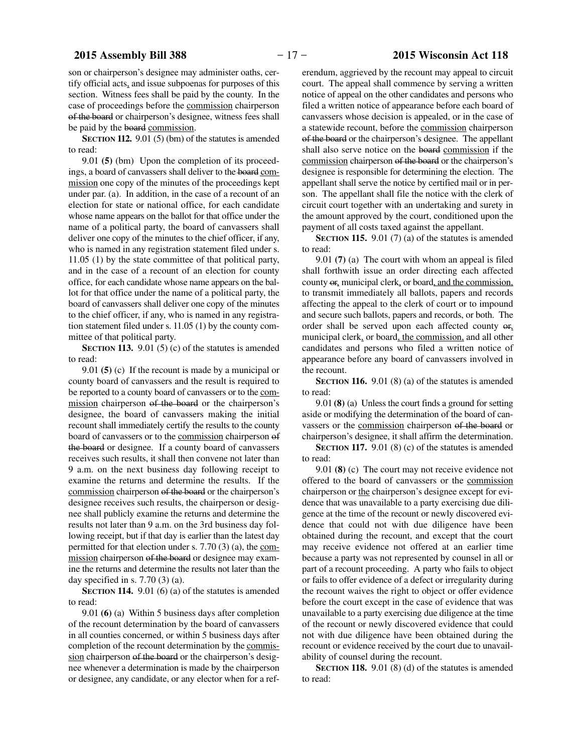son or chairperson's designee may administer oaths, certify official acts, and issue subpoenas for purposes of this section. Witness fees shall be paid by the county. In the case of proceedings before the commission chairperson of the board or chairperson's designee, witness fees shall be paid by the board commission.

**SECTION 112.** 9.01 (5) (bm) of the statutes is amended to read:

9.01 **(5)** (bm) Upon the completion of its proceedings, a board of canvassers shall deliver to the board commission one copy of the minutes of the proceedings kept under par. (a). In addition, in the case of a recount of an election for state or national office, for each candidate whose name appears on the ballot for that office under the name of a political party, the board of canvassers shall deliver one copy of the minutes to the chief officer, if any, who is named in any registration statement filed under s. 11.05 (1) by the state committee of that political party, and in the case of a recount of an election for county office, for each candidate whose name appears on the ballot for that office under the name of a political party, the board of canvassers shall deliver one copy of the minutes to the chief officer, if any, who is named in any registration statement filed under s. 11.05 (1) by the county committee of that political party.

**SECTION 113.** 9.01 (5) (c) of the statutes is amended to read:

9.01 **(5)** (c) If the recount is made by a municipal or county board of canvassers and the result is required to be reported to a county board of canvassers or to the commission chairperson of the board or the chairperson's designee, the board of canvassers making the initial recount shall immediately certify the results to the county board of canvassers or to the commission chairperson of the board or designee. If a county board of canvassers receives such results, it shall then convene not later than 9 a.m. on the next business day following receipt to examine the returns and determine the results. If the commission chairperson of the board or the chairperson's designee receives such results, the chairperson or designee shall publicly examine the returns and determine the results not later than 9 a.m. on the 3rd business day following receipt, but if that day is earlier than the latest day permitted for that election under s. 7.70 (3) (a), the commission chairperson of the board or designee may examine the returns and determine the results not later than the day specified in s. 7.70 (3) (a).

**SECTION 114.** 9.01 (6) (a) of the statutes is amended to read:

9.01 **(6)** (a) Within 5 business days after completion of the recount determination by the board of canvassers in all counties concerned, or within 5 business days after completion of the recount determination by the commission chairperson of the board or the chairperson's designee whenever a determination is made by the chairperson or designee, any candidate, or any elector when for a referendum, aggrieved by the recount may appeal to circuit court. The appeal shall commence by serving a written notice of appeal on the other candidates and persons who filed a written notice of appearance before each board of canvassers whose decision is appealed, or in the case of a statewide recount, before the commission chairperson of the board or the chairperson's designee. The appellant shall also serve notice on the board commission if the commission chairperson of the board or the chairperson's designee is responsible for determining the election. The appellant shall serve the notice by certified mail or in person. The appellant shall file the notice with the clerk of circuit court together with an undertaking and surety in the amount approved by the court, conditioned upon the payment of all costs taxed against the appellant.

**SECTION 115.** 9.01 (7) (a) of the statutes is amended to read:

9.01 **(7)** (a) The court with whom an appeal is filed shall forthwith issue an order directing each affected county or, municipal clerk, or board, and the commission, to transmit immediately all ballots, papers and records affecting the appeal to the clerk of court or to impound and secure such ballots, papers and records, or both. The order shall be served upon each affected county or, municipal clerk, or board, the commission, and all other candidates and persons who filed a written notice of appearance before any board of canvassers involved in the recount.

**SECTION 116.** 9.01 (8) (a) of the statutes is amended to read:

9.01 **(8)** (a) Unless the court finds a ground for setting aside or modifying the determination of the board of canvassers or the commission chairperson of the board or chairperson's designee, it shall affirm the determination.

**SECTION 117.** 9.01 (8) (c) of the statutes is amended to read:

9.01 **(8)** (c) The court may not receive evidence not offered to the board of canvassers or the commission chairperson or the chairperson's designee except for evidence that was unavailable to a party exercising due diligence at the time of the recount or newly discovered evidence that could not with due diligence have been obtained during the recount, and except that the court may receive evidence not offered at an earlier time because a party was not represented by counsel in all or part of a recount proceeding. A party who fails to object or fails to offer evidence of a defect or irregularity during the recount waives the right to object or offer evidence before the court except in the case of evidence that was unavailable to a party exercising due diligence at the time of the recount or newly discovered evidence that could not with due diligence have been obtained during the recount or evidence received by the court due to unavailability of counsel during the recount.

**SECTION 118.** 9.01 (8) (d) of the statutes is amended to read: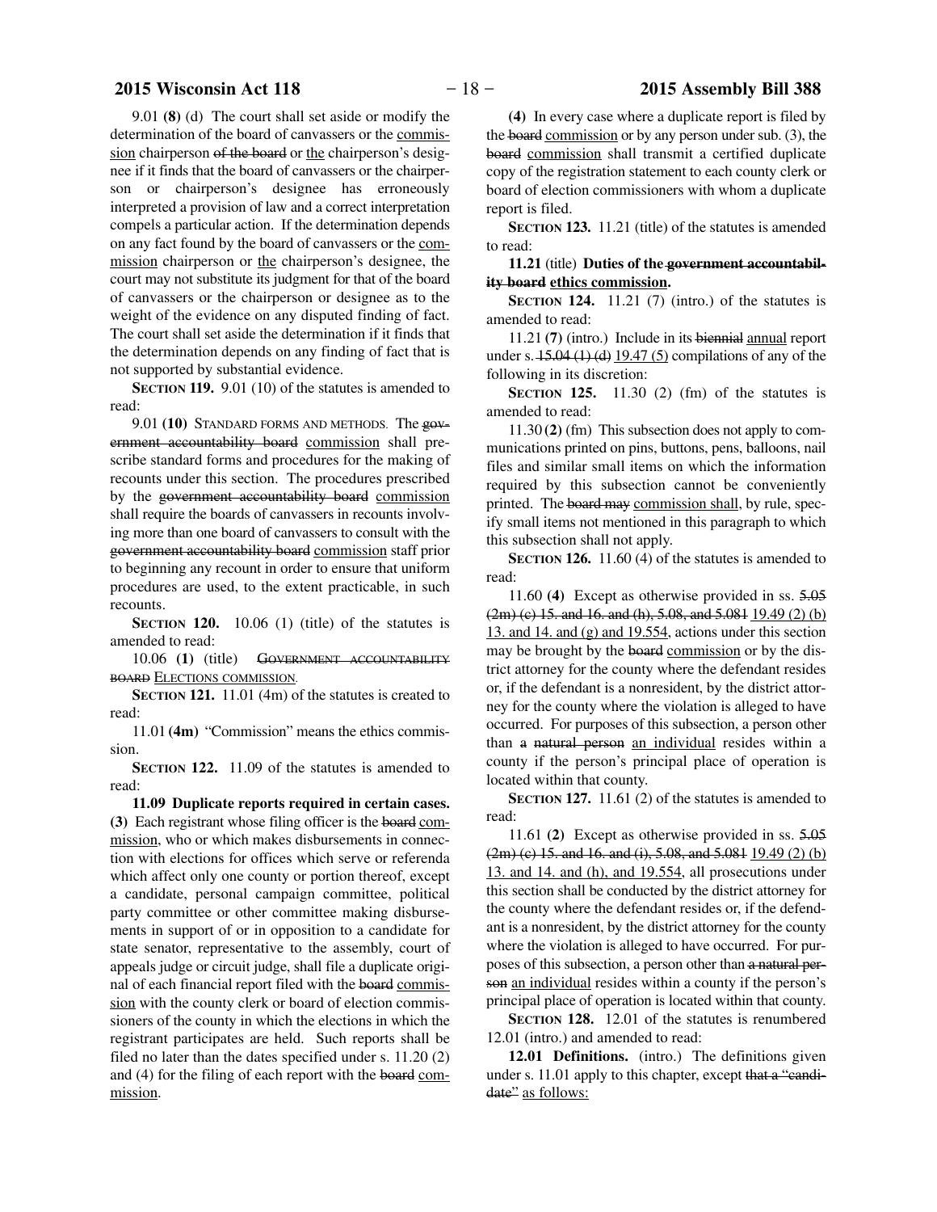9.01 **(8)** (d) The court shall set aside or modify the determination of the board of canvassers or the commission chairperson of the board or the chairperson's designee if it finds that the board of canvassers or the chairperson or chairperson's designee has erroneously interpreted a provision of law and a correct interpretation compels a particular action. If the determination depends on any fact found by the board of canvassers or the commission chairperson or the chairperson's designee, the court may not substitute its judgment for that of the board of canvassers or the chairperson or designee as to the weight of the evidence on any disputed finding of fact. The court shall set aside the determination if it finds that the determination depends on any finding of fact that is not supported by substantial evidence.

**SECTION 119.** 9.01 (10) of the statutes is amended to read:

9.01 **(10)** STANDARD FORMS AND METHODS. The ~~government accountability board~~ commission shall prescribe standard forms and procedures for the making of recounts under this section. The procedures prescribed by the ~~government accountability board~~ commission shall require the boards of canvassers in recounts involving more than one board of canvassers to consult with the ~~government accountability board~~ commission staff prior to beginning any recount in order to ensure that uniform procedures are used, to the extent practicable, in such recounts.

**SECTION 120.** 10.06 (1) (title) of the statutes is amended to read:

10.06 **(1)** (title) ~~GOVERNMENT ACCOUNTABILITY BOARD~~ ELECTIONS COMMISSION.

**SECTION 121.** 11.01 (4m) of the statutes is created to read:

11.01 **(4m)** "Commission" means the ethics commission.

**SECTION 122.** 11.09 of the statutes is amended to read:

**11.09 Duplicate reports required in certain cases.** **(3)** Each registrant whose filing officer is the ~~board~~ commission, who or which makes disbursements in connection with elections for offices which serve or referenda which affect only one county or portion thereof, except a candidate, personal campaign committee, political party committee or other committee making disbursements in support of or in opposition to a candidate for state senator, representative to the assembly, court of appeals judge or circuit judge, shall file a duplicate original of each financial report filed with the ~~board~~ commission with the county clerk or board of election commissioners of the county in which the elections in which the registrant participates are held. Such reports shall be filed no later than the dates specified under s. 11.20 (2) and (4) for the filing of each report with the ~~board~~ commission.

**(4)** In every case where a duplicate report is filed by the ~~board~~ commission or by any person under sub. (3), the ~~board~~ commission shall transmit a certified duplicate copy of the registration statement to each county clerk or board of election commissioners with whom a duplicate report is filed.

**SECTION 123.** 11.21 (title) of the statutes is amended to read:

**11.21** (title) **Duties of the ~~government accountability board~~ ethics commission.**

**SECTION 124.** 11.21 (7) (intro.) of the statutes is amended to read:

11.21 **(7)** (intro.) Include in its ~~biennial~~ annual report under s. ~~15.04 (1) (d)~~ 19.47 (5) compilations of any of the following in its discretion:

**SECTION 125.** 11.30 (2) (fm) of the statutes is amended to read:

11.30 **(2)** (fm) This subsection does not apply to communications printed on pins, buttons, pens, balloons, nail files and similar small items on which the information required by this subsection cannot be conveniently printed. The ~~board may~~ commission shall, by rule, specify small items not mentioned in this paragraph to which this subsection shall not apply.

**SECTION 126.** 11.60 (4) of the statutes is amended to read:

11.60 **(4)** Except as otherwise provided in ss. ~~5.05 (2m) (c) 15. and 16. and (h), 5.08, and 5.081~~ 19.49 (2) (b) 13. and 14. and (g) and 19.554, actions under this section may be brought by the ~~board~~ commission or by the district attorney for the county where the defendant resides or, if the defendant is a nonresident, by the district attorney for the county where the violation is alleged to have occurred. For purposes of this subsection, a person other than ~~a natural person~~ an individual resides within a county if the person's principal place of operation is located within that county.

**SECTION 127.** 11.61 (2) of the statutes is amended to read:

11.61 **(2)** Except as otherwise provided in ss. ~~5.05 (2m) (c) 15. and 16. and (i), 5.08, and 5.081~~ 19.49 (2) (b) 13. and 14. and (h), and 19.554, all prosecutions under this section shall be conducted by the district attorney for the county where the defendant resides or, if the defendant is a nonresident, by the district attorney for the county where the violation is alleged to have occurred. For purposes of this subsection, a person other than ~~a natural person~~ an individual resides within a county if the person's principal place of operation is located within that county.

**SECTION 128.** 12.01 of the statutes is renumbered 12.01 (intro.) and amended to read:

**12.01 Definitions.** (intro.) The definitions given under s. 11.01 apply to this chapter, except ~~that a "candidate"~~ as follows: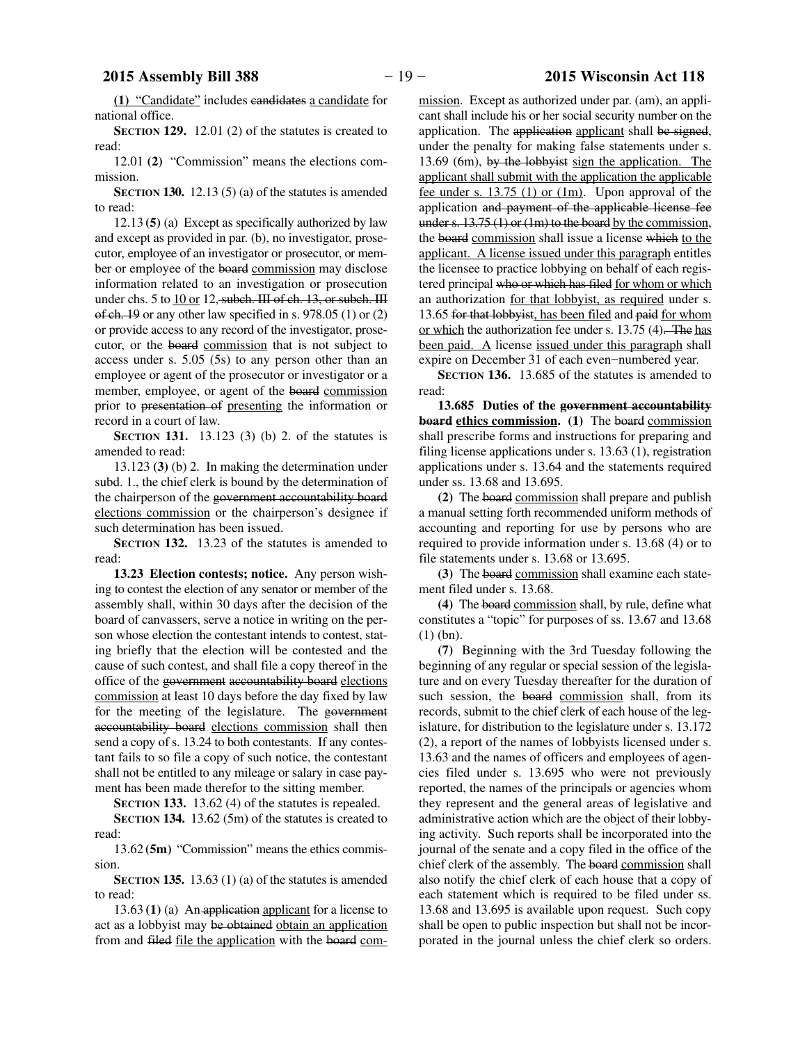(1) "Candidate" includes candidates a candidate for national office.

**SECTION 129.** 12.01 (2) of the statutes is created to read:

12.01 **(2)** "Commission" means the elections commission.

**SECTION 130.** 12.13 (5) (a) of the statutes is amended to read:

12.13 **(5)** (a) Except as specifically authorized by law and except as provided in par. (b), no investigator, prosecutor, employee of an investigator or prosecutor, or member or employee of the board commission may disclose information related to an investigation or prosecution under chs. 5 to 10 or 12, subch. III of ch. 13, or subch. III of ch. 19 or any other law specified in s. 978.05 (1) or (2) or provide access to any record of the investigator, prosecutor, or the board commission that is not subject to access under s. 5.05 (5s) to any person other than an employee or agent of the prosecutor or investigator or a member, employee, or agent of the board commission prior to presentation of presenting the information or record in a court of law.

**SECTION 131.** 13.123 (3) (b) 2. of the statutes is amended to read:

13.123 **(3)** (b) 2. In making the determination under subd. 1., the chief clerk is bound by the determination of the chairperson of the government accountability board elections commission or the chairperson's designee if such determination has been issued.

**SECTION 132.** 13.23 of the statutes is amended to read:

**13.23 Election contests; notice.** Any person wishing to contest the election of any senator or member of the assembly shall, within 30 days after the decision of the board of canvassers, serve a notice in writing on the person whose election the contestant intends to contest, stating briefly that the election will be contested and the cause of such contest, and shall file a copy thereof in the office of the government accountability board elections commission at least 10 days before the day fixed by law for the meeting of the legislature. The government accountability board elections commission shall then send a copy of s. 13.24 to both contestants. If any contestant fails to so file a copy of such notice, the contestant shall not be entitled to any mileage or salary in case payment has been made therefor to the sitting member.

**SECTION 133.** 13.62 (4) of the statutes is repealed.

**SECTION 134.** 13.62 (5m) of the statutes is created to read:

13.62 **(5m)** "Commission" means the ethics commission.

**SECTION 135.** 13.63 (1) (a) of the statutes is amended to read:

13.63 **(1)** (a) An application applicant for a license to act as a lobbyist may be obtained obtain an application from and filed file the application with the board commission. Except as authorized under par. (am), an applicant shall include his or her social security number on the application. The application applicant shall be signed, under the penalty for making false statements under s. 13.69 (6m), by the lobbyist sign the application. The applicant shall submit with the application the applicable fee under s. 13.75 (1) or (1m). Upon approval of the application and payment of the applicable license fee under s. 13.75 (1) or (1m) to the board by the commission, the board commission shall issue a license which to the applicant. A license issued under this paragraph entitles the licensee to practice lobbying on behalf of each registered principal who or which has filed for whom or which an authorization for that lobbyist, as required under s. 13.65 for that lobbyist, has been filed and paid for whom or which the authorization fee under s. 13.75 (4). The has been paid. A license issued under this paragraph shall expire on December 31 of each even-numbered year.

**SECTION 136.** 13.685 of the statutes is amended to read:

**13.685 Duties of the government accountability board ethics commission. (1)** The board commission shall prescribe forms and instructions for preparing and filing license applications under s. 13.63 (1), registration applications under s. 13.64 and the statements required under ss. 13.68 and 13.695.

**(2)** The board commission shall prepare and publish a manual setting forth recommended uniform methods of accounting and reporting for use by persons who are required to provide information under s. 13.68 (4) or to file statements under s. 13.68 or 13.695.

**(3)** The board commission shall examine each statement filed under s. 13.68.

**(4)** The board commission shall, by rule, define what constitutes a "topic" for purposes of ss. 13.67 and 13.68 (1) (bn).

**(7)** Beginning with the 3rd Tuesday following the beginning of any regular or special session of the legislature and on every Tuesday thereafter for the duration of such session, the board commission shall, from its records, submit to the chief clerk of each house of the legislature, for distribution to the legislature under s. 13.172 (2), a report of the names of lobbyists licensed under s. 13.63 and the names of officers and employees of agencies filed under s. 13.695 who were not previously reported, the names of the principals or agencies whom they represent and the general areas of legislative and administrative action which are the object of their lobbying activity. Such reports shall be incorporated into the journal of the senate and a copy filed in the office of the chief clerk of the assembly. The board commission shall also notify the chief clerk of each house that a copy of each statement which is required to be filed under ss. 13.68 and 13.695 is available upon request. Such copy shall be open to public inspection but shall not be incorporated in the journal unless the chief clerk so orders.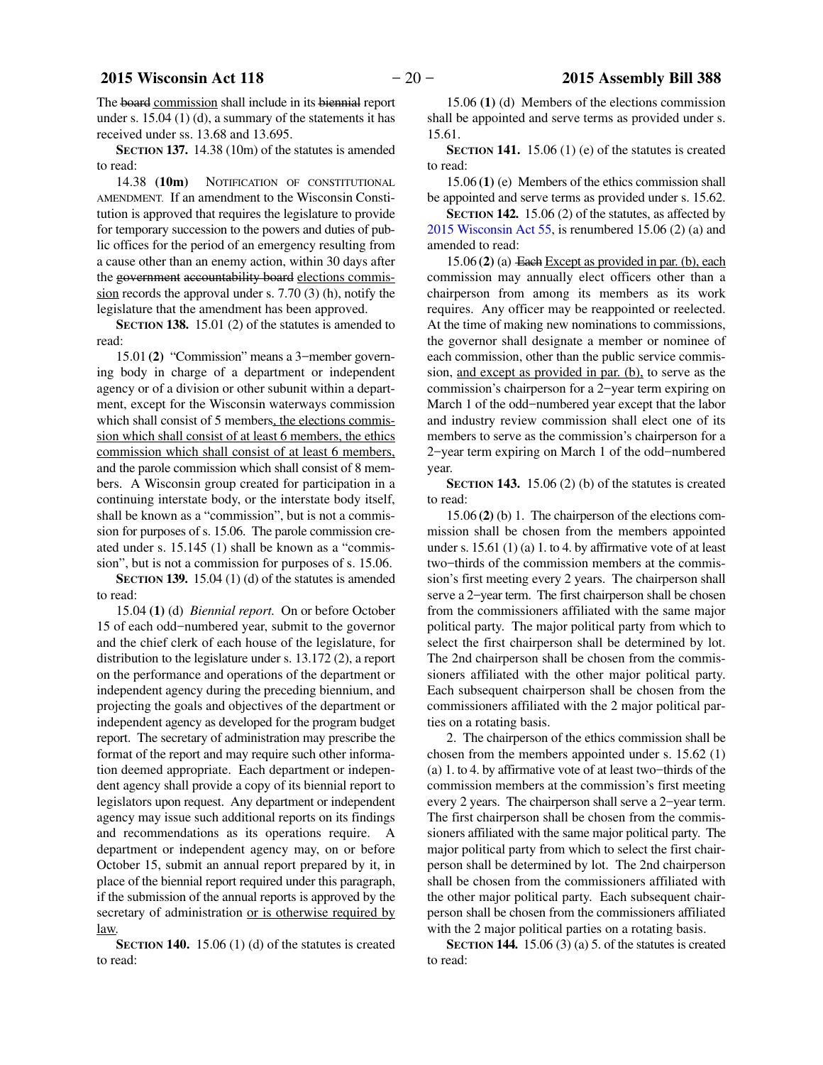The ~~board~~ commission shall include in its ~~biennial~~ report under s. 15.04 (1) (d), a summary of the statements it has received under ss. 13.68 and 13.695.

**SECTION 137.** 14.38 (10m) of the statutes is amended to read:

14.38 **(10m)** NOTIFICATION OF CONSTITUTIONAL AMENDMENT. If an amendment to the Wisconsin Constitution is approved that requires the legislature to provide for temporary succession to the powers and duties of public offices for the period of an emergency resulting from a cause other than an enemy action, within 30 days after the ~~government accountability board~~ elections commission records the approval under s. 7.70 (3) (h), notify the legislature that the amendment has been approved.

**SECTION 138.** 15.01 (2) of the statutes is amended to read:

15.01 **(2)** "Commission" means a 3−member governing body in charge of a department or independent agency or of a division or other subunit within a department, except for the Wisconsin waterways commission which shall consist of 5 members, the elections commission which shall consist of at least 6 members, the ethics commission which shall consist of at least 6 members, and the parole commission which shall consist of 8 members. A Wisconsin group created for participation in a continuing interstate body, or the interstate body itself, shall be known as a "commission", but is not a commission for purposes of s. 15.06. The parole commission created under s. 15.145 (1) shall be known as a "commission", but is not a commission for purposes of s. 15.06.

**SECTION 139.** 15.04 (1) (d) of the statutes is amended to read:

15.04 **(1)** (d) *Biennial report.* On or before October 15 of each odd−numbered year, submit to the governor and the chief clerk of each house of the legislature, for distribution to the legislature under s. 13.172 (2), a report on the performance and operations of the department or independent agency during the preceding biennium, and projecting the goals and objectives of the department or independent agency as developed for the program budget report. The secretary of administration may prescribe the format of the report and may require such other information deemed appropriate. Each department or independent agency shall provide a copy of its biennial report to legislators upon request. Any department or independent agency may issue such additional reports on its findings and recommendations as its operations require. A department or independent agency may, on or before October 15, submit an annual report prepared by it, in place of the biennial report required under this paragraph, if the submission of the annual reports is approved by the secretary of administration or is otherwise required by law.

**SECTION 140.** 15.06 (1) (d) of the statutes is created to read:

15.06 **(1)** (d) Members of the elections commission shall be appointed and serve terms as provided under s. 15.61.

**SECTION 141.** 15.06 (1) (e) of the statutes is created to read:

15.06 **(1)** (e) Members of the ethics commission shall be appointed and serve terms as provided under s. 15.62.

**SECTION 142.** 15.06 (2) of the statutes, as affected by 2015 Wisconsin Act 55, is renumbered 15.06 (2) (a) and amended to read:

15.06 **(2)** (a) ~~Each~~ Except as provided in par. (b), each commission may annually elect officers other than a chairperson from among its members as its work requires. Any officer may be reappointed or reelected. At the time of making new nominations to commissions, the governor shall designate a member or nominee of each commission, other than the public service commission, and except as provided in par. (b), to serve as the commission's chairperson for a 2−year term expiring on March 1 of the odd−numbered year except that the labor and industry review commission shall elect one of its members to serve as the commission's chairperson for a 2−year term expiring on March 1 of the odd−numbered year.

**SECTION 143.** 15.06 (2) (b) of the statutes is created to read:

15.06 **(2)** (b) 1. The chairperson of the elections commission shall be chosen from the members appointed under s. 15.61 (1) (a) 1. to 4. by affirmative vote of at least two−thirds of the commission members at the commission's first meeting every 2 years. The chairperson shall serve a 2−year term. The first chairperson shall be chosen from the commissioners affiliated with the same major political party. The major political party from which to select the first chairperson shall be determined by lot. The 2nd chairperson shall be chosen from the commissioners affiliated with the other major political party. Each subsequent chairperson shall be chosen from the commissioners affiliated with the 2 major political parties on a rotating basis.

2. The chairperson of the ethics commission shall be chosen from the members appointed under s. 15.62 (1) (a) 1. to 4. by affirmative vote of at least two−thirds of the commission members at the commission's first meeting every 2 years. The chairperson shall serve a 2−year term. The first chairperson shall be chosen from the commissioners affiliated with the same major political party. The major political party from which to select the first chairperson shall be determined by lot. The 2nd chairperson shall be chosen from the commissioners affiliated with the other major political party. Each subsequent chairperson shall be chosen from the commissioners affiliated with the 2 major political parties on a rotating basis.

**SECTION 144.** 15.06 (3) (a) 5. of the statutes is created to read: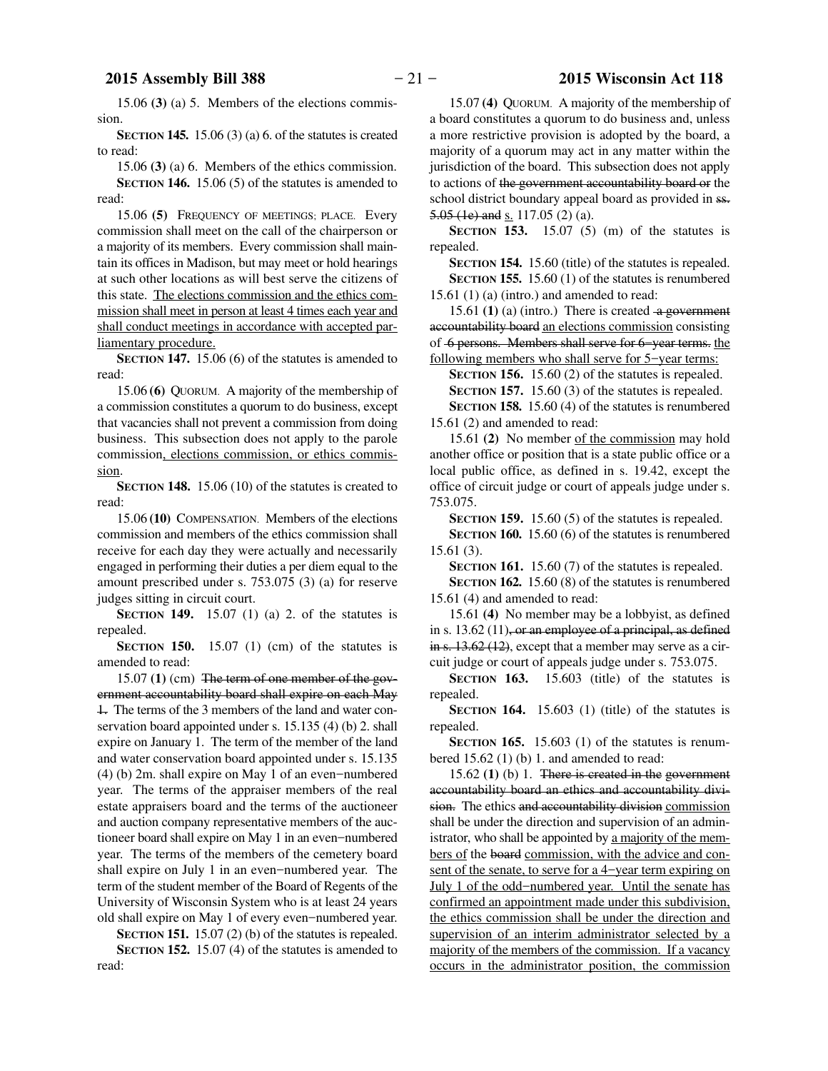15.06 **(3)** (a) 5. Members of the elections commission.

**SECTION 145.** 15.06 (3) (a) 6. of the statutes is created to read:

15.06 **(3)** (a) 6. Members of the ethics commission.

**SECTION 146.** 15.06 (5) of the statutes is amended to read:

15.06 **(5)** FREQUENCY OF MEETINGS; PLACE. Every commission shall meet on the call of the chairperson or a majority of its members. Every commission shall maintain its offices in Madison, but may meet or hold hearings at such other locations as will best serve the citizens of this state. <u>The elections commission and the ethics commission shall meet in person at least 4 times each year and shall conduct meetings in accordance with accepted parliamentary procedure.</u>

**SECTION 147.** 15.06 (6) of the statutes is amended to read:

15.06 **(6)** QUORUM. A majority of the membership of a commission constitutes a quorum to do business, except that vacancies shall not prevent a commission from doing business. This subsection does not apply to the parole commission<u>, elections commission, or ethics commission</u>.

**SECTION 148.** 15.06 (10) of the statutes is created to read:

15.06 **(10)** COMPENSATION. Members of the elections commission and members of the ethics commission shall receive for each day they were actually and necessarily engaged in performing their duties a per diem equal to the amount prescribed under s. 753.075 (3) (a) for reserve judges sitting in circuit court.

**SECTION 149.** 15.07 (1) (a) 2. of the statutes is repealed.

**SECTION 150.** 15.07 (1) (cm) of the statutes is amended to read:

15.07 **(1)** (cm) ~~The term of one member of the government accountability board shall expire on each May 1.~~ The terms of the 3 members of the land and water conservation board appointed under s. 15.135 (4) (b) 2. shall expire on January 1. The term of the member of the land and water conservation board appointed under s. 15.135 (4) (b) 2m. shall expire on May 1 of an even−numbered year. The terms of the appraiser members of the real estate appraisers board and the terms of the auctioneer and auction company representative members of the auctioneer board shall expire on May 1 in an even−numbered year. The terms of the members of the cemetery board shall expire on July 1 in an even−numbered year. The term of the student member of the Board of Regents of the University of Wisconsin System who is at least 24 years old shall expire on May 1 of every even−numbered year.

**SECTION 151.** 15.07 (2) (b) of the statutes is repealed.

**SECTION 152.** 15.07 (4) of the statutes is amended to read:

15.07 **(4)** QUORUM. A majority of the membership of a board constitutes a quorum to do business and, unless a more restrictive provision is adopted by the board, a majority of a quorum may act in any matter within the jurisdiction of the board. This subsection does not apply to actions of ~~the government accountability board or~~ the school district boundary appeal board as provided in ~~ss. 5.05 (1e) and~~ <u>s.</u> 117.05 (2) (a).

**SECTION 153.** 15.07 (5) (m) of the statutes is repealed.

**SECTION 154.** 15.60 (title) of the statutes is repealed.

**SECTION 155.** 15.60 (1) of the statutes is renumbered 15.61 (1) (a) (intro.) and amended to read:

15.61 **(1)** (a) (intro.) There is created ~~a government accountability board~~ <u>an elections commission</u> consisting of ~~6 persons. Members shall serve for 6−year terms.~~ <u>the following members who shall serve for 5−year terms:</u>

**SECTION 156.** 15.60 (2) of the statutes is repealed.

**SECTION 157.** 15.60 (3) of the statutes is repealed.

**SECTION 158.** 15.60 (4) of the statutes is renumbered 15.61 (2) and amended to read:

15.61 **(2)** No member <u>of the commission</u> may hold another office or position that is a state public office or a local public office, as defined in s. 19.42, except the office of circuit judge or court of appeals judge under s. 753.075.

**SECTION 159.** 15.60 (5) of the statutes is repealed.

**SECTION 160.** 15.60 (6) of the statutes is renumbered 15.61 (3).

**SECTION 161.** 15.60 (7) of the statutes is repealed.

**SECTION 162.** 15.60 (8) of the statutes is renumbered 15.61 (4) and amended to read:

15.61 **(4)** No member may be a lobbyist, as defined in s. 13.62 (11)~~, or an employee of a principal, as defined in s. 13.62 (12)~~, except that a member may serve as a circuit judge or court of appeals judge under s. 753.075.

**SECTION 163.** 15.603 (title) of the statutes is repealed.

**SECTION 164.** 15.603 (1) (title) of the statutes is repealed.

**SECTION 165.** 15.603 (1) of the statutes is renumbered 15.62 (1) (b) 1. and amended to read:

15.62 **(1)** (b) 1. ~~There is created in the government accountability board an ethics and accountability division.~~ The ethics ~~and accountability division~~ <u>commission</u> shall be under the direction and supervision of an administrator, who shall be appointed by <u>a majority of the members of</u> the ~~board~~ <u>commission, with the advice and consent of the senate, to serve for a 4−year term expiring on July 1 of the odd−numbered year. Until the senate has confirmed an appointment made under this subdivision, the ethics commission shall be under the direction and supervision of an interim administrator selected by a majority of the members of the commission. If a vacancy occurs in the administrator position, the commission</u>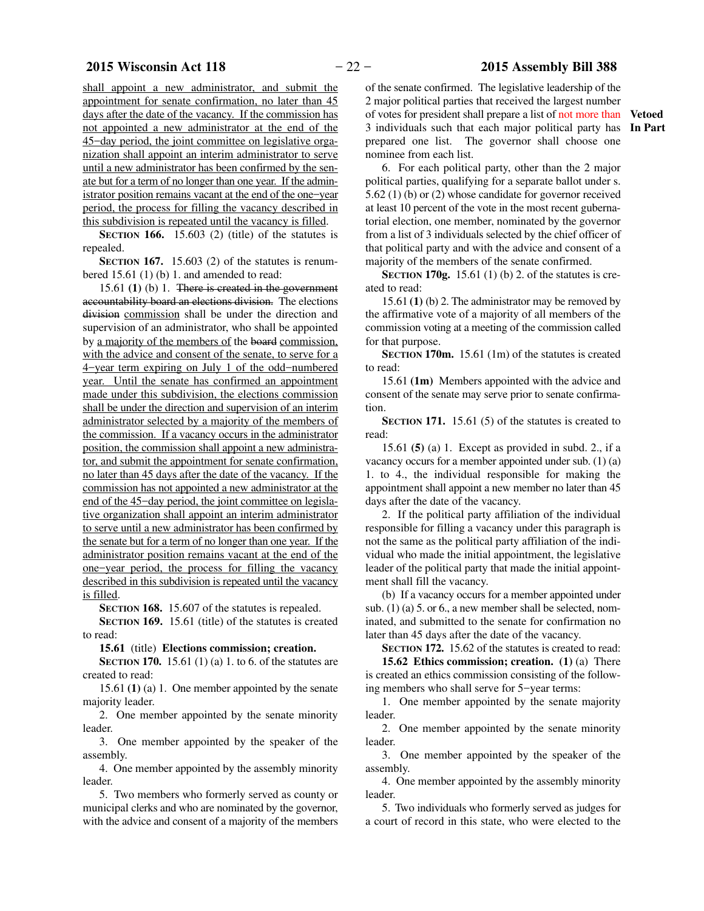shall appoint a new administrator, and submit the appointment for senate confirmation, no later than 45 days after the date of the vacancy. If the commission has not appointed a new administrator at the end of the 45−day period, the joint committee on legislative organization shall appoint an interim administrator to serve until a new administrator has been confirmed by the senate but for a term of no longer than one year. If the administrator position remains vacant at the end of the one−year period, the process for filling the vacancy described in this subdivision is repeated until the vacancy is filled.

**SECTION 166.** 15.603 (2) (title) of the statutes is repealed.

**SECTION 167.** 15.603 (2) of the statutes is renumbered 15.61 (1) (b) 1. and amended to read:

15.61 **(1)** (b) 1. ~~There is created in the government accountability board an elections division.~~ The elections ~~division~~ commission shall be under the direction and supervision of an administrator, who shall be appointed by a majority of the members of the ~~board~~ commission, with the advice and consent of the senate, to serve for a 4−year term expiring on July 1 of the odd−numbered year. Until the senate has confirmed an appointment made under this subdivision, the elections commission shall be under the direction and supervision of an interim administrator selected by a majority of the members of the commission. If a vacancy occurs in the administrator position, the commission shall appoint a new administrator, and submit the appointment for senate confirmation, no later than 45 days after the date of the vacancy. If the commission has not appointed a new administrator at the end of the 45−day period, the joint committee on legislative organization shall appoint an interim administrator to serve until a new administrator has been confirmed by the senate but for a term of no longer than one year. If the administrator position remains vacant at the end of the one−year period, the process for filling the vacancy described in this subdivision is repeated until the vacancy is filled.

**SECTION 168.** 15.607 of the statutes is repealed.

**SECTION 169.** 15.61 (title) of the statutes is created to read:

**15.61** (title) **Elections commission; creation.**

**SECTION 170.** 15.61 (1) (a) 1. to 6. of the statutes are created to read:

15.61 **(1)** (a) 1. One member appointed by the senate majority leader.

2. One member appointed by the senate minority leader.

3. One member appointed by the speaker of the assembly.

4. One member appointed by the assembly minority leader.

5. Two members who formerly served as county or municipal clerks and who are nominated by the governor, with the advice and consent of a majority of the members of the senate confirmed. The legislative leadership of the 2 major political parties that received the largest number of votes for president shall prepare a list of not more than 3 individuals such that each major political party has prepared one list. The governor shall choose one nominee from each list. **Vetoed In Part**

6. For each political party, other than the 2 major political parties, qualifying for a separate ballot under s. 5.62 (1) (b) or (2) whose candidate for governor received at least 10 percent of the vote in the most recent gubernatorial election, one member, nominated by the governor from a list of 3 individuals selected by the chief officer of that political party and with the advice and consent of a majority of the members of the senate confirmed.

**SECTION 170g.** 15.61 (1) (b) 2. of the statutes is created to read:

15.61 **(1)** (b) 2. The administrator may be removed by the affirmative vote of a majority of all members of the commission voting at a meeting of the commission called for that purpose.

**SECTION 170m.** 15.61 (1m) of the statutes is created to read:

15.61 **(1m)** Members appointed with the advice and consent of the senate may serve prior to senate confirmation.

**SECTION 171.** 15.61 (5) of the statutes is created to read:

15.61 **(5)** (a) 1. Except as provided in subd. 2., if a vacancy occurs for a member appointed under sub. (1) (a) 1. to 4., the individual responsible for making the appointment shall appoint a new member no later than 45 days after the date of the vacancy.

2. If the political party affiliation of the individual responsible for filling a vacancy under this paragraph is not the same as the political party affiliation of the individual who made the initial appointment, the legislative leader of the political party that made the initial appointment shall fill the vacancy.

(b) If a vacancy occurs for a member appointed under sub. (1) (a) 5. or 6., a new member shall be selected, nominated, and submitted to the senate for confirmation no later than 45 days after the date of the vacancy.

**SECTION 172.** 15.62 of the statutes is created to read:

**15.62 Ethics commission; creation. (1)** (a) There is created an ethics commission consisting of the following members who shall serve for 5−year terms:

1. One member appointed by the senate majority leader.

2. One member appointed by the senate minority leader.

3. One member appointed by the speaker of the assembly.

4. One member appointed by the assembly minority leader.

5. Two individuals who formerly served as judges for a court of record in this state, who were elected to the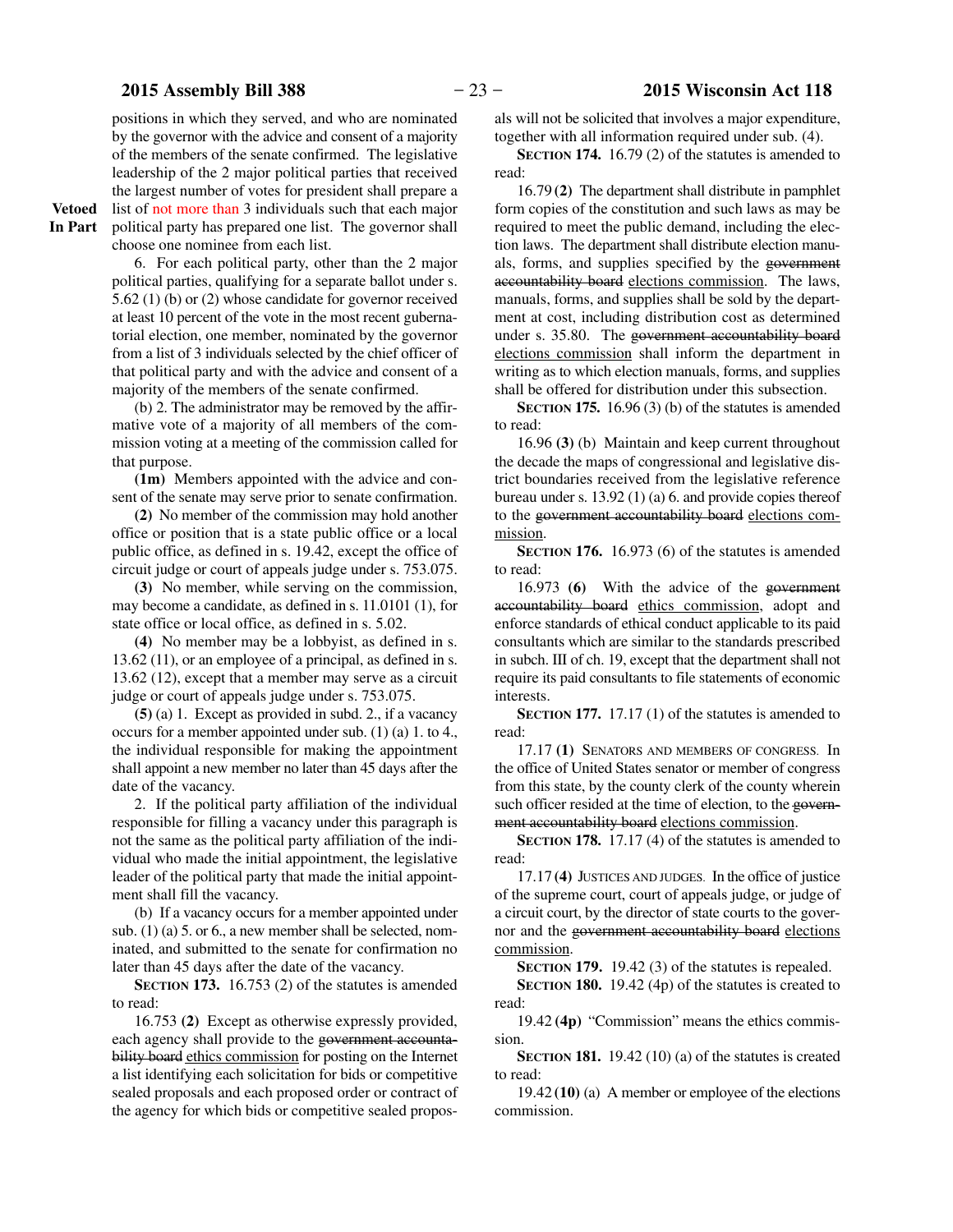positions in which they served, and who are nominated by the governor with the advice and consent of a majority of the members of the senate confirmed. The legislative leadership of the 2 major political parties that received the largest number of votes for president shall prepare a list of not more than 3 individuals such that each major political party has prepared one list. The governor shall choose one nominee from each list.

**Vetoed In Part**

6. For each political party, other than the 2 major political parties, qualifying for a separate ballot under s. 5.62 (1) (b) or (2) whose candidate for governor received at least 10 percent of the vote in the most recent gubernatorial election, one member, nominated by the governor from a list of 3 individuals selected by the chief officer of that political party and with the advice and consent of a majority of the members of the senate confirmed.

(b) 2. The administrator may be removed by the affirmative vote of a majority of all members of the commission voting at a meeting of the commission called for that purpose.

**(1m)** Members appointed with the advice and consent of the senate may serve prior to senate confirmation.

**(2)** No member of the commission may hold another office or position that is a state public office or a local public office, as defined in s. 19.42, except the office of circuit judge or court of appeals judge under s. 753.075.

**(3)** No member, while serving on the commission, may become a candidate, as defined in s. 11.0101 (1), for state office or local office, as defined in s. 5.02.

**(4)** No member may be a lobbyist, as defined in s. 13.62 (11), or an employee of a principal, as defined in s. 13.62 (12), except that a member may serve as a circuit judge or court of appeals judge under s. 753.075.

**(5)** (a) 1. Except as provided in subd. 2., if a vacancy occurs for a member appointed under sub. (1) (a) 1. to 4., the individual responsible for making the appointment shall appoint a new member no later than 45 days after the date of the vacancy.

2. If the political party affiliation of the individual responsible for filling a vacancy under this paragraph is not the same as the political party affiliation of the individual who made the initial appointment, the legislative leader of the political party that made the initial appointment shall fill the vacancy.

(b) If a vacancy occurs for a member appointed under sub. (1) (a) 5. or 6., a new member shall be selected, nominated, and submitted to the senate for confirmation no later than 45 days after the date of the vacancy.

**SECTION 173.** 16.753 (2) of the statutes is amended to read:

16.753 **(2)** Except as otherwise expressly provided, each agency shall provide to the ~~government accountability board~~ ethics commission for posting on the Internet a list identifying each solicitation for bids or competitive sealed proposals and each proposed order or contract of the agency for which bids or competitive sealed proposals will not be solicited that involves a major expenditure, together with all information required under sub. (4).

**SECTION 174.** 16.79 (2) of the statutes is amended to read:

16.79 **(2)** The department shall distribute in pamphlet form copies of the constitution and such laws as may be required to meet the public demand, including the election laws. The department shall distribute election manuals, forms, and supplies specified by the ~~government accountability board~~ elections commission. The laws, manuals, forms, and supplies shall be sold by the department at cost, including distribution cost as determined under s. 35.80. The ~~government accountability board~~ elections commission shall inform the department in writing as to which election manuals, forms, and supplies shall be offered for distribution under this subsection.

**SECTION 175.** 16.96 (3) (b) of the statutes is amended to read:

16.96 **(3)** (b) Maintain and keep current throughout the decade the maps of congressional and legislative district boundaries received from the legislative reference bureau under s. 13.92 (1) (a) 6. and provide copies thereof to the ~~government accountability board~~ elections commission.

**SECTION 176.** 16.973 (6) of the statutes is amended to read:

16.973 **(6)** With the advice of the ~~government accountability board~~ ethics commission, adopt and enforce standards of ethical conduct applicable to its paid consultants which are similar to the standards prescribed in subch. III of ch. 19, except that the department shall not require its paid consultants to file statements of economic interests.

**SECTION 177.** 17.17 (1) of the statutes is amended to read:

17.17 **(1)** SENATORS AND MEMBERS OF CONGRESS. In the office of United States senator or member of congress from this state, by the county clerk of the county wherein such officer resided at the time of election, to the ~~government accountability board~~ elections commission.

**SECTION 178.** 17.17 (4) of the statutes is amended to read:

17.17 **(4)** JUSTICES AND JUDGES. In the office of justice of the supreme court, court of appeals judge, or judge of a circuit court, by the director of state courts to the governor and the ~~government accountability board~~ elections commission.

**SECTION 179.** 19.42 (3) of the statutes is repealed.

**SECTION 180.** 19.42 (4p) of the statutes is created to read:

19.42 **(4p)** "Commission" means the ethics commission.

**SECTION 181.** 19.42 (10) (a) of the statutes is created to read:

19.42 **(10)** (a) A member or employee of the elections commission.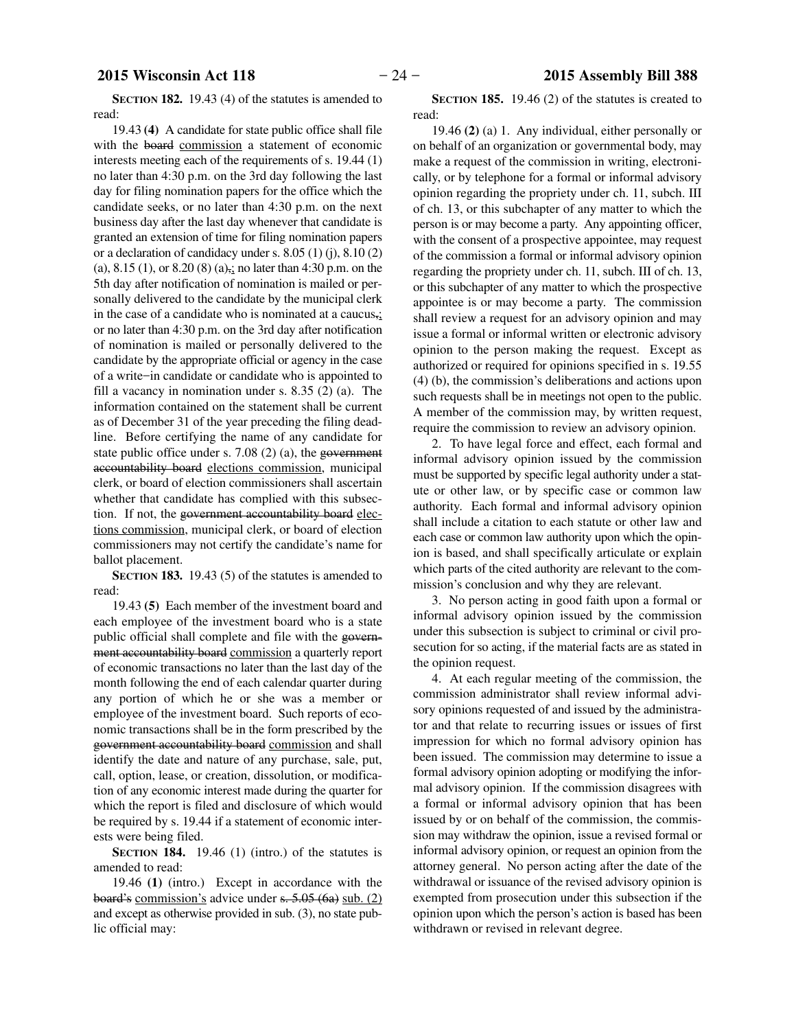**SECTION 182.** 19.43 (4) of the statutes is amended to read:

19.43 **(4)** A candidate for state public office shall file with the ~~board~~ commission a statement of economic interests meeting each of the requirements of s. 19.44 (1) no later than 4:30 p.m. on the 3rd day following the last day for filing nomination papers for the office which the candidate seeks, or no later than 4:30 p.m. on the next business day after the last day whenever that candidate is granted an extension of time for filing nomination papers or a declaration of candidacy under s. 8.05 (1) (j), 8.10 (2) (a), 8.15 (1), or 8.20 (8) (a)~~,~~; no later than 4:30 p.m. on the 5th day after notification of nomination is mailed or personally delivered to the candidate by the municipal clerk in the case of a candidate who is nominated at a caucus~~,~~; or no later than 4:30 p.m. on the 3rd day after notification of nomination is mailed or personally delivered to the candidate by the appropriate official or agency in the case of a write−in candidate or candidate who is appointed to fill a vacancy in nomination under s. 8.35 (2) (a). The information contained on the statement shall be current as of December 31 of the year preceding the filing deadline. Before certifying the name of any candidate for state public office under s. 7.08 (2) (a), the ~~government accountability board~~ elections commission, municipal clerk, or board of election commissioners shall ascertain whether that candidate has complied with this subsection. If not, the ~~government accountability board~~ elections commission, municipal clerk, or board of election commissioners may not certify the candidate's name for ballot placement.

**SECTION 183.** 19.43 (5) of the statutes is amended to read:

19.43 **(5)** Each member of the investment board and each employee of the investment board who is a state public official shall complete and file with the ~~government accountability board~~ commission a quarterly report of economic transactions no later than the last day of the month following the end of each calendar quarter during any portion of which he or she was a member or employee of the investment board. Such reports of economic transactions shall be in the form prescribed by the ~~government accountability board~~ commission and shall identify the date and nature of any purchase, sale, put, call, option, lease, or creation, dissolution, or modification of any economic interest made during the quarter for which the report is filed and disclosure of which would be required by s. 19.44 if a statement of economic interests were being filed.

**SECTION 184.** 19.46 (1) (intro.) of the statutes is amended to read:

19.46 **(1)** (intro.) Except in accordance with the ~~board's~~ commission's advice under ~~s. 5.05 (6a)~~ sub. (2) and except as otherwise provided in sub. (3), no state public official may:

**SECTION 185.** 19.46 (2) of the statutes is created to read:

19.46 **(2)** (a) 1. Any individual, either personally or on behalf of an organization or governmental body, may make a request of the commission in writing, electronically, or by telephone for a formal or informal advisory opinion regarding the propriety under ch. 11, subch. III of ch. 13, or this subchapter of any matter to which the person is or may become a party. Any appointing officer, with the consent of a prospective appointee, may request of the commission a formal or informal advisory opinion regarding the propriety under ch. 11, subch. III of ch. 13, or this subchapter of any matter to which the prospective appointee is or may become a party. The commission shall review a request for an advisory opinion and may issue a formal or informal written or electronic advisory opinion to the person making the request. Except as authorized or required for opinions specified in s. 19.55 (4) (b), the commission's deliberations and actions upon such requests shall be in meetings not open to the public. A member of the commission may, by written request, require the commission to review an advisory opinion.

2. To have legal force and effect, each formal and informal advisory opinion issued by the commission must be supported by specific legal authority under a statute or other law, or by specific case or common law authority. Each formal and informal advisory opinion shall include a citation to each statute or other law and each case or common law authority upon which the opinion is based, and shall specifically articulate or explain which parts of the cited authority are relevant to the commission's conclusion and why they are relevant.

3. No person acting in good faith upon a formal or informal advisory opinion issued by the commission under this subsection is subject to criminal or civil prosecution for so acting, if the material facts are as stated in the opinion request.

4. At each regular meeting of the commission, the commission administrator shall review informal advisory opinions requested of and issued by the administrator and that relate to recurring issues or issues of first impression for which no formal advisory opinion has been issued. The commission may determine to issue a formal advisory opinion adopting or modifying the informal advisory opinion. If the commission disagrees with a formal or informal advisory opinion that has been issued by or on behalf of the commission, the commission may withdraw the opinion, issue a revised formal or informal advisory opinion, or request an opinion from the attorney general. No person acting after the date of the withdrawal or issuance of the revised advisory opinion is exempted from prosecution under this subsection if the opinion upon which the person's action is based has been withdrawn or revised in relevant degree.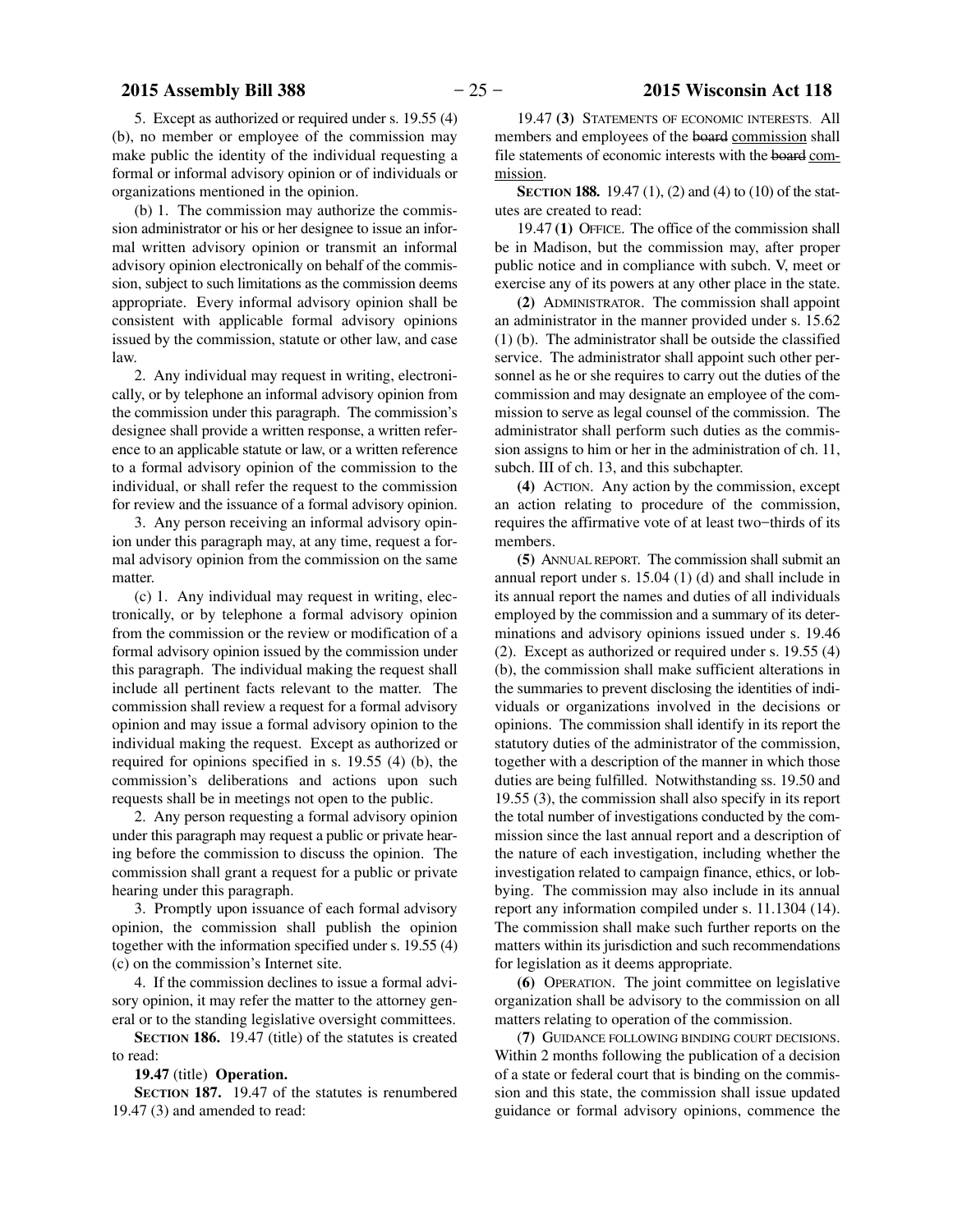5. Except as authorized or required under s. 19.55 (4) (b), no member or employee of the commission may make public the identity of the individual requesting a formal or informal advisory opinion or of individuals or organizations mentioned in the opinion.

(b) 1. The commission may authorize the commission administrator or his or her designee to issue an informal written advisory opinion or transmit an informal advisory opinion electronically on behalf of the commission, subject to such limitations as the commission deems appropriate. Every informal advisory opinion shall be consistent with applicable formal advisory opinions issued by the commission, statute or other law, and case law.

2. Any individual may request in writing, electronically, or by telephone an informal advisory opinion from the commission under this paragraph. The commission's designee shall provide a written response, a written reference to an applicable statute or law, or a written reference to a formal advisory opinion of the commission to the individual, or shall refer the request to the commission for review and the issuance of a formal advisory opinion.

3. Any person receiving an informal advisory opinion under this paragraph may, at any time, request a formal advisory opinion from the commission on the same matter.

(c) 1. Any individual may request in writing, electronically, or by telephone a formal advisory opinion from the commission or the review or modification of a formal advisory opinion issued by the commission under this paragraph. The individual making the request shall include all pertinent facts relevant to the matter. The commission shall review a request for a formal advisory opinion and may issue a formal advisory opinion to the individual making the request. Except as authorized or required for opinions specified in s. 19.55 (4) (b), the commission's deliberations and actions upon such requests shall be in meetings not open to the public.

2. Any person requesting a formal advisory opinion under this paragraph may request a public or private hearing before the commission to discuss the opinion. The commission shall grant a request for a public or private hearing under this paragraph.

3. Promptly upon issuance of each formal advisory opinion, the commission shall publish the opinion together with the information specified under s. 19.55 (4) (c) on the commission's Internet site.

4. If the commission declines to issue a formal advisory opinion, it may refer the matter to the attorney general or to the standing legislative oversight committees.

**SECTION 186.** 19.47 (title) of the statutes is created to read:

**19.47** (title) **Operation.**

**SECTION 187.** 19.47 of the statutes is renumbered 19.47 (3) and amended to read:

19.47 **(3)** STATEMENTS OF ECONOMIC INTERESTS. All members and employees of the ~~board~~ commission shall file statements of economic interests with the ~~board~~ commission.

**SECTION 188.** 19.47 (1), (2) and (4) to (10) of the statutes are created to read:

19.47 **(1)** OFFICE. The office of the commission shall be in Madison, but the commission may, after proper public notice and in compliance with subch. V, meet or exercise any of its powers at any other place in the state.

**(2)** ADMINISTRATOR. The commission shall appoint an administrator in the manner provided under s. 15.62 (1) (b). The administrator shall be outside the classified service. The administrator shall appoint such other personnel as he or she requires to carry out the duties of the commission and may designate an employee of the commission to serve as legal counsel of the commission. The administrator shall perform such duties as the commission assigns to him or her in the administration of ch. 11, subch. III of ch. 13, and this subchapter.

**(4)** ACTION. Any action by the commission, except an action relating to procedure of the commission, requires the affirmative vote of at least two−thirds of its members.

**(5)** ANNUAL REPORT. The commission shall submit an annual report under s. 15.04 (1) (d) and shall include in its annual report the names and duties of all individuals employed by the commission and a summary of its determinations and advisory opinions issued under s. 19.46 (2). Except as authorized or required under s. 19.55 (4) (b), the commission shall make sufficient alterations in the summaries to prevent disclosing the identities of individuals or organizations involved in the decisions or opinions. The commission shall identify in its report the statutory duties of the administrator of the commission, together with a description of the manner in which those duties are being fulfilled. Notwithstanding ss. 19.50 and 19.55 (3), the commission shall also specify in its report the total number of investigations conducted by the commission since the last annual report and a description of the nature of each investigation, including whether the investigation related to campaign finance, ethics, or lobbying. The commission may also include in its annual report any information compiled under s. 11.1304 (14). The commission shall make such further reports on the matters within its jurisdiction and such recommendations for legislation as it deems appropriate.

**(6)** OPERATION. The joint committee on legislative organization shall be advisory to the commission on all matters relating to operation of the commission.

**(7)** GUIDANCE FOLLOWING BINDING COURT DECISIONS. Within 2 months following the publication of a decision of a state or federal court that is binding on the commission and this state, the commission shall issue updated guidance or formal advisory opinions, commence the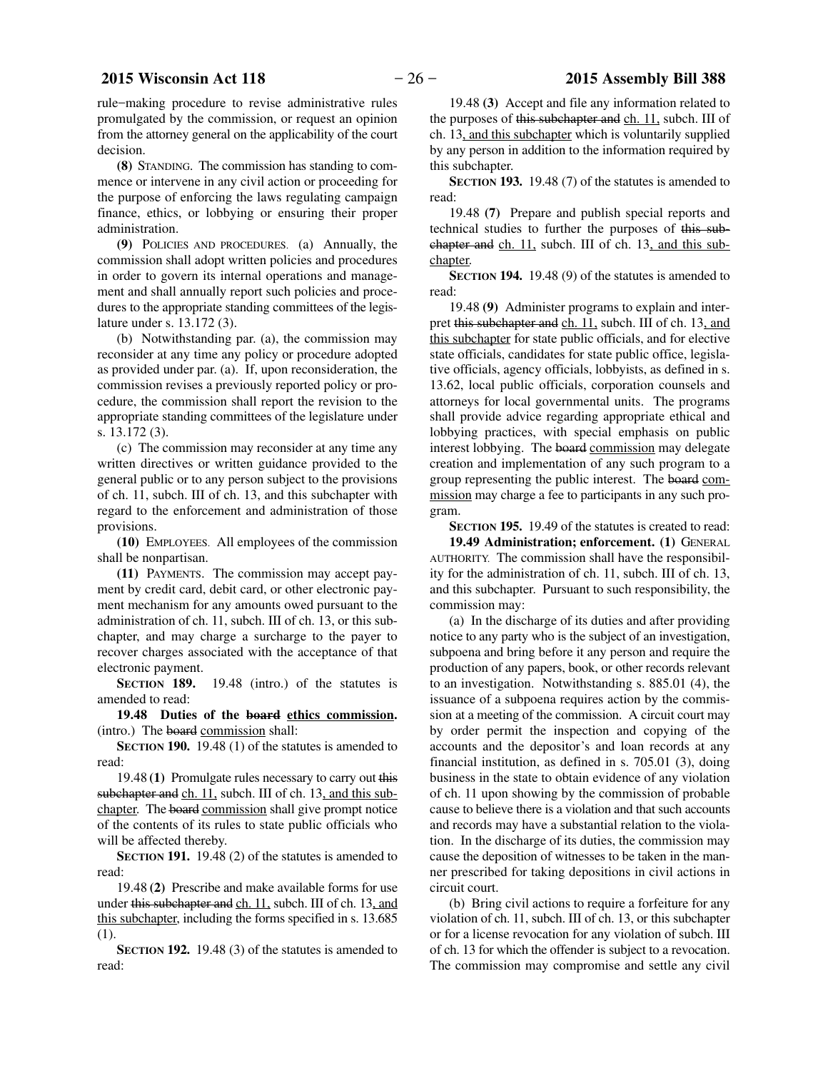rule−making procedure to revise administrative rules promulgated by the commission, or request an opinion from the attorney general on the applicability of the court decision.

**(8)** STANDING. The commission has standing to commence or intervene in any civil action or proceeding for the purpose of enforcing the laws regulating campaign finance, ethics, or lobbying or ensuring their proper administration.

**(9)** POLICIES AND PROCEDURES. (a) Annually, the commission shall adopt written policies and procedures in order to govern its internal operations and management and shall annually report such policies and procedures to the appropriate standing committees of the legislature under s. 13.172 (3).

(b) Notwithstanding par. (a), the commission may reconsider at any time any policy or procedure adopted as provided under par. (a). If, upon reconsideration, the commission revises a previously reported policy or procedure, the commission shall report the revision to the appropriate standing committees of the legislature under s. 13.172 (3).

(c) The commission may reconsider at any time any written directives or written guidance provided to the general public or to any person subject to the provisions of ch. 11, subch. III of ch. 13, and this subchapter with regard to the enforcement and administration of those provisions.

**(10)** EMPLOYEES. All employees of the commission shall be nonpartisan.

**(11)** PAYMENTS. The commission may accept payment by credit card, debit card, or other electronic payment mechanism for any amounts owed pursuant to the administration of ch. 11, subch. III of ch. 13, or this subchapter, and may charge a surcharge to the payer to recover charges associated with the acceptance of that electronic payment.

**SECTION 189.** 19.48 (intro.) of the statutes is amended to read:

**19.48 Duties of the ~~board~~ <u>ethics commission</u>.** (intro.) The ~~board~~ <u>commission</u> shall:

**SECTION 190.** 19.48 (1) of the statutes is amended to read:

19.48 **(1)** Promulgate rules necessary to carry out ~~this subchapter and~~ <u>ch. 11,</u> subch. III of ch. 13<u>, and this subchapter</u>. The ~~board~~ <u>commission</u> shall give prompt notice of the contents of its rules to state public officials who will be affected thereby.

**SECTION 191.** 19.48 (2) of the statutes is amended to read:

19.48 **(2)** Prescribe and make available forms for use under ~~this subchapter and~~ <u>ch. 11,</u> subch. III of ch. 13<u>, and this subchapter</u>, including the forms specified in s. 13.685 (1).

**SECTION 192.** 19.48 (3) of the statutes is amended to read:

19.48 **(3)** Accept and file any information related to the purposes of ~~this subchapter and~~ <u>ch. 11,</u> subch. III of ch. 13<u>, and this subchapter</u> which is voluntarily supplied by any person in addition to the information required by this subchapter.

**SECTION 193.** 19.48 (7) of the statutes is amended to read:

19.48 **(7)** Prepare and publish special reports and technical studies to further the purposes of ~~this subchapter and~~ <u>ch. 11,</u> subch. III of ch. 13<u>, and this subchapter</u>.

**SECTION 194.** 19.48 (9) of the statutes is amended to read:

19.48 **(9)** Administer programs to explain and interpret ~~this subchapter and~~ <u>ch. 11,</u> subch. III of ch. 13<u>, and this subchapter</u> for state public officials, and for elective state officials, candidates for state public office, legislative officials, agency officials, lobbyists, as defined in s. 13.62, local public officials, corporation counsels and attorneys for local governmental units. The programs shall provide advice regarding appropriate ethical and lobbying practices, with special emphasis on public interest lobbying. The ~~board~~ <u>commission</u> may delegate creation and implementation of any such program to a group representing the public interest. The ~~board~~ <u>commission</u> may charge a fee to participants in any such program.

**SECTION 195.** 19.49 of the statutes is created to read:

**19.49 Administration; enforcement. (1)** GENERAL AUTHORITY. The commission shall have the responsibility for the administration of ch. 11, subch. III of ch. 13, and this subchapter. Pursuant to such responsibility, the commission may:

(a) In the discharge of its duties and after providing notice to any party who is the subject of an investigation, subpoena and bring before it any person and require the production of any papers, book, or other records relevant to an investigation. Notwithstanding s. 885.01 (4), the issuance of a subpoena requires action by the commission at a meeting of the commission. A circuit court may by order permit the inspection and copying of the accounts and the depositor's and loan records at any financial institution, as defined in s. 705.01 (3), doing business in the state to obtain evidence of any violation of ch. 11 upon showing by the commission of probable cause to believe there is a violation and that such accounts and records may have a substantial relation to the violation. In the discharge of its duties, the commission may cause the deposition of witnesses to be taken in the manner prescribed for taking depositions in civil actions in circuit court.

(b) Bring civil actions to require a forfeiture for any violation of ch. 11, subch. III of ch. 13, or this subchapter or for a license revocation for any violation of subch. III of ch. 13 for which the offender is subject to a revocation. The commission may compromise and settle any civil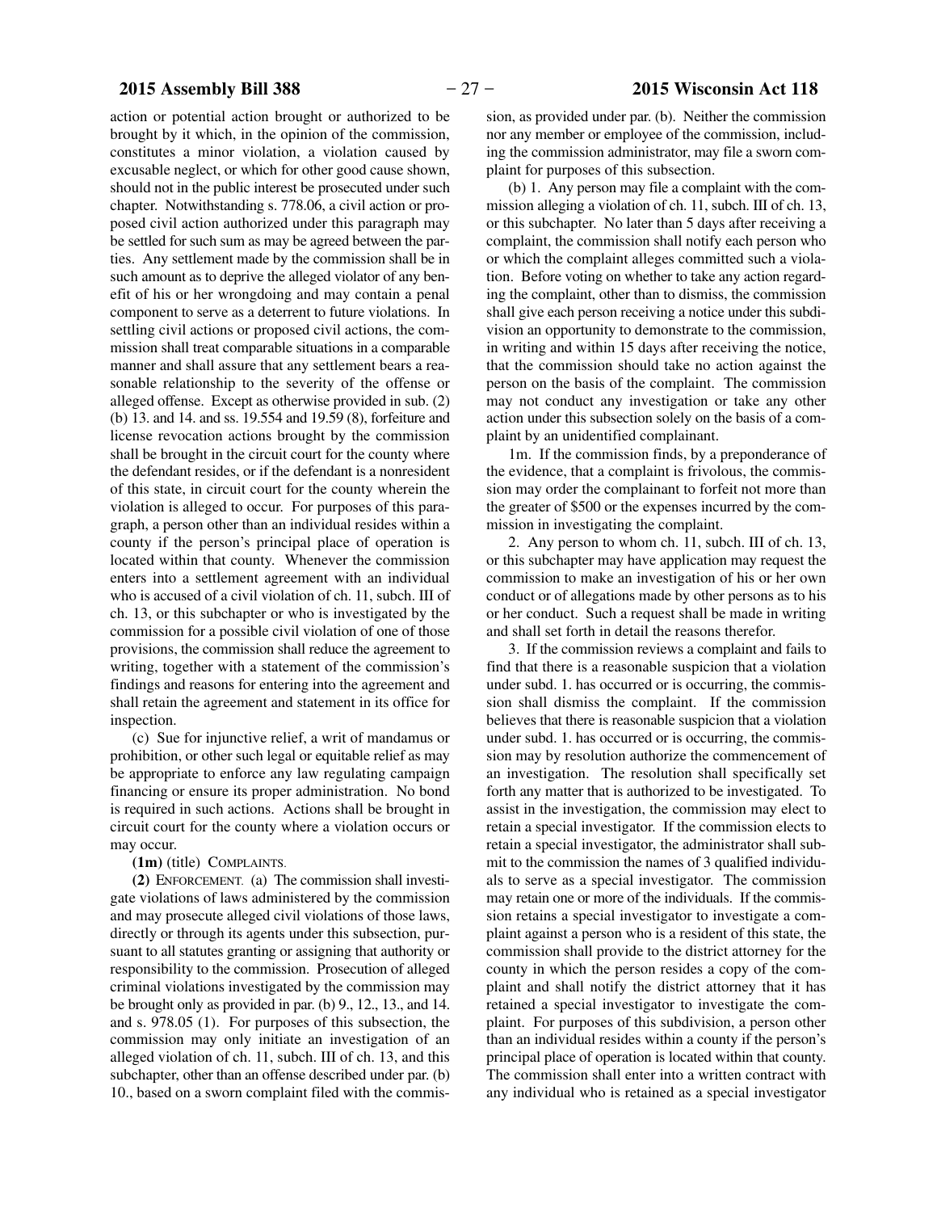action or potential action brought or authorized to be brought by it which, in the opinion of the commission, constitutes a minor violation, a violation caused by excusable neglect, or which for other good cause shown, should not in the public interest be prosecuted under such chapter. Notwithstanding s. 778.06, a civil action or proposed civil action authorized under this paragraph may be settled for such sum as may be agreed between the parties. Any settlement made by the commission shall be in such amount as to deprive the alleged violator of any benefit of his or her wrongdoing and may contain a penal component to serve as a deterrent to future violations. In settling civil actions or proposed civil actions, the commission shall treat comparable situations in a comparable manner and shall assure that any settlement bears a reasonable relationship to the severity of the offense or alleged offense. Except as otherwise provided in sub. (2) (b) 13. and 14. and ss. 19.554 and 19.59 (8), forfeiture and license revocation actions brought by the commission shall be brought in the circuit court for the county where the defendant resides, or if the defendant is a nonresident of this state, in circuit court for the county wherein the violation is alleged to occur. For purposes of this paragraph, a person other than an individual resides within a county if the person's principal place of operation is located within that county. Whenever the commission enters into a settlement agreement with an individual who is accused of a civil violation of ch. 11, subch. III of ch. 13, or this subchapter or who is investigated by the commission for a possible civil violation of one of those provisions, the commission shall reduce the agreement to writing, together with a statement of the commission's findings and reasons for entering into the agreement and shall retain the agreement and statement in its office for inspection.

(c) Sue for injunctive relief, a writ of mandamus or prohibition, or other such legal or equitable relief as may be appropriate to enforce any law regulating campaign financing or ensure its proper administration. No bond is required in such actions. Actions shall be brought in circuit court for the county where a violation occurs or may occur.

**(1m)** (title) COMPLAINTS.

**(2)** ENFORCEMENT. (a) The commission shall investigate violations of laws administered by the commission and may prosecute alleged civil violations of those laws, directly or through its agents under this subsection, pursuant to all statutes granting or assigning that authority or responsibility to the commission. Prosecution of alleged criminal violations investigated by the commission may be brought only as provided in par. (b) 9., 12., 13., and 14. and s. 978.05 (1). For purposes of this subsection, the commission may only initiate an investigation of an alleged violation of ch. 11, subch. III of ch. 13, and this subchapter, other than an offense described under par. (b) 10., based on a sworn complaint filed with the commission, as provided under par. (b). Neither the commission nor any member or employee of the commission, including the commission administrator, may file a sworn complaint for purposes of this subsection.

(b) 1. Any person may file a complaint with the commission alleging a violation of ch. 11, subch. III of ch. 13, or this subchapter. No later than 5 days after receiving a complaint, the commission shall notify each person who or which the complaint alleges committed such a violation. Before voting on whether to take any action regarding the complaint, other than to dismiss, the commission shall give each person receiving a notice under this subdivision an opportunity to demonstrate to the commission, in writing and within 15 days after receiving the notice, that the commission should take no action against the person on the basis of the complaint. The commission may not conduct any investigation or take any other action under this subsection solely on the basis of a complaint by an unidentified complainant.

1m. If the commission finds, by a preponderance of the evidence, that a complaint is frivolous, the commission may order the complainant to forfeit not more than the greater of $500 or the expenses incurred by the commission in investigating the complaint.

2. Any person to whom ch. 11, subch. III of ch. 13, or this subchapter may have application may request the commission to make an investigation of his or her own conduct or of allegations made by other persons as to his or her conduct. Such a request shall be made in writing and shall set forth in detail the reasons therefor.

3. If the commission reviews a complaint and fails to find that there is a reasonable suspicion that a violation under subd. 1. has occurred or is occurring, the commission shall dismiss the complaint. If the commission believes that there is reasonable suspicion that a violation under subd. 1. has occurred or is occurring, the commission may by resolution authorize the commencement of an investigation. The resolution shall specifically set forth any matter that is authorized to be investigated. To assist in the investigation, the commission may elect to retain a special investigator. If the commission elects to retain a special investigator, the administrator shall submit to the commission the names of 3 qualified individuals to serve as a special investigator. The commission may retain one or more of the individuals. If the commission retains a special investigator to investigate a complaint against a person who is a resident of this state, the commission shall provide to the district attorney for the county in which the person resides a copy of the complaint and shall notify the district attorney that it has retained a special investigator to investigate the complaint. For purposes of this subdivision, a person other than an individual resides within a county if the person's principal place of operation is located within that county. The commission shall enter into a written contract with any individual who is retained as a special investigator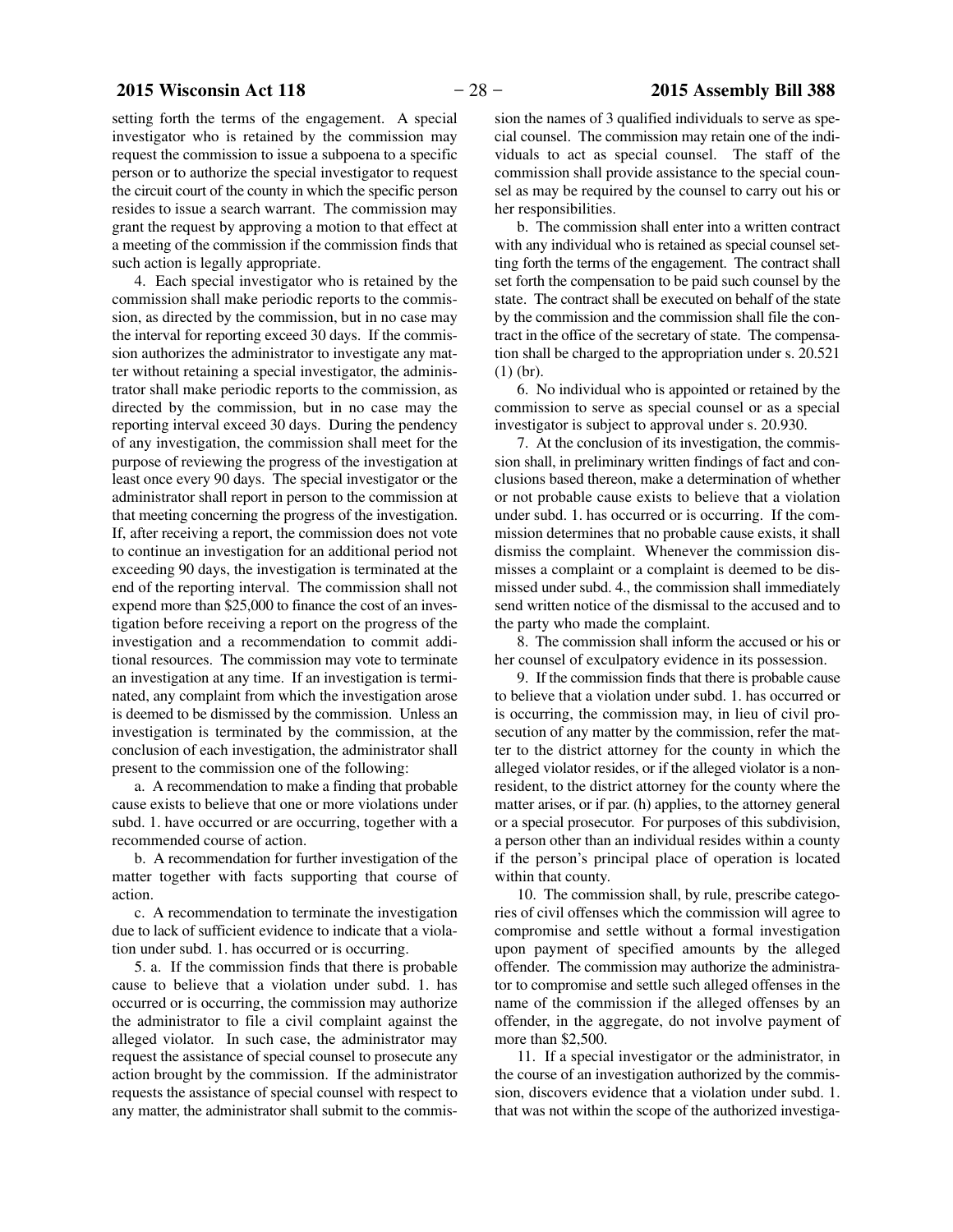setting forth the terms of the engagement. A special investigator who is retained by the commission may request the commission to issue a subpoena to a specific person or to authorize the special investigator to request the circuit court of the county in which the specific person resides to issue a search warrant. The commission may grant the request by approving a motion to that effect at a meeting of the commission if the commission finds that such action is legally appropriate.

4. Each special investigator who is retained by the commission shall make periodic reports to the commission, as directed by the commission, but in no case may the interval for reporting exceed 30 days. If the commission authorizes the administrator to investigate any matter without retaining a special investigator, the administrator shall make periodic reports to the commission, as directed by the commission, but in no case may the reporting interval exceed 30 days. During the pendency of any investigation, the commission shall meet for the purpose of reviewing the progress of the investigation at least once every 90 days. The special investigator or the administrator shall report in person to the commission at that meeting concerning the progress of the investigation. If, after receiving a report, the commission does not vote to continue an investigation for an additional period not exceeding 90 days, the investigation is terminated at the end of the reporting interval. The commission shall not expend more than $25,000 to finance the cost of an investigation before receiving a report on the progress of the investigation and a recommendation to commit additional resources. The commission may vote to terminate an investigation at any time. If an investigation is terminated, any complaint from which the investigation arose is deemed to be dismissed by the commission. Unless an investigation is terminated by the commission, at the conclusion of each investigation, the administrator shall present to the commission one of the following:

a. A recommendation to make a finding that probable cause exists to believe that one or more violations under subd. 1. have occurred or are occurring, together with a recommended course of action.

b. A recommendation for further investigation of the matter together with facts supporting that course of action.

c. A recommendation to terminate the investigation due to lack of sufficient evidence to indicate that a violation under subd. 1. has occurred or is occurring.

5. a. If the commission finds that there is probable cause to believe that a violation under subd. 1. has occurred or is occurring, the commission may authorize the administrator to file a civil complaint against the alleged violator. In such case, the administrator may request the assistance of special counsel to prosecute any action brought by the commission. If the administrator requests the assistance of special counsel with respect to any matter, the administrator shall submit to the commission the names of 3 qualified individuals to serve as special counsel. The commission may retain one of the individuals to act as special counsel. The staff of the commission shall provide assistance to the special counsel as may be required by the counsel to carry out his or her responsibilities.

b. The commission shall enter into a written contract with any individual who is retained as special counsel setting forth the terms of the engagement. The contract shall set forth the compensation to be paid such counsel by the state. The contract shall be executed on behalf of the state by the commission and the commission shall file the contract in the office of the secretary of state. The compensation shall be charged to the appropriation under s. 20.521 (1) (br).

6. No individual who is appointed or retained by the commission to serve as special counsel or as a special investigator is subject to approval under s. 20.930.

7. At the conclusion of its investigation, the commission shall, in preliminary written findings of fact and conclusions based thereon, make a determination of whether or not probable cause exists to believe that a violation under subd. 1. has occurred or is occurring. If the commission determines that no probable cause exists, it shall dismiss the complaint. Whenever the commission dismisses a complaint or a complaint is deemed to be dismissed under subd. 4., the commission shall immediately send written notice of the dismissal to the accused and to the party who made the complaint.

8. The commission shall inform the accused or his or her counsel of exculpatory evidence in its possession.

9. If the commission finds that there is probable cause to believe that a violation under subd. 1. has occurred or is occurring, the commission may, in lieu of civil prosecution of any matter by the commission, refer the matter to the district attorney for the county in which the alleged violator resides, or if the alleged violator is a nonresident, to the district attorney for the county where the matter arises, or if par. (h) applies, to the attorney general or a special prosecutor. For purposes of this subdivision, a person other than an individual resides within a county if the person's principal place of operation is located within that county.

10. The commission shall, by rule, prescribe categories of civil offenses which the commission will agree to compromise and settle without a formal investigation upon payment of specified amounts by the alleged offender. The commission may authorize the administrator to compromise and settle such alleged offenses in the name of the commission if the alleged offenses by an offender, in the aggregate, do not involve payment of more than $2,500.

11. If a special investigator or the administrator, in the course of an investigation authorized by the commission, discovers evidence that a violation under subd. 1. that was not within the scope of the authorized investiga-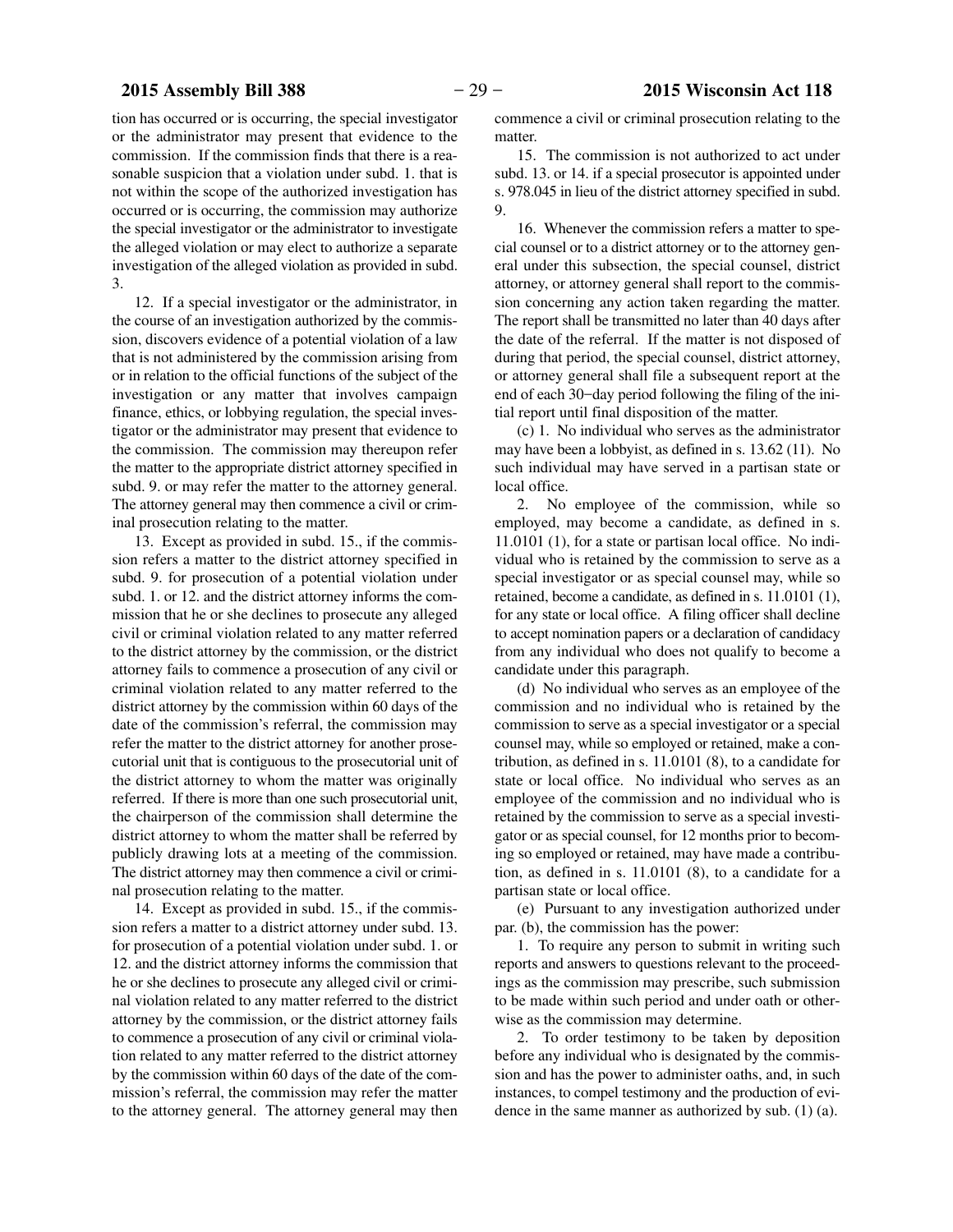tion has occurred or is occurring, the special investigator or the administrator may present that evidence to the commission. If the commission finds that there is a reasonable suspicion that a violation under subd. 1. that is not within the scope of the authorized investigation has occurred or is occurring, the commission may authorize the special investigator or the administrator to investigate the alleged violation or may elect to authorize a separate investigation of the alleged violation as provided in subd. 3.

12. If a special investigator or the administrator, in the course of an investigation authorized by the commission, discovers evidence of a potential violation of a law that is not administered by the commission arising from or in relation to the official functions of the subject of the investigation or any matter that involves campaign finance, ethics, or lobbying regulation, the special investigator or the administrator may present that evidence to the commission. The commission may thereupon refer the matter to the appropriate district attorney specified in subd. 9. or may refer the matter to the attorney general. The attorney general may then commence a civil or criminal prosecution relating to the matter.

13. Except as provided in subd. 15., if the commission refers a matter to the district attorney specified in subd. 9. for prosecution of a potential violation under subd. 1. or 12. and the district attorney informs the commission that he or she declines to prosecute any alleged civil or criminal violation related to any matter referred to the district attorney by the commission, or the district attorney fails to commence a prosecution of any civil or criminal violation related to any matter referred to the district attorney by the commission within 60 days of the date of the commission's referral, the commission may refer the matter to the district attorney for another prosecutorial unit that is contiguous to the prosecutorial unit of the district attorney to whom the matter was originally referred. If there is more than one such prosecutorial unit, the chairperson of the commission shall determine the district attorney to whom the matter shall be referred by publicly drawing lots at a meeting of the commission. The district attorney may then commence a civil or criminal prosecution relating to the matter.

14. Except as provided in subd. 15., if the commission refers a matter to a district attorney under subd. 13. for prosecution of a potential violation under subd. 1. or 12. and the district attorney informs the commission that he or she declines to prosecute any alleged civil or criminal violation related to any matter referred to the district attorney by the commission, or the district attorney fails to commence a prosecution of any civil or criminal violation related to any matter referred to the district attorney by the commission within 60 days of the date of the commission's referral, the commission may refer the matter to the attorney general. The attorney general may then commence a civil or criminal prosecution relating to the matter.

15. The commission is not authorized to act under subd. 13. or 14. if a special prosecutor is appointed under s. 978.045 in lieu of the district attorney specified in subd. 9.

16. Whenever the commission refers a matter to special counsel or to a district attorney or to the attorney general under this subsection, the special counsel, district attorney, or attorney general shall report to the commission concerning any action taken regarding the matter. The report shall be transmitted no later than 40 days after the date of the referral. If the matter is not disposed of during that period, the special counsel, district attorney, or attorney general shall file a subsequent report at the end of each 30−day period following the filing of the initial report until final disposition of the matter.

(c) 1. No individual who serves as the administrator may have been a lobbyist, as defined in s. 13.62 (11). No such individual may have served in a partisan state or local office.

2. No employee of the commission, while so employed, may become a candidate, as defined in s. 11.0101 (1), for a state or partisan local office. No individual who is retained by the commission to serve as a special investigator or as special counsel may, while so retained, become a candidate, as defined in s. 11.0101 (1), for any state or local office. A filing officer shall decline to accept nomination papers or a declaration of candidacy from any individual who does not qualify to become a candidate under this paragraph.

(d) No individual who serves as an employee of the commission and no individual who is retained by the commission to serve as a special investigator or a special counsel may, while so employed or retained, make a contribution, as defined in s. 11.0101 (8), to a candidate for state or local office. No individual who serves as an employee of the commission and no individual who is retained by the commission to serve as a special investigator or as special counsel, for 12 months prior to becoming so employed or retained, may have made a contribution, as defined in s. 11.0101 (8), to a candidate for a partisan state or local office.

(e) Pursuant to any investigation authorized under par. (b), the commission has the power:

1. To require any person to submit in writing such reports and answers to questions relevant to the proceedings as the commission may prescribe, such submission to be made within such period and under oath or otherwise as the commission may determine.

2. To order testimony to be taken by deposition before any individual who is designated by the commission and has the power to administer oaths, and, in such instances, to compel testimony and the production of evidence in the same manner as authorized by sub. (1) (a).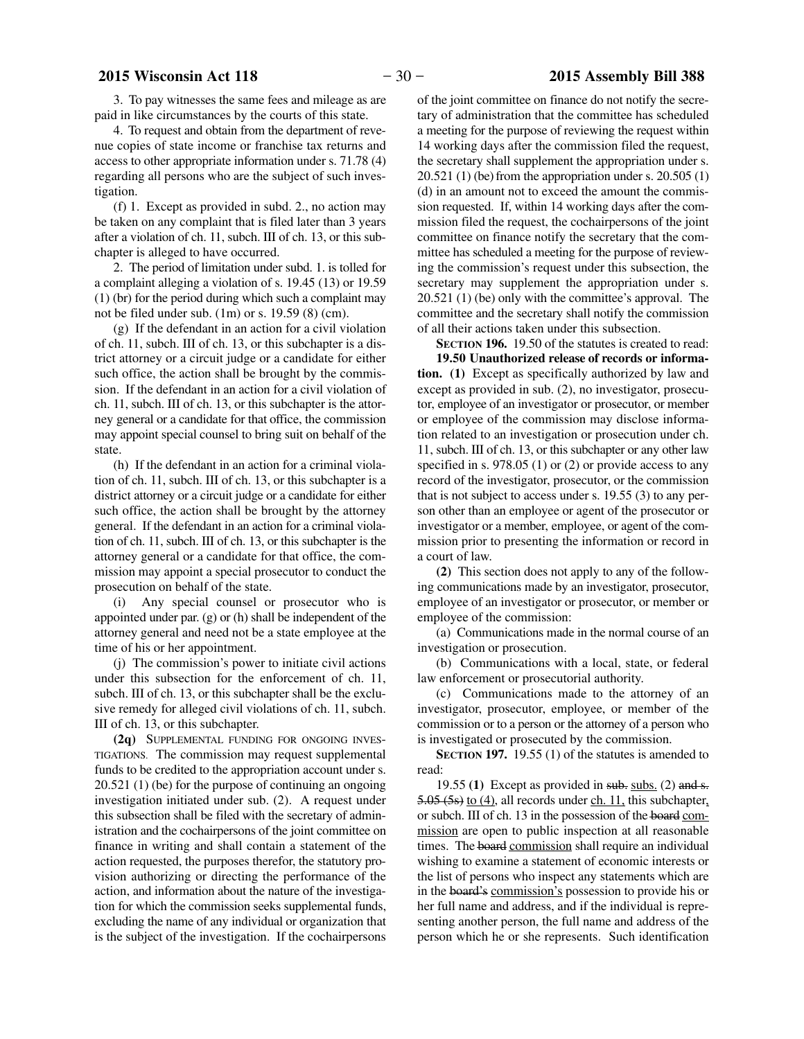3. To pay witnesses the same fees and mileage as are paid in like circumstances by the courts of this state.

4. To request and obtain from the department of revenue copies of state income or franchise tax returns and access to other appropriate information under s. 71.78 (4) regarding all persons who are the subject of such investigation.

(f) 1. Except as provided in subd. 2., no action may be taken on any complaint that is filed later than 3 years after a violation of ch. 11, subch. III of ch. 13, or this subchapter is alleged to have occurred.

2. The period of limitation under subd. 1. is tolled for a complaint alleging a violation of s. 19.45 (13) or 19.59 (1) (br) for the period during which such a complaint may not be filed under sub. (1m) or s. 19.59 (8) (cm).

(g) If the defendant in an action for a civil violation of ch. 11, subch. III of ch. 13, or this subchapter is a district attorney or a circuit judge or a candidate for either such office, the action shall be brought by the commission. If the defendant in an action for a civil violation of ch. 11, subch. III of ch. 13, or this subchapter is the attorney general or a candidate for that office, the commission may appoint special counsel to bring suit on behalf of the state.

(h) If the defendant in an action for a criminal violation of ch. 11, subch. III of ch. 13, or this subchapter is a district attorney or a circuit judge or a candidate for either such office, the action shall be brought by the attorney general. If the defendant in an action for a criminal violation of ch. 11, subch. III of ch. 13, or this subchapter is the attorney general or a candidate for that office, the commission may appoint a special prosecutor to conduct the prosecution on behalf of the state.

(i) Any special counsel or prosecutor who is appointed under par. (g) or (h) shall be independent of the attorney general and need not be a state employee at the time of his or her appointment.

(j) The commission's power to initiate civil actions under this subsection for the enforcement of ch. 11, subch. III of ch. 13, or this subchapter shall be the exclusive remedy for alleged civil violations of ch. 11, subch. III of ch. 13, or this subchapter.

**(2q)** SUPPLEMENTAL FUNDING FOR ONGOING INVESTIGATIONS. The commission may request supplemental funds to be credited to the appropriation account under s. 20.521 (1) (be) for the purpose of continuing an ongoing investigation initiated under sub. (2). A request under this subsection shall be filed with the secretary of administration and the cochairpersons of the joint committee on finance in writing and shall contain a statement of the action requested, the purposes therefor, the statutory provision authorizing or directing the performance of the action, and information about the nature of the investigation for which the commission seeks supplemental funds, excluding the name of any individual or organization that is the subject of the investigation. If the cochairpersons of the joint committee on finance do not notify the secretary of administration that the committee has scheduled a meeting for the purpose of reviewing the request within 14 working days after the commission filed the request, the secretary shall supplement the appropriation under s. 20.521 (1) (be) from the appropriation under s. 20.505 (1) (d) in an amount not to exceed the amount the commission requested. If, within 14 working days after the commission filed the request, the cochairpersons of the joint committee on finance notify the secretary that the committee has scheduled a meeting for the purpose of reviewing the commission's request under this subsection, the secretary may supplement the appropriation under s. 20.521 (1) (be) only with the committee's approval. The committee and the secretary shall notify the commission of all their actions taken under this subsection.

**SECTION 196.** 19.50 of the statutes is created to read:

**19.50 Unauthorized release of records or information.** **(1)** Except as specifically authorized by law and except as provided in sub. (2), no investigator, prosecutor, employee of an investigator or prosecutor, or member or employee of the commission may disclose information related to an investigation or prosecution under ch. 11, subch. III of ch. 13, or this subchapter or any other law specified in s. 978.05 (1) or (2) or provide access to any record of the investigator, prosecutor, or the commission that is not subject to access under s. 19.55 (3) to any person other than an employee or agent of the prosecutor or investigator or a member, employee, or agent of the commission prior to presenting the information or record in a court of law.

**(2)** This section does not apply to any of the following communications made by an investigator, prosecutor, employee of an investigator or prosecutor, or member or employee of the commission:

(a) Communications made in the normal course of an investigation or prosecution.

(b) Communications with a local, state, or federal law enforcement or prosecutorial authority.

(c) Communications made to the attorney of an investigator, prosecutor, employee, or member of the commission or to a person or the attorney of a person who is investigated or prosecuted by the commission.

**SECTION 197.** 19.55 (1) of the statutes is amended to read:

19.55 **(1)** Except as provided in ~~sub.~~ subs. (2) ~~and s. 5.05 (5s)~~ to (4), all records under ch. 11, this subchapter, or subch. III of ch. 13 in the possession of the ~~board~~ commission are open to public inspection at all reasonable times. The ~~board~~ commission shall require an individual wishing to examine a statement of economic interests or the list of persons who inspect any statements which are in the ~~board's~~ commission's possession to provide his or her full name and address, and if the individual is representing another person, the full name and address of the person which he or she represents. Such identification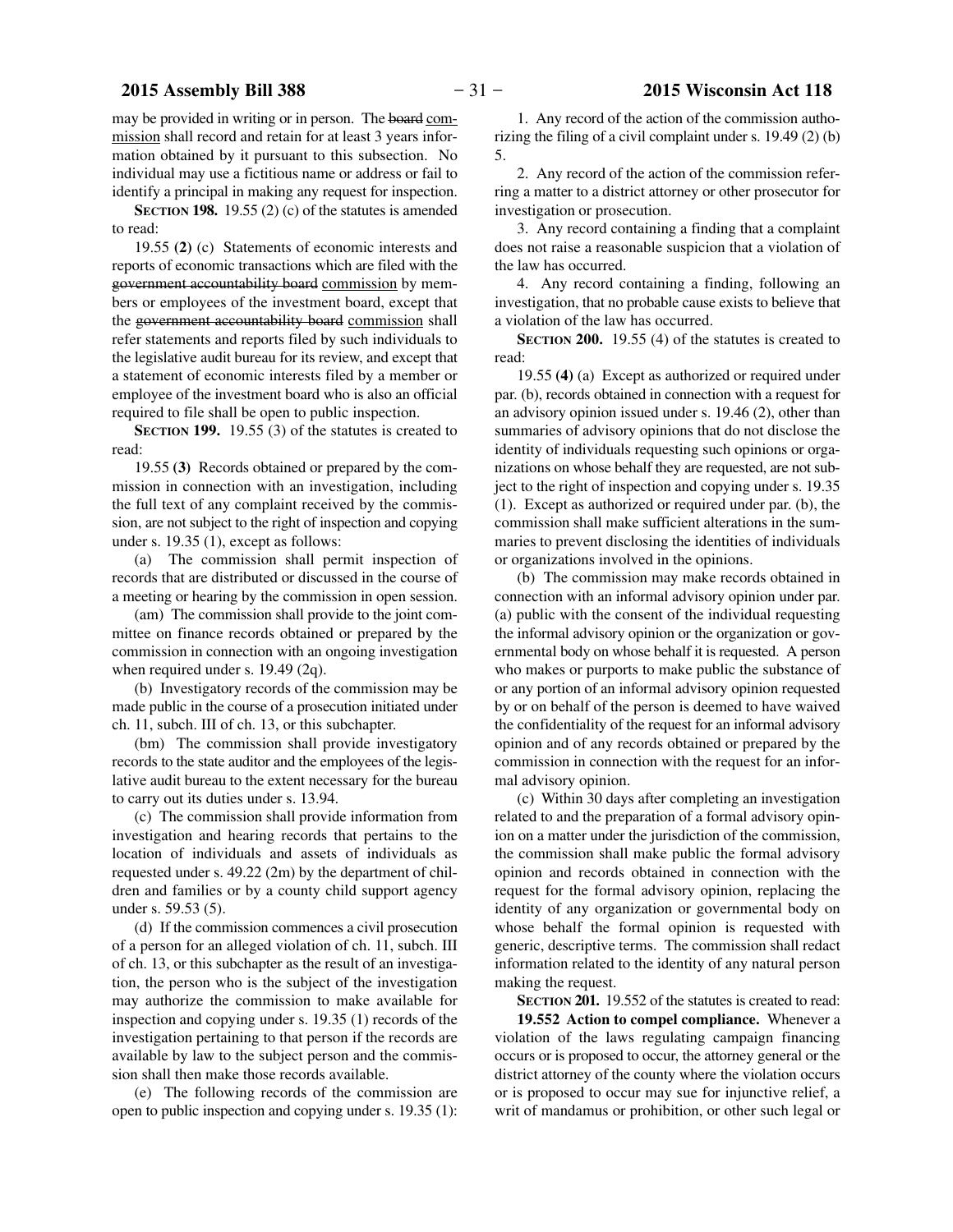may be provided in writing or in person. The ~~board~~ commission shall record and retain for at least 3 years information obtained by it pursuant to this subsection. No individual may use a fictitious name or address or fail to identify a principal in making any request for inspection.

**SECTION 198.** 19.55 (2) (c) of the statutes is amended to read:

19.55 **(2)** (c) Statements of economic interests and reports of economic transactions which are filed with the ~~government accountability board~~ commission by members or employees of the investment board, except that the ~~government accountability board~~ commission shall refer statements and reports filed by such individuals to the legislative audit bureau for its review, and except that a statement of economic interests filed by a member or employee of the investment board who is also an official required to file shall be open to public inspection.

**SECTION 199.** 19.55 (3) of the statutes is created to read:

19.55 **(3)** Records obtained or prepared by the commission in connection with an investigation, including the full text of any complaint received by the commission, are not subject to the right of inspection and copying under s. 19.35 (1), except as follows:

(a) The commission shall permit inspection of records that are distributed or discussed in the course of a meeting or hearing by the commission in open session.

(am) The commission shall provide to the joint committee on finance records obtained or prepared by the commission in connection with an ongoing investigation when required under s. 19.49 (2q).

(b) Investigatory records of the commission may be made public in the course of a prosecution initiated under ch. 11, subch. III of ch. 13, or this subchapter.

(bm) The commission shall provide investigatory records to the state auditor and the employees of the legislative audit bureau to the extent necessary for the bureau to carry out its duties under s. 13.94.

(c) The commission shall provide information from investigation and hearing records that pertains to the location of individuals and assets of individuals as requested under s. 49.22 (2m) by the department of children and families or by a county child support agency under s. 59.53 (5).

(d) If the commission commences a civil prosecution of a person for an alleged violation of ch. 11, subch. III of ch. 13, or this subchapter as the result of an investigation, the person who is the subject of the investigation may authorize the commission to make available for inspection and copying under s. 19.35 (1) records of the investigation pertaining to that person if the records are available by law to the subject person and the commission shall then make those records available.

(e) The following records of the commission are open to public inspection and copying under s. 19.35 (1):

1. Any record of the action of the commission authorizing the filing of a civil complaint under s. 19.49 (2) (b) 5.

2. Any record of the action of the commission referring a matter to a district attorney or other prosecutor for investigation or prosecution.

3. Any record containing a finding that a complaint does not raise a reasonable suspicion that a violation of the law has occurred.

4. Any record containing a finding, following an investigation, that no probable cause exists to believe that a violation of the law has occurred.

**SECTION 200.** 19.55 (4) of the statutes is created to read:

19.55 **(4)** (a) Except as authorized or required under par. (b), records obtained in connection with a request for an advisory opinion issued under s. 19.46 (2), other than summaries of advisory opinions that do not disclose the identity of individuals requesting such opinions or organizations on whose behalf they are requested, are not subject to the right of inspection and copying under s. 19.35 (1). Except as authorized or required under par. (b), the commission shall make sufficient alterations in the summaries to prevent disclosing the identities of individuals or organizations involved in the opinions.

(b) The commission may make records obtained in connection with an informal advisory opinion under par. (a) public with the consent of the individual requesting the informal advisory opinion or the organization or governmental body on whose behalf it is requested. A person who makes or purports to make public the substance of or any portion of an informal advisory opinion requested by or on behalf of the person is deemed to have waived the confidentiality of the request for an informal advisory opinion and of any records obtained or prepared by the commission in connection with the request for an informal advisory opinion.

(c) Within 30 days after completing an investigation related to and the preparation of a formal advisory opinion on a matter under the jurisdiction of the commission, the commission shall make public the formal advisory opinion and records obtained in connection with the request for the formal advisory opinion, replacing the identity of any organization or governmental body on whose behalf the formal opinion is requested with generic, descriptive terms. The commission shall redact information related to the identity of any natural person making the request.

**SECTION 201.** 19.552 of the statutes is created to read:

**19.552 Action to compel compliance.** Whenever a violation of the laws regulating campaign financing occurs or is proposed to occur, the attorney general or the district attorney of the county where the violation occurs or is proposed to occur may sue for injunctive relief, a writ of mandamus or prohibition, or other such legal or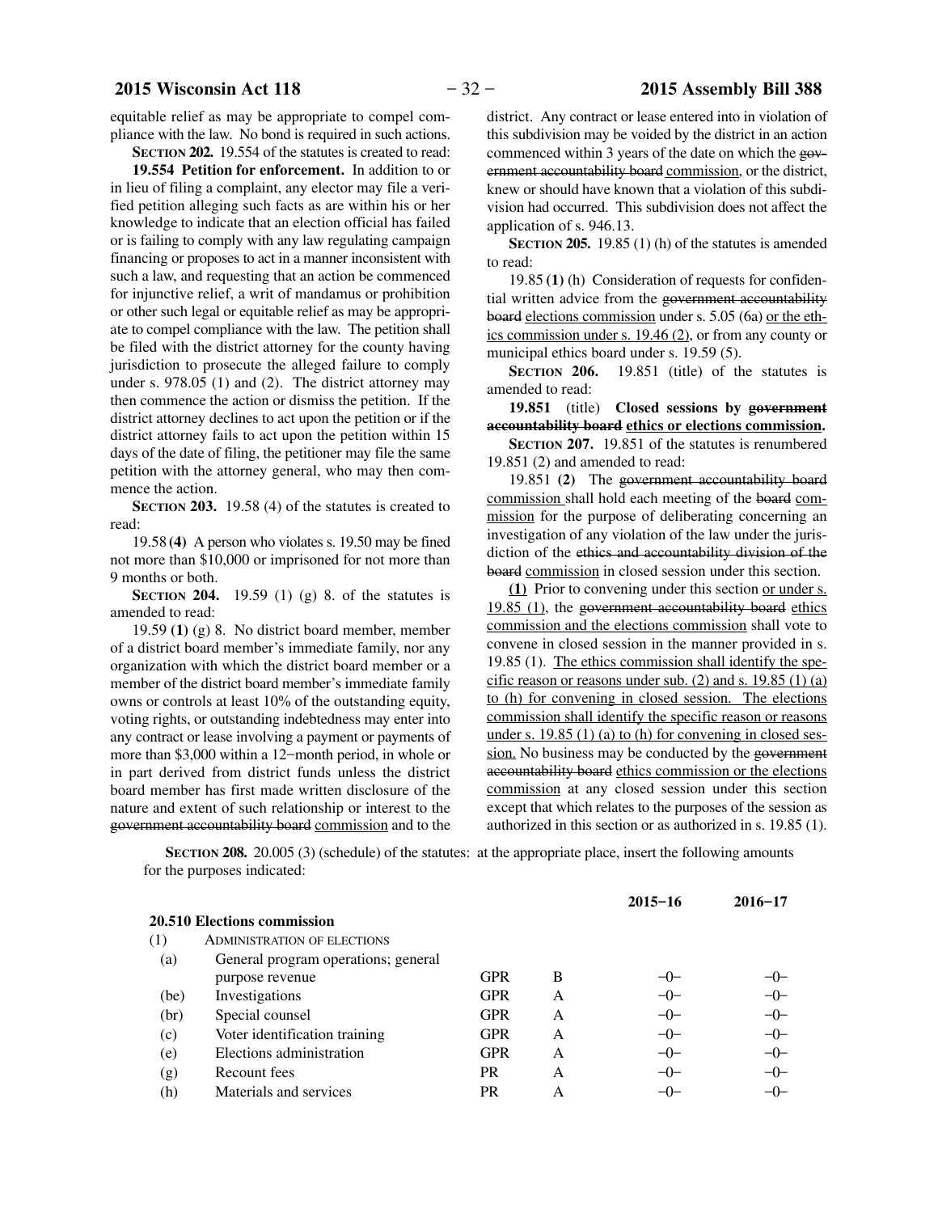equitable relief as may be appropriate to compel compliance with the law. No bond is required in such actions.

**SECTION 202.** 19.554 of the statutes is created to read:

**19.554 Petition for enforcement.** In addition to or in lieu of filing a complaint, any elector may file a verified petition alleging such facts as are within his or her knowledge to indicate that an election official has failed or is failing to comply with any law regulating campaign financing or proposes to act in a manner inconsistent with such a law, and requesting that an action be commenced for injunctive relief, a writ of mandamus or prohibition or other such legal or equitable relief as may be appropriate to compel compliance with the law. The petition shall be filed with the district attorney for the county having jurisdiction to prosecute the alleged failure to comply under s. 978.05 (1) and (2). The district attorney may then commence the action or dismiss the petition. If the district attorney declines to act upon the petition or if the district attorney fails to act upon the petition within 15 days of the date of filing, the petitioner may file the same petition with the attorney general, who may then commence the action.

**SECTION 203.** 19.58 (4) of the statutes is created to read:

19.58 **(4)** A person who violates s. 19.50 may be fined not more than $10,000 or imprisoned for not more than 9 months or both.

**SECTION 204.** 19.59 (1) (g) 8. of the statutes is amended to read:

19.59 **(1)** (g) 8. No district board member, member of a district board member's immediate family, nor any organization with which the district board member or a member of the district board member's immediate family owns or controls at least 10% of the outstanding equity, voting rights, or outstanding indebtedness may enter into any contract or lease involving a payment or payments of more than $3,000 within a 12−month period, in whole or in part derived from district funds unless the district board member has first made written disclosure of the nature and extent of such relationship or interest to the ~~government accountability board~~ <u>commission</u> and to the district. Any contract or lease entered into in violation of this subdivision may be voided by the district in an action commenced within 3 years of the date on which the ~~government accountability board~~ <u>commission</u>, or the district, knew or should have known that a violation of this subdivision had occurred. This subdivision does not affect the application of s. 946.13.

**SECTION 205.** 19.85 (1) (h) of the statutes is amended to read:

19.85 **(1)** (h) Consideration of requests for confidential written advice from the ~~government accountability board~~ <u>elections commission</u> under s. 5.05 (6a) <u>or the ethics commission under s. 19.46 (2)</u>, or from any county or municipal ethics board under s. 19.59 (5).

**SECTION 206.** 19.851 (title) of the statutes is amended to read:

**19.851** (title) **Closed sessions by ~~government accountability board~~ <u>ethics or elections commission</u>.**

**SECTION 207.** 19.851 of the statutes is renumbered 19.851 (2) and amended to read:

19.851 **(2)** The ~~government accountability board~~ <u>commission</u> shall hold each meeting of the ~~board~~ <u>commission</u> for the purpose of deliberating concerning an investigation of any violation of the law under the jurisdiction of the ~~ethics and accountability division of the board~~ <u>commission</u> in closed session under this section.

<u>**(1)**</u> Prior to convening under this section <u>or under s. 19.85 (1)</u>, the ~~government accountability board~~ <u>ethics commission and the elections commission</u> shall vote to convene in closed session in the manner provided in s. 19.85 (1). <u>The ethics commission shall identify the specific reason or reasons under sub. (2) and s. 19.85 (1) (a) to (h) for convening in closed session. The elections commission shall identify the specific reason or reasons under s. 19.85 (1) (a) to (h) for convening in closed session.</u> No business may be conducted by the ~~government accountability board~~ <u>ethics commission or the elections commission</u> at any closed session under this section except that which relates to the purposes of the session as authorized in this section or as authorized in s. 19.85 (1).

**SECTION 208.** 20.005 (3) (schedule) of the statutes: at the appropriate place, insert the following amounts for the purposes indicated:

| | | | | 2015−16 | 2016−17 |
|---|---|---|---|---|---|
| **20.510 Elections commission** | | | | | |
| (1) | ADMINISTRATION OF ELECTIONS | | | | |
| (a) | General program operations; general purpose revenue | GPR | B | −0− | −0− |
| (be) | Investigations | GPR | A | −0− | −0− |
| (br) | Special counsel | GPR | A | −0− | −0− |
| (c) | Voter identification training | GPR | A | −0− | −0− |
| (e) | Elections administration | GPR | A | −0− | −0− |
| (g) | Recount fees | PR | A | −0− | −0− |
| (h) | Materials and services | PR | A | −0− | −0− |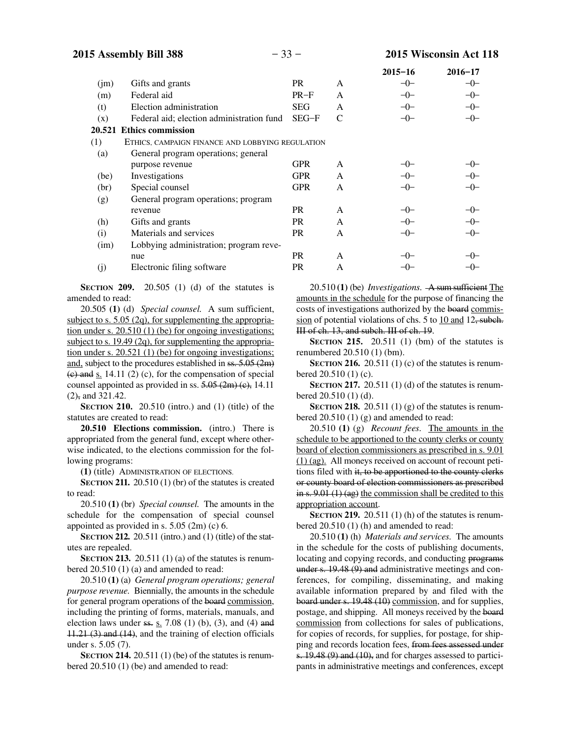| | | | | 2015−16 | 2016−17 |
|---|---|---|---|---|---|
| (jm) | Gifts and grants | PR | A | −0− | −0− |
| (m) | Federal aid | PR−F | A | −0− | −0− |
| (t) | Election administration | SEG | A | −0− | −0− |
| (x) | Federal aid; election administration fund | SEG−F | C | −0− | −0− |
| **20.521** | **Ethics commission** | | | | |
| (1) | ETHICS, CAMPAIGN FINANCE AND LOBBYING REGULATION | | | | |
| (a) | General program operations; general purpose revenue | GPR | A | −0− | −0− |
| (be) | Investigations | GPR | A | −0− | −0− |
| (br) | Special counsel | GPR | A | −0− | −0− |
| (g) | General program operations; program revenue | PR | A | −0− | −0− |
| (h) | Gifts and grants | PR | A | −0− | −0− |
| (i) | Materials and services | PR | A | −0− | −0− |
| (im) | Lobbying administration; program revenue | PR | A | −0− | −0− |
| (j) | Electronic filing software | PR | A | −0− | −0− |

**SECTION 209.** 20.505 (1) (d) of the statutes is amended to read:

20.505 **(1)** (d) *Special counsel.* A sum sufficient, <u>subject to s. 5.05 (2q), for supplementing the appropriation under s. 20.510 (1) (be) for ongoing investigations; subject to s. 19.49 (2q), for supplementing the appropriation under s. 20.521 (1) (be) for ongoing investigations; and,</u> subject to the procedures established in ~~ss. 5.05 (2m) (c) and~~ <u>s.</u> 14.11 (2) (c), for the compensation of special counsel appointed as provided in ss. ~~5.05 (2m) (c),~~ 14.11 (2)~~,~~ and 321.42.

**SECTION 210.** 20.510 (intro.) and (1) (title) of the statutes are created to read:

**20.510 Elections commission.** (intro.) There is appropriated from the general fund, except where otherwise indicated, to the elections commission for the following programs:

**(1)** (title) ADMINISTRATION OF ELECTIONS.

**SECTION 211.** 20.510 (1) (br) of the statutes is created to read:

20.510 **(1)** (br) *Special counsel.* The amounts in the schedule for the compensation of special counsel appointed as provided in s. 5.05 (2m) (c) 6.

**SECTION 212.** 20.511 (intro.) and (1) (title) of the statutes are repealed.

**SECTION 213.** 20.511 (1) (a) of the statutes is renumbered 20.510 (1) (a) and amended to read:

20.510 **(1)** (a) *General program operations; general purpose revenue.* Biennially, the amounts in the schedule for general program operations of the ~~board~~ <u>commission</u>, including the printing of forms, materials, manuals, and election laws under ~~ss.~~ <u>s.</u> 7.08 (1) (b), (3), and (4) ~~and 11.21 (3) and (14)~~, and the training of election officials under s. 5.05 (7).

**SECTION 214.** 20.511 (1) (be) of the statutes is renumbered 20.510 (1) (be) and amended to read:

20.510 **(1)** (be) *Investigations.* ~~A sum sufficient~~ <u>The amounts in the schedule</u> for the purpose of financing the costs of investigations authorized by the ~~board~~ <u>commission</u> of potential violations of chs. 5 to <u>10 and</u> 12~~, subch. III of ch. 13, and subch. III of ch. 19~~.

**SECTION 215.** 20.511 (1) (bm) of the statutes is renumbered 20.510 (1) (bm).

**SECTION 216.** 20.511 (1) (c) of the statutes is renumbered 20.510 (1) (c).

**SECTION 217.** 20.511 (1) (d) of the statutes is renumbered 20.510 (1) (d).

**SECTION 218.** 20.511 (1) (g) of the statutes is renumbered 20.510 (1) (g) and amended to read:

20.510 **(1)** (g) *Recount fees.* <u>The amounts in the schedule to be apportioned to the county clerks or county board of election commissioners as prescribed in s. 9.01 (1) (ag).</u> All moneys received on account of recount petitions filed with ~~it, to be apportioned to the county clerks or county board of election commissioners as prescribed in s. 9.01 (1) (ag)~~ <u>the commission shall be credited to this appropriation account</u>.

**SECTION 219.** 20.511 (1) (h) of the statutes is renumbered 20.510 (1) (h) and amended to read:

20.510 **(1)** (h) *Materials and services.* The amounts in the schedule for the costs of publishing documents, locating and copying records, and conducting ~~programs under s. 19.48 (9) and~~ administrative meetings and conferences, for compiling, disseminating, and making available information prepared by and filed with the ~~board under s. 19.48 (10)~~ <u>commission</u>, and for supplies, postage, and shipping. All moneys received by the ~~board~~ <u>commission</u> from collections for sales of publications, for copies of records, for supplies, for postage, for shipping and records location fees, ~~from fees assessed under s. 19.48 (9) and (10),~~ and for charges assessed to participants in administrative meetings and conferences, except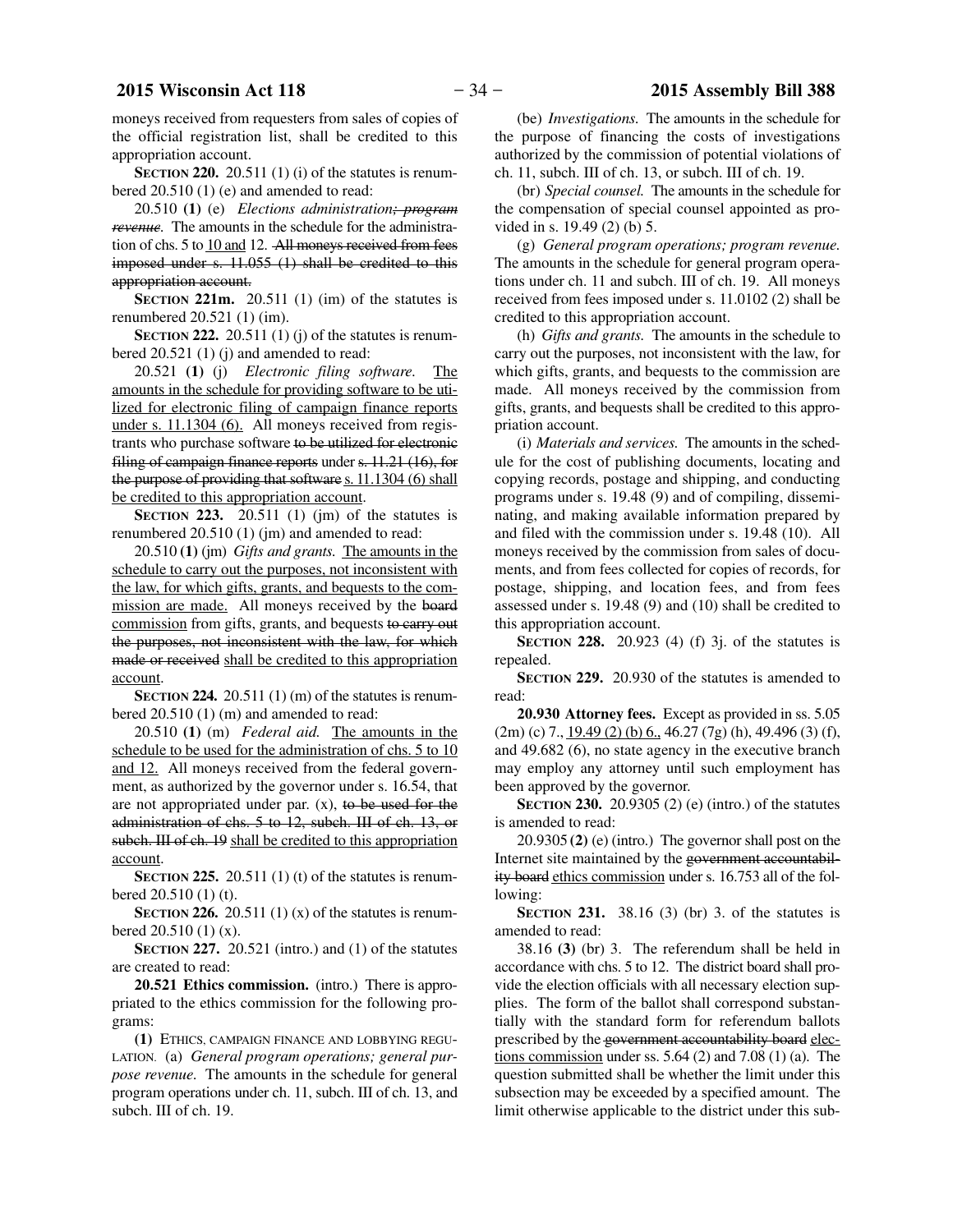moneys received from requesters from sales of copies of the official registration list, shall be credited to this appropriation account.

**SECTION 220.** 20.511 (1) (i) of the statutes is renumbered 20.510 (1) (e) and amended to read:

20.510 **(1)** (e) *Elections administration~~; program revenue~~.* The amounts in the schedule for the administration of chs. 5 to 10 and 12. ~~All moneys received from fees imposed under s. 11.055 (1) shall be credited to this appropriation account.~~

**SECTION 221m.** 20.511 (1) (im) of the statutes is renumbered 20.521 (1) (im).

**SECTION 222.** 20.511 (1) (j) of the statutes is renumbered 20.521 (1) (j) and amended to read:

20.521 **(1)** (j) *Electronic filing software.* The amounts in the schedule for providing software to be utilized for electronic filing of campaign finance reports under s. 11.1304 (6). All moneys received from registrants who purchase software ~~to be utilized for electronic filing of campaign finance reports~~ under ~~s. 11.21 (16), for the purpose of providing that software~~ s. 11.1304 (6) shall be credited to this appropriation account.

**SECTION 223.** 20.511 (1) (jm) of the statutes is renumbered 20.510 (1) (jm) and amended to read:

20.510 **(1)** (jm) *Gifts and grants.* The amounts in the schedule to carry out the purposes, not inconsistent with the law, for which gifts, grants, and bequests to the commission are made. All moneys received by the ~~board~~ commission from gifts, grants, and bequests ~~to carry out the purposes, not inconsistent with the law, for which made or received~~ shall be credited to this appropriation account.

**SECTION 224.** 20.511 (1) (m) of the statutes is renumbered 20.510 (1) (m) and amended to read:

20.510 **(1)** (m) *Federal aid.* The amounts in the schedule to be used for the administration of chs. 5 to 10 and 12. All moneys received from the federal government, as authorized by the governor under s. 16.54, that are not appropriated under par. (x), ~~to be used for the administration of chs. 5 to 12, subch. III of ch. 13, or subch. III of ch. 19~~ shall be credited to this appropriation account.

**SECTION 225.** 20.511 (1) (t) of the statutes is renumbered 20.510 (1) (t).

**SECTION 226.** 20.511 (1) (x) of the statutes is renumbered 20.510 (1) (x).

**SECTION 227.** 20.521 (intro.) and (1) of the statutes are created to read:

**20.521 Ethics commission.** (intro.) There is appropriated to the ethics commission for the following programs:

**(1)** ETHICS, CAMPAIGN FINANCE AND LOBBYING REGULATION. (a) *General program operations; general purpose revenue.* The amounts in the schedule for general program operations under ch. 11, subch. III of ch. 13, and subch. III of ch. 19.

(be) *Investigations.* The amounts in the schedule for the purpose of financing the costs of investigations authorized by the commission of potential violations of ch. 11, subch. III of ch. 13, or subch. III of ch. 19.

(br) *Special counsel.* The amounts in the schedule for the compensation of special counsel appointed as provided in s. 19.49 (2) (b) 5.

(g) *General program operations; program revenue.* The amounts in the schedule for general program operations under ch. 11 and subch. III of ch. 19. All moneys received from fees imposed under s. 11.0102 (2) shall be credited to this appropriation account.

(h) *Gifts and grants.* The amounts in the schedule to carry out the purposes, not inconsistent with the law, for which gifts, grants, and bequests to the commission are made. All moneys received by the commission from gifts, grants, and bequests shall be credited to this appropriation account.

(i) *Materials and services.* The amounts in the schedule for the cost of publishing documents, locating and copying records, postage and shipping, and conducting programs under s. 19.48 (9) and of compiling, disseminating, and making available information prepared by and filed with the commission under s. 19.48 (10). All moneys received by the commission from sales of documents, and from fees collected for copies of records, for postage, shipping, and location fees, and from fees assessed under s. 19.48 (9) and (10) shall be credited to this appropriation account.

**SECTION 228.** 20.923 (4) (f) 3j. of the statutes is repealed.

**SECTION 229.** 20.930 of the statutes is amended to read:

**20.930 Attorney fees.** Except as provided in ss. 5.05 (2m) (c) 7., 19.49 (2) (b) 6., 46.27 (7g) (h), 49.496 (3) (f), and 49.682 (6), no state agency in the executive branch may employ any attorney until such employment has been approved by the governor.

**SECTION 230.** 20.9305 (2) (e) (intro.) of the statutes is amended to read:

20.9305 **(2)** (e) (intro.) The governor shall post on the Internet site maintained by the ~~government accountability board~~ ethics commission under s. 16.753 all of the following:

**SECTION 231.** 38.16 (3) (br) 3. of the statutes is amended to read:

38.16 **(3)** (br) 3. The referendum shall be held in accordance with chs. 5 to 12. The district board shall provide the election officials with all necessary election supplies. The form of the ballot shall correspond substantially with the standard form for referendum ballots prescribed by the ~~government accountability board~~ elections commission under ss. 5.64 (2) and 7.08 (1) (a). The question submitted shall be whether the limit under this subsection may be exceeded by a specified amount. The limit otherwise applicable to the district under this sub-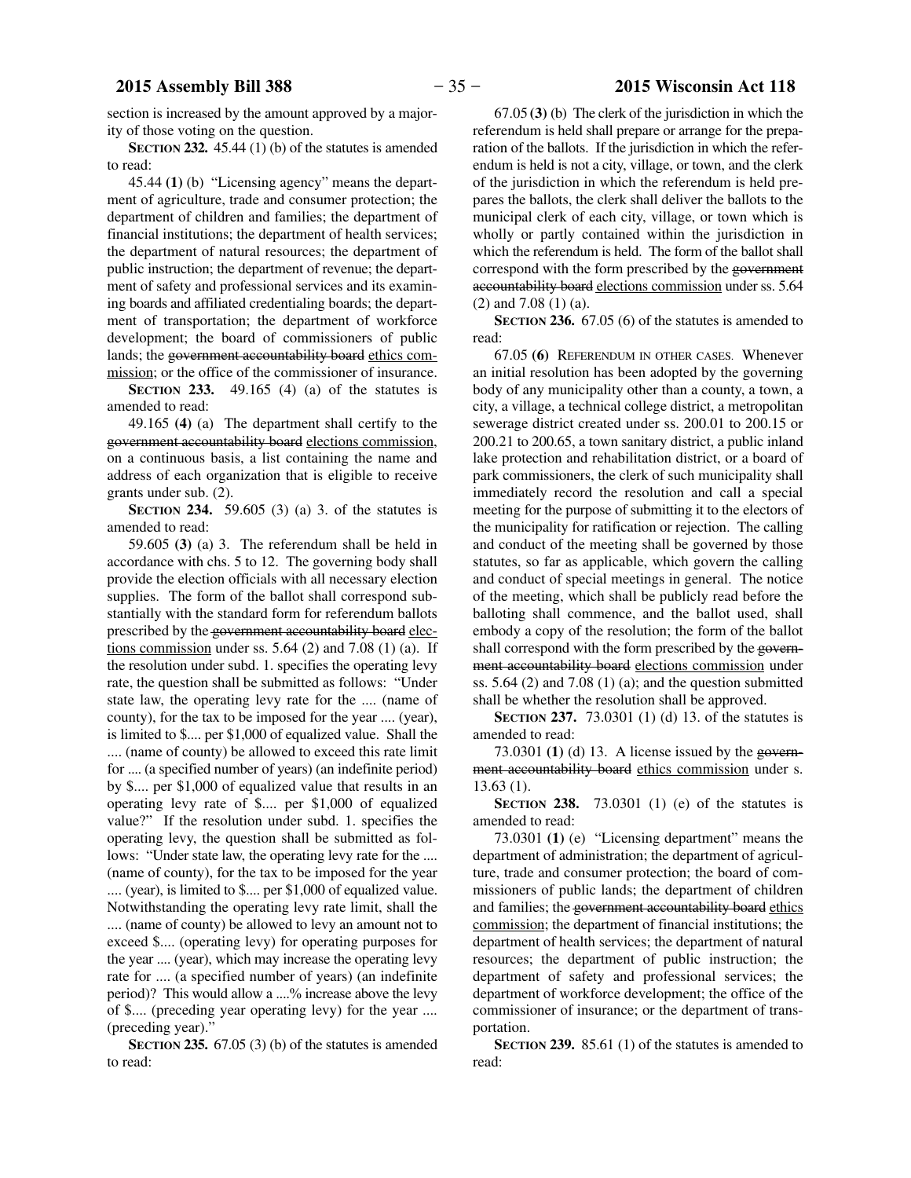section is increased by the amount approved by a majority of those voting on the question.

**SECTION 232.** 45.44 (1) (b) of the statutes is amended to read:

45.44 **(1)** (b) "Licensing agency" means the department of agriculture, trade and consumer protection; the department of children and families; the department of financial institutions; the department of health services; the department of natural resources; the department of public instruction; the department of revenue; the department of safety and professional services and its examining boards and affiliated credentialing boards; the department of transportation; the department of workforce development; the board of commissioners of public lands; the ~~government accountability board~~ ethics commission; or the office of the commissioner of insurance.

**SECTION 233.** 49.165 (4) (a) of the statutes is amended to read:

49.165 **(4)** (a) The department shall certify to the ~~government accountability board~~ elections commission, on a continuous basis, a list containing the name and address of each organization that is eligible to receive grants under sub. (2).

**SECTION 234.** 59.605 (3) (a) 3. of the statutes is amended to read:

59.605 **(3)** (a) 3. The referendum shall be held in accordance with chs. 5 to 12. The governing body shall provide the election officials with all necessary election supplies. The form of the ballot shall correspond substantially with the standard form for referendum ballots prescribed by the ~~government accountability board~~ elections commission under ss. 5.64 (2) and 7.08 (1) (a). If the resolution under subd. 1. specifies the operating levy rate, the question shall be submitted as follows: "Under state law, the operating levy rate for the .... (name of county), for the tax to be imposed for the year .... (year), is limited to $.... per $1,000 of equalized value. Shall the .... (name of county) be allowed to exceed this rate limit for .... (a specified number of years) (an indefinite period) by $.... per $1,000 of equalized value that results in an operating levy rate of $.... per $1,000 of equalized value?" If the resolution under subd. 1. specifies the operating levy, the question shall be submitted as follows: "Under state law, the operating levy rate for the .... (name of county), for the tax to be imposed for the year .... (year), is limited to $.... per $1,000 of equalized value. Notwithstanding the operating levy rate limit, shall the .... (name of county) be allowed to levy an amount not to exceed $.... (operating levy) for operating purposes for the year .... (year), which may increase the operating levy rate for .... (a specified number of years) (an indefinite period)? This would allow a ....% increase above the levy of $.... (preceding year operating levy) for the year .... (preceding year)."

**SECTION 235.** 67.05 (3) (b) of the statutes is amended to read:

67.05 **(3)** (b) The clerk of the jurisdiction in which the referendum is held shall prepare or arrange for the preparation of the ballots. If the jurisdiction in which the referendum is held is not a city, village, or town, and the clerk of the jurisdiction in which the referendum is held prepares the ballots, the clerk shall deliver the ballots to the municipal clerk of each city, village, or town which is wholly or partly contained within the jurisdiction in which the referendum is held. The form of the ballot shall correspond with the form prescribed by the ~~government accountability board~~ elections commission under ss. 5.64 (2) and 7.08 (1) (a).

**SECTION 236.** 67.05 (6) of the statutes is amended to read:

67.05 **(6)** REFERENDUM IN OTHER CASES. Whenever an initial resolution has been adopted by the governing body of any municipality other than a county, a town, a city, a village, a technical college district, a metropolitan sewerage district created under ss. 200.01 to 200.15 or 200.21 to 200.65, a town sanitary district, a public inland lake protection and rehabilitation district, or a board of park commissioners, the clerk of such municipality shall immediately record the resolution and call a special meeting for the purpose of submitting it to the electors of the municipality for ratification or rejection. The calling and conduct of the meeting shall be governed by those statutes, so far as applicable, which govern the calling and conduct of special meetings in general. The notice of the meeting, which shall be publicly read before the balloting shall commence, and the ballot used, shall embody a copy of the resolution; the form of the ballot shall correspond with the form prescribed by the ~~government accountability board~~ elections commission under ss. 5.64 (2) and 7.08 (1) (a); and the question submitted shall be whether the resolution shall be approved.

**SECTION 237.** 73.0301 (1) (d) 13. of the statutes is amended to read:

73.0301 **(1)** (d) 13. A license issued by the ~~government accountability board~~ ethics commission under s. 13.63 (1).

**SECTION 238.** 73.0301 (1) (e) of the statutes is amended to read:

73.0301 **(1)** (e) "Licensing department" means the department of administration; the department of agriculture, trade and consumer protection; the board of commissioners of public lands; the department of children and families; the ~~government accountability board~~ ethics commission; the department of financial institutions; the department of health services; the department of natural resources; the department of public instruction; the department of safety and professional services; the department of workforce development; the office of the commissioner of insurance; or the department of transportation.

**SECTION 239.** 85.61 (1) of the statutes is amended to read: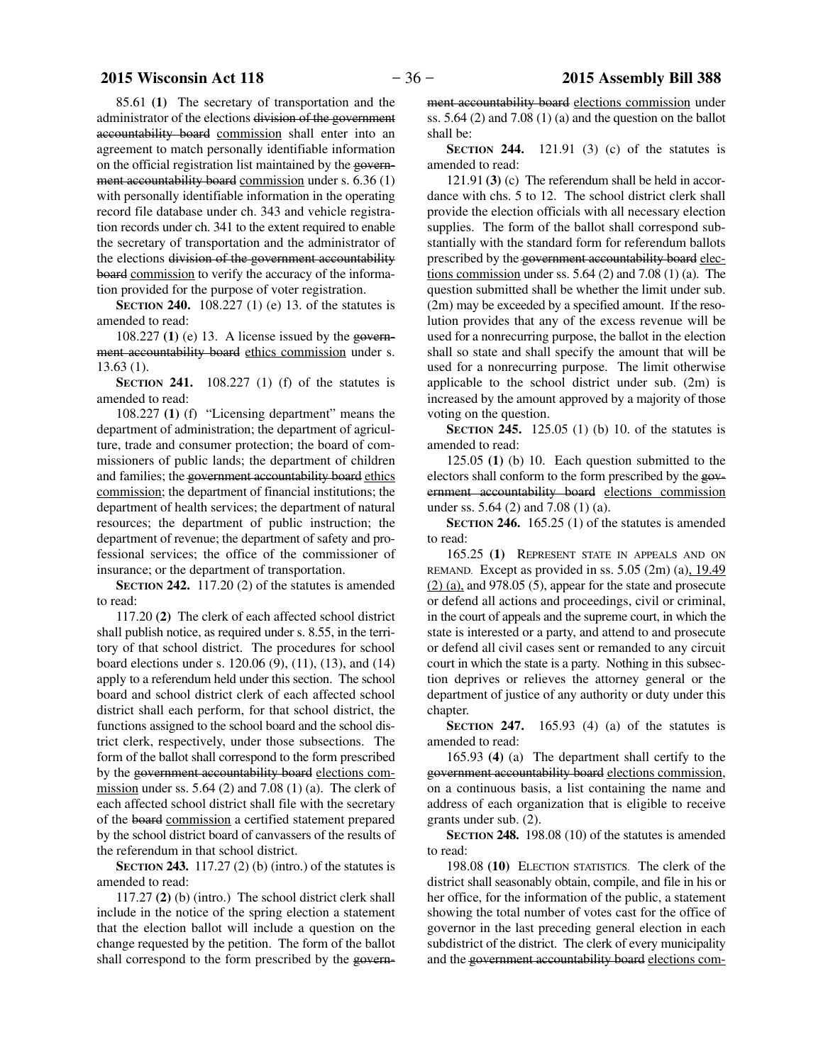85.61 **(1)** The secretary of transportation and the administrator of the elections ~~division of the government accountability board~~ commission shall enter into an agreement to match personally identifiable information on the official registration list maintained by the ~~government accountability board~~ commission under s. 6.36 (1) with personally identifiable information in the operating record file database under ch. 343 and vehicle registration records under ch. 341 to the extent required to enable the secretary of transportation and the administrator of the elections ~~division of the government accountability board~~ commission to verify the accuracy of the information provided for the purpose of voter registration.

**SECTION 240.** 108.227 (1) (e) 13. of the statutes is amended to read:

108.227 **(1)** (e) 13. A license issued by the ~~government accountability board~~ ethics commission under s. 13.63 (1).

**SECTION 241.** 108.227 (1) (f) of the statutes is amended to read:

108.227 **(1)** (f) "Licensing department" means the department of administration; the department of agriculture, trade and consumer protection; the board of commissioners of public lands; the department of children and families; the ~~government accountability board~~ ethics commission; the department of financial institutions; the department of health services; the department of natural resources; the department of public instruction; the department of revenue; the department of safety and professional services; the office of the commissioner of insurance; or the department of transportation.

**SECTION 242.** 117.20 (2) of the statutes is amended to read:

117.20 **(2)** The clerk of each affected school district shall publish notice, as required under s. 8.55, in the territory of that school district. The procedures for school board elections under s. 120.06 (9), (11), (13), and (14) apply to a referendum held under this section. The school board and school district clerk of each affected school district shall each perform, for that school district, the functions assigned to the school board and the school district clerk, respectively, under those subsections. The form of the ballot shall correspond to the form prescribed by the ~~government accountability board~~ elections commission under ss. 5.64 (2) and 7.08 (1) (a). The clerk of each affected school district shall file with the secretary of the ~~board~~ commission a certified statement prepared by the school district board of canvassers of the results of the referendum in that school district.

**SECTION 243.** 117.27 (2) (b) (intro.) of the statutes is amended to read:

117.27 **(2)** (b) (intro.) The school district clerk shall include in the notice of the spring election a statement that the election ballot will include a question on the change requested by the petition. The form of the ballot shall correspond to the form prescribed by the ~~government accountability board~~ elections commission under ss. 5.64 (2) and 7.08 (1) (a) and the question on the ballot shall be:

**SECTION 244.** 121.91 (3) (c) of the statutes is amended to read:

121.91 **(3)** (c) The referendum shall be held in accordance with chs. 5 to 12. The school district clerk shall provide the election officials with all necessary election supplies. The form of the ballot shall correspond substantially with the standard form for referendum ballots prescribed by the ~~government accountability board~~ elections commission under ss. 5.64 (2) and 7.08 (1) (a). The question submitted shall be whether the limit under sub. (2m) may be exceeded by a specified amount. If the resolution provides that any of the excess revenue will be used for a nonrecurring purpose, the ballot in the election shall so state and shall specify the amount that will be used for a nonrecurring purpose. The limit otherwise applicable to the school district under sub. (2m) is increased by the amount approved by a majority of those voting on the question.

**SECTION 245.** 125.05 (1) (b) 10. of the statutes is amended to read:

125.05 **(1)** (b) 10. Each question submitted to the electors shall conform to the form prescribed by the ~~government accountability board~~ elections commission under ss. 5.64 (2) and 7.08 (1) (a).

**SECTION 246.** 165.25 (1) of the statutes is amended to read:

165.25 **(1)** REPRESENT STATE IN APPEALS AND ON REMAND. Except as provided in ss. 5.05 (2m) (a), 19.49 (2) (a), and 978.05 (5), appear for the state and prosecute or defend all actions and proceedings, civil or criminal, in the court of appeals and the supreme court, in which the state is interested or a party, and attend to and prosecute or defend all civil cases sent or remanded to any circuit court in which the state is a party. Nothing in this subsection deprives or relieves the attorney general or the department of justice of any authority or duty under this chapter.

**SECTION 247.** 165.93 (4) (a) of the statutes is amended to read:

165.93 **(4)** (a) The department shall certify to the ~~government accountability board~~ elections commission, on a continuous basis, a list containing the name and address of each organization that is eligible to receive grants under sub. (2).

**SECTION 248.** 198.08 (10) of the statutes is amended to read:

198.08 **(10)** ELECTION STATISTICS. The clerk of the district shall seasonably obtain, compile, and file in his or her office, for the information of the public, a statement showing the total number of votes cast for the office of governor in the last preceding general election in each subdistrict of the district. The clerk of every municipality and the ~~government accountability board~~ elections com-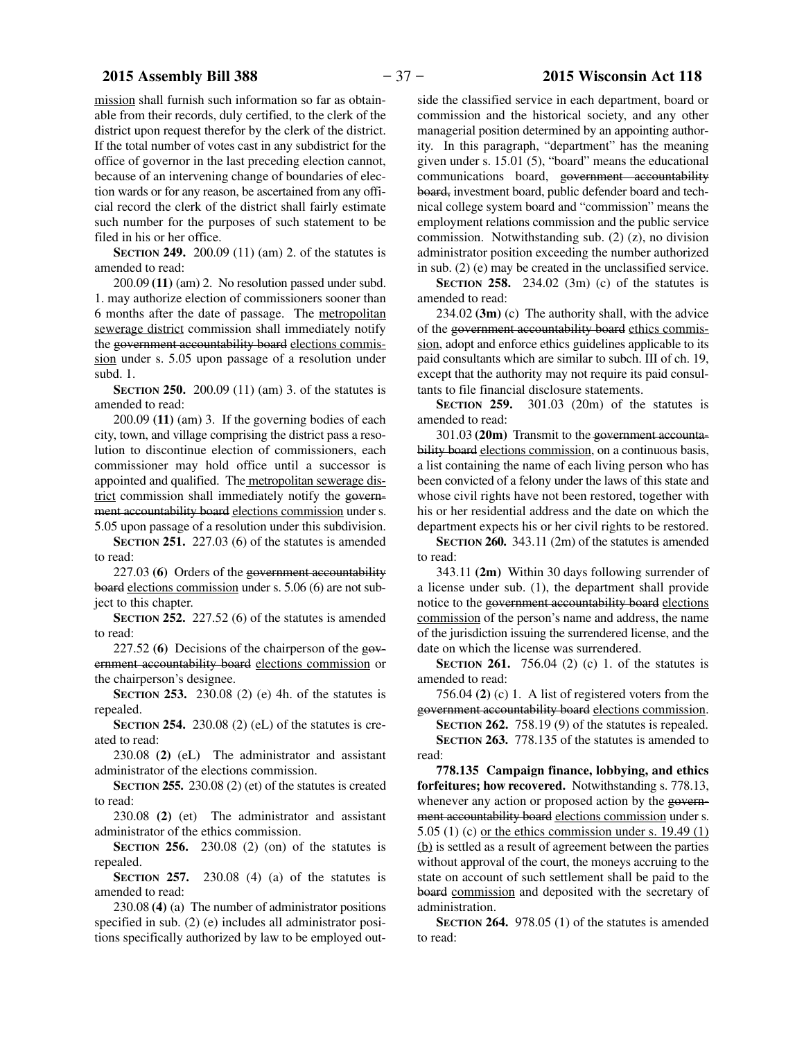mission shall furnish such information so far as obtainable from their records, duly certified, to the clerk of the district upon request therefor by the clerk of the district. If the total number of votes cast in any subdistrict for the office of governor in the last preceding election cannot, because of an intervening change of boundaries of election wards or for any reason, be ascertained from any official record the clerk of the district shall fairly estimate such number for the purposes of such statement to be filed in his or her office.

**SECTION 249.** 200.09 (11) (am) 2. of the statutes is amended to read:

200.09 **(11)** (am) 2. No resolution passed under subd. 1. may authorize election of commissioners sooner than 6 months after the date of passage. The metropolitan sewerage district commission shall immediately notify the ~~government accountability board~~ elections commission under s. 5.05 upon passage of a resolution under subd. 1.

**SECTION 250.** 200.09 (11) (am) 3. of the statutes is amended to read:

200.09 **(11)** (am) 3. If the governing bodies of each city, town, and village comprising the district pass a resolution to discontinue election of commissioners, each commissioner may hold office until a successor is appointed and qualified. The metropolitan sewerage district commission shall immediately notify the ~~government accountability board~~ elections commission under s. 5.05 upon passage of a resolution under this subdivision.

**SECTION 251.** 227.03 (6) of the statutes is amended to read:

227.03 **(6)** Orders of the ~~government accountability board~~ elections commission under s. 5.06 (6) are not subject to this chapter.

**SECTION 252.** 227.52 (6) of the statutes is amended to read:

227.52 **(6)** Decisions of the chairperson of the ~~government accountability board~~ elections commission or the chairperson's designee.

**SECTION 253.** 230.08 (2) (e) 4h. of the statutes is repealed.

**SECTION 254.** 230.08 (2) (eL) of the statutes is created to read:

230.08 **(2)** (eL) The administrator and assistant administrator of the elections commission.

**SECTION 255.** 230.08 (2) (et) of the statutes is created to read:

230.08 **(2)** (et) The administrator and assistant administrator of the ethics commission.

**SECTION 256.** 230.08 (2) (on) of the statutes is repealed.

**SECTION 257.** 230.08 (4) (a) of the statutes is amended to read:

230.08 **(4)** (a) The number of administrator positions specified in sub. (2) (e) includes all administrator positions specifically authorized by law to be employed outside the classified service in each department, board or commission and the historical society, and any other managerial position determined by an appointing authority. In this paragraph, "department" has the meaning given under s. 15.01 (5), "board" means the educational communications board, ~~government accountability board,~~ investment board, public defender board and technical college system board and "commission" means the employment relations commission and the public service commission. Notwithstanding sub. (2) (z), no division administrator position exceeding the number authorized in sub. (2) (e) may be created in the unclassified service.

**SECTION 258.** 234.02 (3m) (c) of the statutes is amended to read:

234.02 **(3m)** (c) The authority shall, with the advice of the ~~government accountability board~~ ethics commission, adopt and enforce ethics guidelines applicable to its paid consultants which are similar to subch. III of ch. 19, except that the authority may not require its paid consultants to file financial disclosure statements.

**SECTION 259.** 301.03 (20m) of the statutes is amended to read:

301.03 **(20m)** Transmit to the ~~government accountability board~~ elections commission, on a continuous basis, a list containing the name of each living person who has been convicted of a felony under the laws of this state and whose civil rights have not been restored, together with his or her residential address and the date on which the department expects his or her civil rights to be restored.

**SECTION 260.** 343.11 (2m) of the statutes is amended to read:

343.11 **(2m)** Within 30 days following surrender of a license under sub. (1), the department shall provide notice to the ~~government accountability board~~ elections commission of the person's name and address, the name of the jurisdiction issuing the surrendered license, and the date on which the license was surrendered.

**SECTION 261.** 756.04 (2) (c) 1. of the statutes is amended to read:

756.04 **(2)** (c) 1. A list of registered voters from the ~~government accountability board~~ elections commission.

**SECTION 262.** 758.19 (9) of the statutes is repealed.

**SECTION 263.** 778.135 of the statutes is amended to read:

**778.135 Campaign finance, lobbying, and ethics forfeitures; how recovered.** Notwithstanding s. 778.13, whenever any action or proposed action by the ~~government accountability board~~ elections commission under s. 5.05 (1) (c) or the ethics commission under s. 19.49 (1) (b) is settled as a result of agreement between the parties without approval of the court, the moneys accruing to the state on account of such settlement shall be paid to the ~~board~~ commission and deposited with the secretary of administration.

**SECTION 264.** 978.05 (1) of the statutes is amended to read: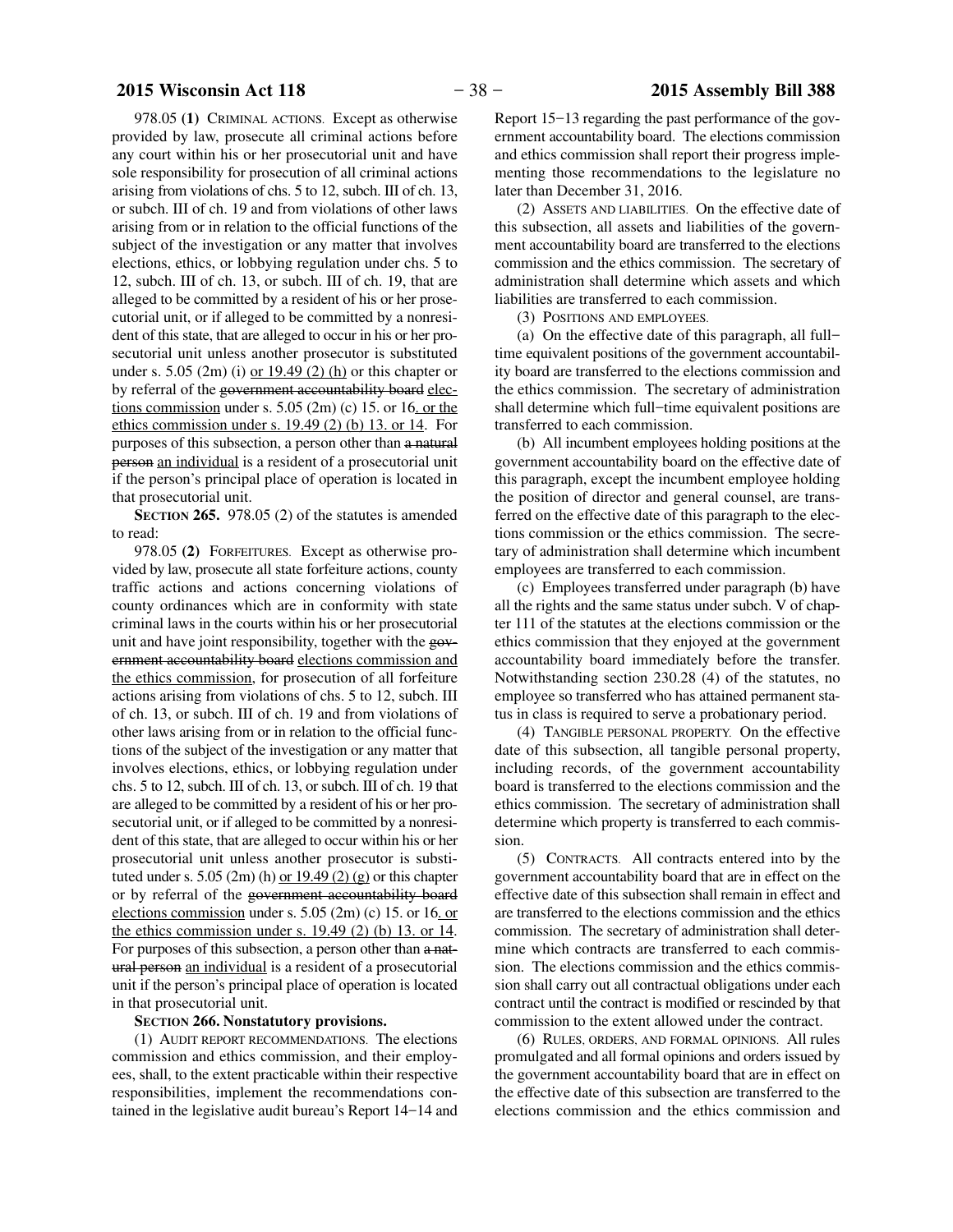978.05 **(1)** CRIMINAL ACTIONS. Except as otherwise provided by law, prosecute all criminal actions before any court within his or her prosecutorial unit and have sole responsibility for prosecution of all criminal actions arising from violations of chs. 5 to 12, subch. III of ch. 13, or subch. III of ch. 19 and from violations of other laws arising from or in relation to the official functions of the subject of the investigation or any matter that involves elections, ethics, or lobbying regulation under chs. 5 to 12, subch. III of ch. 13, or subch. III of ch. 19, that are alleged to be committed by a resident of his or her prosecutorial unit, or if alleged to be committed by a nonresident of this state, that are alleged to occur in his or her prosecutorial unit unless another prosecutor is substituted under s. 5.05 (2m) (i) or 19.49 (2) (h) or this chapter or by referral of the ~~government accountability board~~ elections commission under s. 5.05 (2m) (c) 15. or 16. or the ethics commission under s. 19.49 (2) (b) 13. or 14. For purposes of this subsection, a person other than ~~a natural person~~ an individual is a resident of a prosecutorial unit if the person's principal place of operation is located in that prosecutorial unit.

**SECTION 265.** 978.05 (2) of the statutes is amended to read:

978.05 **(2)** FORFEITURES. Except as otherwise provided by law, prosecute all state forfeiture actions, county traffic actions and actions concerning violations of county ordinances which are in conformity with state criminal laws in the courts within his or her prosecutorial unit and have joint responsibility, together with the ~~government accountability board~~ elections commission and the ethics commission, for prosecution of all forfeiture actions arising from violations of chs. 5 to 12, subch. III of ch. 13, or subch. III of ch. 19 and from violations of other laws arising from or in relation to the official functions of the subject of the investigation or any matter that involves elections, ethics, or lobbying regulation under chs. 5 to 12, subch. III of ch. 13, or subch. III of ch. 19 that are alleged to be committed by a resident of his or her prosecutorial unit, or if alleged to be committed by a nonresident of this state, that are alleged to occur within his or her prosecutorial unit unless another prosecutor is substituted under s. 5.05 (2m) (h) or 19.49 (2) (g) or this chapter or by referral of the ~~government accountability board~~ elections commission under s. 5.05 (2m) (c) 15. or 16. or the ethics commission under s. 19.49 (2) (b) 13. or 14. For purposes of this subsection, a person other than ~~a natural person~~ an individual is a resident of a prosecutorial unit if the person's principal place of operation is located in that prosecutorial unit.

**SECTION 266. Nonstatutory provisions.**

(1) AUDIT REPORT RECOMMENDATIONS. The elections commission and ethics commission, and their employees, shall, to the extent practicable within their respective responsibilities, implement the recommendations contained in the legislative audit bureau's Report 14−14 and Report 15−13 regarding the past performance of the government accountability board. The elections commission and ethics commission shall report their progress implementing those recommendations to the legislature no later than December 31, 2016.

(2) ASSETS AND LIABILITIES. On the effective date of this subsection, all assets and liabilities of the government accountability board are transferred to the elections commission and the ethics commission. The secretary of administration shall determine which assets and which liabilities are transferred to each commission.

(3) POSITIONS AND EMPLOYEES.

(a) On the effective date of this paragraph, all full−time equivalent positions of the government accountability board are transferred to the elections commission and the ethics commission. The secretary of administration shall determine which full−time equivalent positions are transferred to each commission.

(b) All incumbent employees holding positions at the government accountability board on the effective date of this paragraph, except the incumbent employee holding the position of director and general counsel, are transferred on the effective date of this paragraph to the elections commission or the ethics commission. The secretary of administration shall determine which incumbent employees are transferred to each commission.

(c) Employees transferred under paragraph (b) have all the rights and the same status under subch. V of chapter 111 of the statutes at the elections commission or the ethics commission that they enjoyed at the government accountability board immediately before the transfer. Notwithstanding section 230.28 (4) of the statutes, no employee so transferred who has attained permanent status in class is required to serve a probationary period.

(4) TANGIBLE PERSONAL PROPERTY. On the effective date of this subsection, all tangible personal property, including records, of the government accountability board is transferred to the elections commission and the ethics commission. The secretary of administration shall determine which property is transferred to each commission.

(5) CONTRACTS. All contracts entered into by the government accountability board that are in effect on the effective date of this subsection shall remain in effect and are transferred to the elections commission and the ethics commission. The secretary of administration shall determine which contracts are transferred to each commission. The elections commission and the ethics commission shall carry out all contractual obligations under each contract until the contract is modified or rescinded by that commission to the extent allowed under the contract.

(6) RULES, ORDERS, AND FORMAL OPINIONS. All rules promulgated and all formal opinions and orders issued by the government accountability board that are in effect on the effective date of this subsection are transferred to the elections commission and the ethics commission and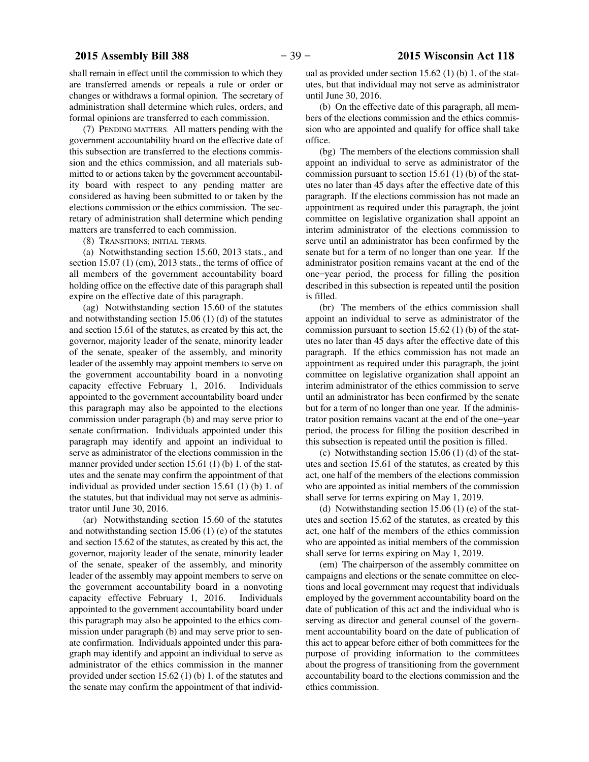shall remain in effect until the commission to which they are transferred amends or repeals a rule or order or changes or withdraws a formal opinion. The secretary of administration shall determine which rules, orders, and formal opinions are transferred to each commission.

(7) PENDING MATTERS. All matters pending with the government accountability board on the effective date of this subsection are transferred to the elections commission and the ethics commission, and all materials submitted to or actions taken by the government accountability board with respect to any pending matter are considered as having been submitted to or taken by the elections commission or the ethics commission. The secretary of administration shall determine which pending matters are transferred to each commission.

(8) TRANSITIONS; INITIAL TERMS.

(a) Notwithstanding section 15.60, 2013 stats., and section 15.07 (1) (cm), 2013 stats., the terms of office of all members of the government accountability board holding office on the effective date of this paragraph shall expire on the effective date of this paragraph.

(ag) Notwithstanding section 15.60 of the statutes and notwithstanding section 15.06 (1) (d) of the statutes and section 15.61 of the statutes, as created by this act, the governor, majority leader of the senate, minority leader of the senate, speaker of the assembly, and minority leader of the assembly may appoint members to serve on the government accountability board in a nonvoting capacity effective February 1, 2016. Individuals appointed to the government accountability board under this paragraph may also be appointed to the elections commission under paragraph (b) and may serve prior to senate confirmation. Individuals appointed under this paragraph may identify and appoint an individual to serve as administrator of the elections commission in the manner provided under section 15.61 (1) (b) 1. of the statutes and the senate may confirm the appointment of that individual as provided under section 15.61 (1) (b) 1. of the statutes, but that individual may not serve as administrator until June 30, 2016.

(ar) Notwithstanding section 15.60 of the statutes and notwithstanding section 15.06 (1) (e) of the statutes and section 15.62 of the statutes, as created by this act, the governor, majority leader of the senate, minority leader of the senate, speaker of the assembly, and minority leader of the assembly may appoint members to serve on the government accountability board in a nonvoting capacity effective February 1, 2016. Individuals appointed to the government accountability board under this paragraph may also be appointed to the ethics commission under paragraph (b) and may serve prior to senate confirmation. Individuals appointed under this paragraph may identify and appoint an individual to serve as administrator of the ethics commission in the manner provided under section 15.62 (1) (b) 1. of the statutes and the senate may confirm the appointment of that individual as provided under section 15.62 (1) (b) 1. of the statutes, but that individual may not serve as administrator until June 30, 2016.

(b) On the effective date of this paragraph, all members of the elections commission and the ethics commission who are appointed and qualify for office shall take office.

(bg) The members of the elections commission shall appoint an individual to serve as administrator of the commission pursuant to section 15.61 (1) (b) of the statutes no later than 45 days after the effective date of this paragraph. If the elections commission has not made an appointment as required under this paragraph, the joint committee on legislative organization shall appoint an interim administrator of the elections commission to serve until an administrator has been confirmed by the senate but for a term of no longer than one year. If the administrator position remains vacant at the end of the one-year period, the process for filling the position described in this subsection is repeated until the position is filled.

(br) The members of the ethics commission shall appoint an individual to serve as administrator of the commission pursuant to section 15.62 (1) (b) of the statutes no later than 45 days after the effective date of this paragraph. If the ethics commission has not made an appointment as required under this paragraph, the joint committee on legislative organization shall appoint an interim administrator of the ethics commission to serve until an administrator has been confirmed by the senate but for a term of no longer than one year. If the administrator position remains vacant at the end of the one-year period, the process for filling the position described in this subsection is repeated until the position is filled.

(c) Notwithstanding section 15.06 (1) (d) of the statutes and section 15.61 of the statutes, as created by this act, one half of the members of the elections commission who are appointed as initial members of the commission shall serve for terms expiring on May 1, 2019.

(d) Notwithstanding section 15.06 (1) (e) of the statutes and section 15.62 of the statutes, as created by this act, one half of the members of the ethics commission who are appointed as initial members of the commission shall serve for terms expiring on May 1, 2019.

(em) The chairperson of the assembly committee on campaigns and elections or the senate committee on elections and local government may request that individuals employed by the government accountability board on the date of publication of this act and the individual who is serving as director and general counsel of the government accountability board on the date of publication of this act to appear before either of both committees for the purpose of providing information to the committees about the progress of transitioning from the government accountability board to the elections commission and the ethics commission.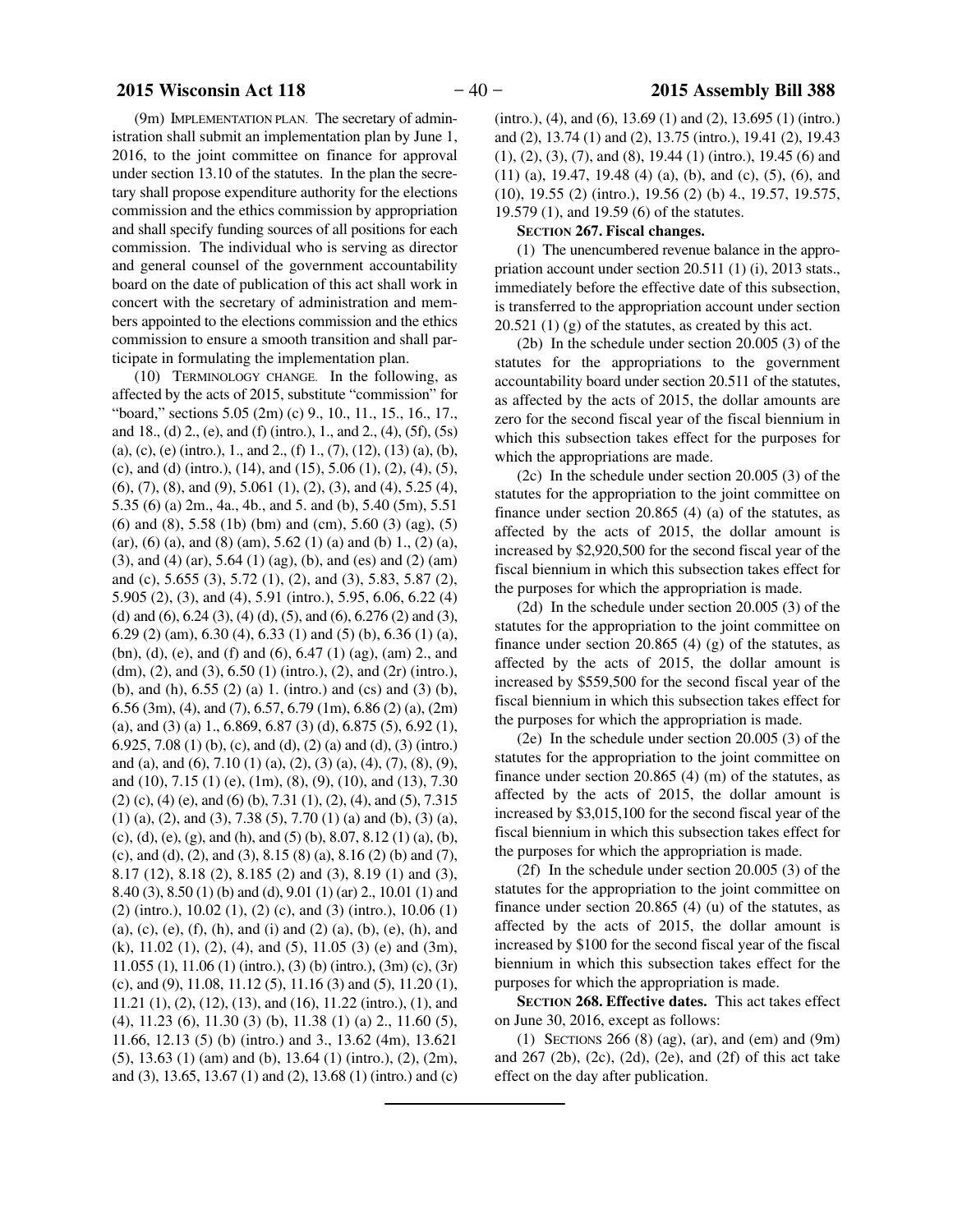(9m) IMPLEMENTATION PLAN. The secretary of administration shall submit an implementation plan by June 1, 2016, to the joint committee on finance for approval under section 13.10 of the statutes. In the plan the secretary shall propose expenditure authority for the elections commission and the ethics commission by appropriation and shall specify funding sources of all positions for each commission. The individual who is serving as director and general counsel of the government accountability board on the date of publication of this act shall work in concert with the secretary of administration and members appointed to the elections commission and the ethics commission to ensure a smooth transition and shall participate in formulating the implementation plan.

(10) TERMINOLOGY CHANGE. In the following, as affected by the acts of 2015, substitute "commission" for "board," sections 5.05 (2m) (c) 9., 10., 11., 15., 16., 17., and 18., (d) 2., (e), and (f) (intro.), 1., and 2., (4), (5f), (5s) (a), (c), (e) (intro.), 1., and 2., (f) 1., (7), (12), (13) (a), (b), (c), and (d) (intro.), (14), and (15), 5.06 (1), (2), (4), (5), (6), (7), (8), and (9), 5.061 (1), (2), (3), and (4), 5.25 (4), 5.35 (6) (a) 2m., 4a., 4b., and 5. and (b), 5.40 (5m), 5.51 (6) and (8), 5.58 (1b) (bm) and (cm), 5.60 (3) (ag), (5) (ar), (6) (a), and (8) (am), 5.62 (1) (a) and (b) 1., (2) (a), (3), and (4) (ar), 5.64 (1) (ag), (b), and (es) and (2) (am) and (c), 5.655 (3), 5.72 (1), (2), and (3), 5.83, 5.87 (2), 5.905 (2), (3), and (4), 5.91 (intro.), 5.95, 6.06, 6.22 (4) (d) and (6), 6.24 (3), (4) (d), (5), and (6), 6.276 (2) and (3), 6.29 (2) (am), 6.30 (4), 6.33 (1) and (5) (b), 6.36 (1) (a), (bn), (d), (e), and (f) and (6), 6.47 (1) (ag), (am) 2., and (dm), (2), and (3), 6.50 (1) (intro.), (2), and (2r) (intro.), (b), and (h), 6.55 (2) (a) 1. (intro.) and (cs) and (3) (b), 6.56 (3m), (4), and (7), 6.57, 6.79 (1m), 6.86 (2) (a), (2m) (a), and (3) (a) 1., 6.869, 6.87 (3) (d), 6.875 (5), 6.92 (1), 6.925, 7.08 (1) (b), (c), and (d), (2) (a) and (d), (3) (intro.) and (a), and (6), 7.10 (1) (a), (2), (3) (a), (4), (7), (8), (9), and (10), 7.15 (1) (e), (1m), (8), (9), (10), and (13), 7.30 (2) (c), (4) (e), and (6) (b), 7.31 (1), (2), (4), and (5), 7.315 (1) (a), (2), and (3), 7.38 (5), 7.70 (1) (a) and (b), (3) (a), (c), (d), (e), (g), and (h), and (5) (b), 8.07, 8.12 (1) (a), (b), (c), and (d), (2), and (3), 8.15 (8) (a), 8.16 (2) (b) and (7), 8.17 (12), 8.18 (2), 8.185 (2) and (3), 8.19 (1) and (3), 8.40 (3), 8.50 (1) (b) and (d), 9.01 (1) (ar) 2., 10.01 (1) and (2) (intro.), 10.02 (1), (2) (c), and (3) (intro.), 10.06 (1) (a), (c), (e), (f), (h), and (i) and (2) (a), (b), (e), (h), and (k), 11.02 (1), (2), (4), and (5), 11.05 (3) (e) and (3m), 11.055 (1), 11.06 (1) (intro.), (3) (b) (intro.), (3m) (c), (3r) (c), and (9), 11.08, 11.12 (5), 11.16 (3) and (5), 11.20 (1), 11.21 (1), (2), (12), (13), and (16), 11.22 (intro.), (1), and (4), 11.23 (6), 11.30 (3) (b), 11.38 (1) (a) 2., 11.60 (5), 11.66, 12.13 (5) (b) (intro.) and 3., 13.62 (4m), 13.621 (5), 13.63 (1) (am) and (b), 13.64 (1) (intro.), (2), (2m), and (3), 13.65, 13.67 (1) and (2), 13.68 (1) (intro.) and (c) (intro.), (4), and (6), 13.69 (1) and (2), 13.695 (1) (intro.) and (2), 13.74 (1) and (2), 13.75 (intro.), 19.41 (2), 19.43 (1), (2), (3), (7), and (8), 19.44 (1) (intro.), 19.45 (6) and (11) (a), 19.47, 19.48 (4) (a), (b), and (c), (5), (6), and (10), 19.55 (2) (intro.), 19.56 (2) (b) 4., 19.57, 19.575, 19.579 (1), and 19.59 (6) of the statutes.

**SECTION 267. Fiscal changes.**

(1) The unencumbered revenue balance in the appropriation account under section 20.511 (1) (i), 2013 stats., immediately before the effective date of this subsection, is transferred to the appropriation account under section 20.521 (1) (g) of the statutes, as created by this act.

(2b) In the schedule under section 20.005 (3) of the statutes for the appropriations to the government accountability board under section 20.511 of the statutes, as affected by the acts of 2015, the dollar amounts are zero for the second fiscal year of the fiscal biennium in which this subsection takes effect for the purposes for which the appropriations are made.

(2c) In the schedule under section 20.005 (3) of the statutes for the appropriation to the joint committee on finance under section 20.865 (4) (a) of the statutes, as affected by the acts of 2015, the dollar amount is increased by $2,920,500 for the second fiscal year of the fiscal biennium in which this subsection takes effect for the purposes for which the appropriation is made.

(2d) In the schedule under section 20.005 (3) of the statutes for the appropriation to the joint committee on finance under section 20.865 (4) (g) of the statutes, as affected by the acts of 2015, the dollar amount is increased by $559,500 for the second fiscal year of the fiscal biennium in which this subsection takes effect for the purposes for which the appropriation is made.

(2e) In the schedule under section 20.005 (3) of the statutes for the appropriation to the joint committee on finance under section 20.865 (4) (m) of the statutes, as affected by the acts of 2015, the dollar amount is increased by $3,015,100 for the second fiscal year of the fiscal biennium in which this subsection takes effect for the purposes for which the appropriation is made.

(2f) In the schedule under section 20.005 (3) of the statutes for the appropriation to the joint committee on finance under section 20.865 (4) (u) of the statutes, as affected by the acts of 2015, the dollar amount is increased by $100 for the second fiscal year of the fiscal biennium in which this subsection takes effect for the purposes for which the appropriation is made.

**SECTION 268. Effective dates.** This act takes effect on June 30, 2016, except as follows:

(1) SECTIONS 266 (8) (ag), (ar), and (em) and (9m) and 267 (2b), (2c), (2d), (2e), and (2f) of this act take effect on the day after publication.